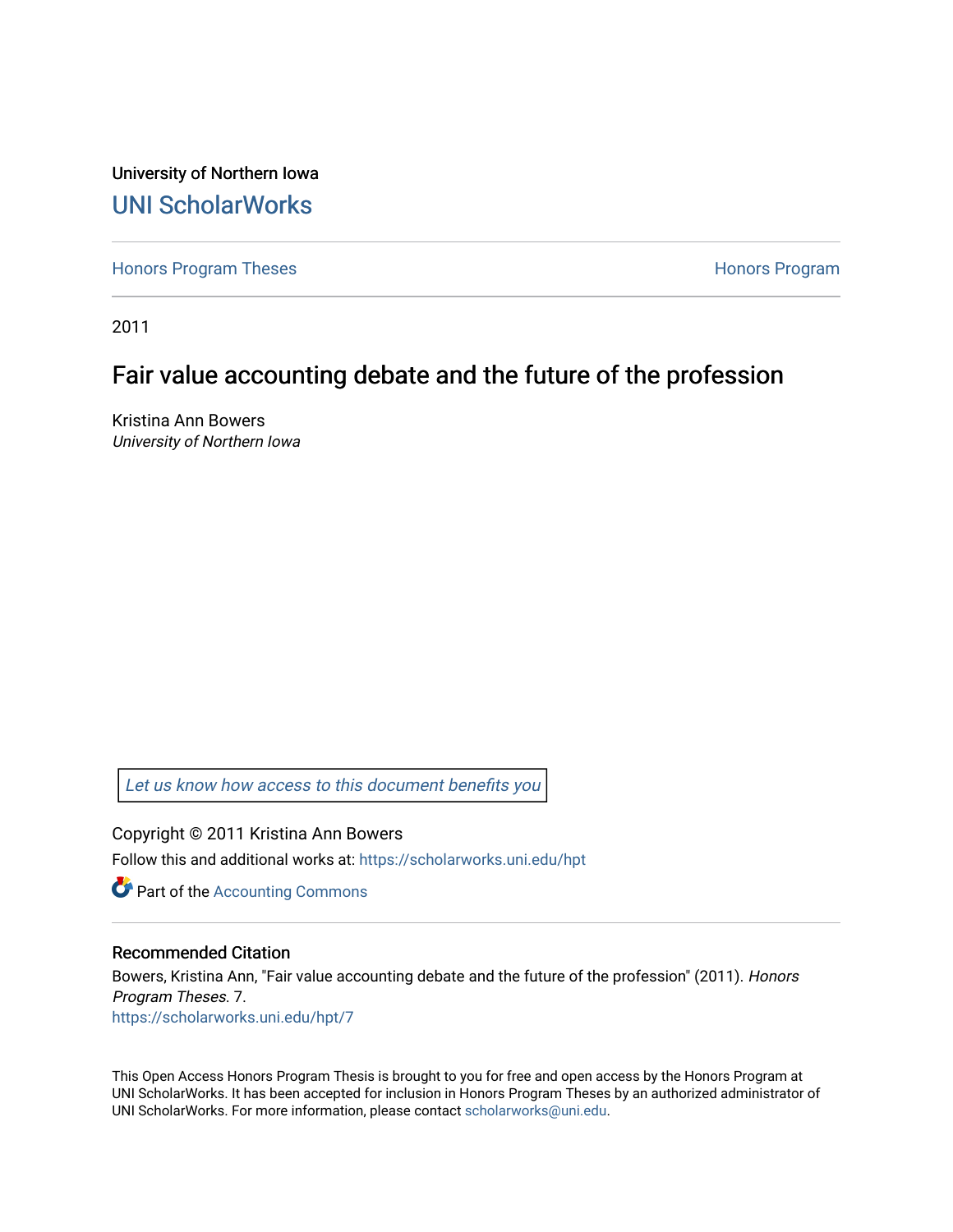University of Northern Iowa

# UNI ScholarWorks

Honors Program Theses | Honors Program

2011

## Fair value accounting debate and the future of the profession

Kristina Ann Bowers
*University of Northern Iowa*

*Let us know how access to this document benefits you*

Copyright © 2011 Kristina Ann Bowers

Follow this and additional works at: https://scholarworks.uni.edu/hpt

Part of the Accounting Commons

### Recommended Citation

Bowers, Kristina Ann, "Fair value accounting debate and the future of the profession" (2011). *Honors Program Theses*. 7.
https://scholarworks.uni.edu/hpt/7

This Open Access Honors Program Thesis is brought to you for free and open access by the Honors Program at UNI ScholarWorks. It has been accepted for inclusion in Honors Program Theses by an authorized administrator of UNI ScholarWorks. For more information, please contact scholarworks@uni.edu.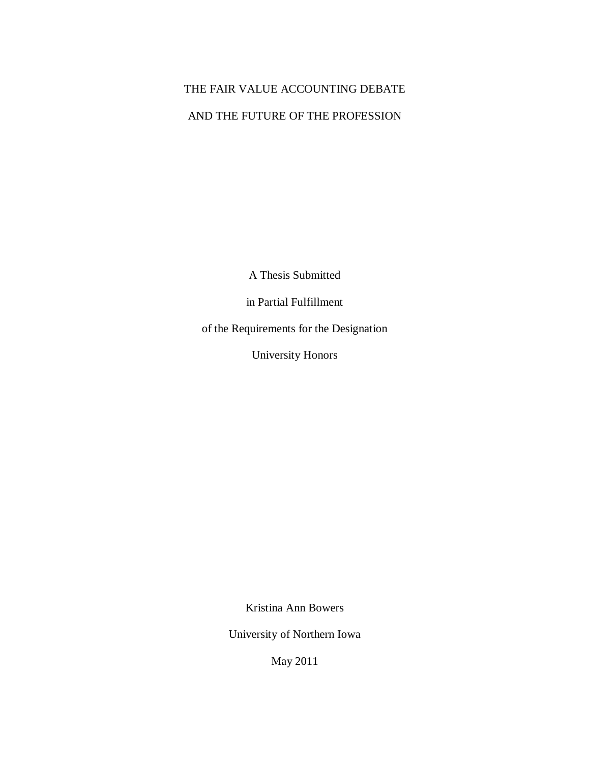# THE FAIR VALUE ACCOUNTING DEBATE

# AND THE FUTURE OF THE PROFESSION

A Thesis Submitted

in Partial Fulfillment

of the Requirements for the Designation

University Honors

Kristina Ann Bowers

University of Northern Iowa

May 2011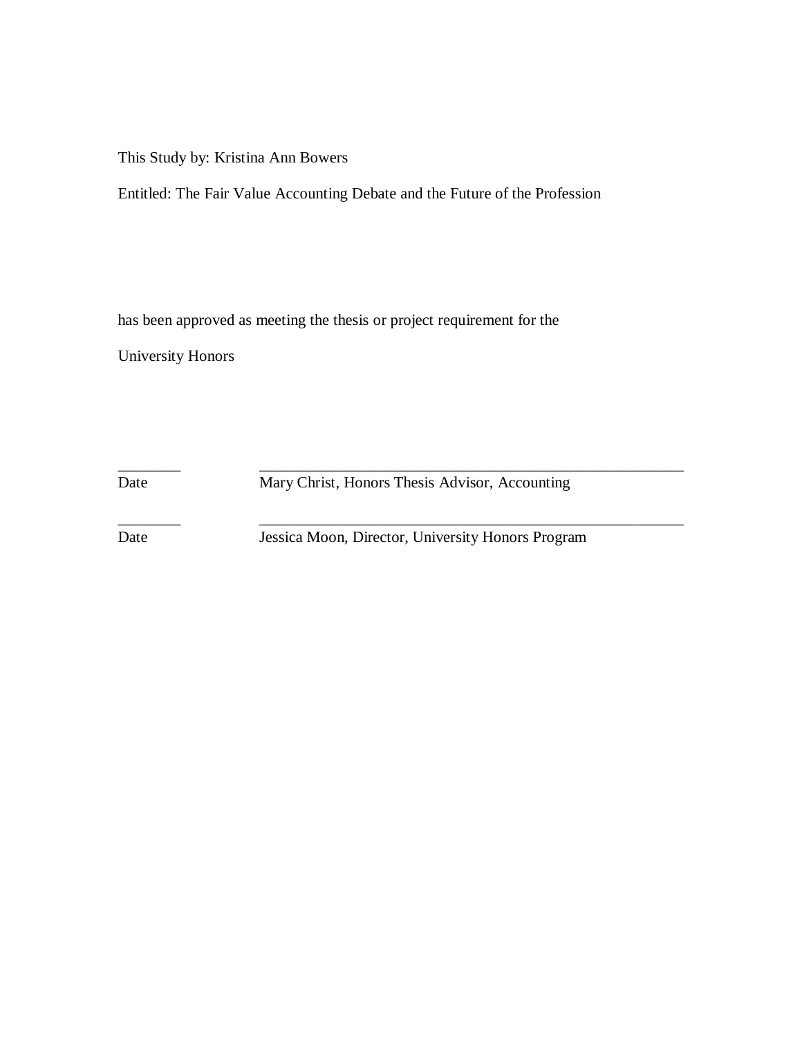This Study by: Kristina Ann Bowers

Entitled: The Fair Value Accounting Debate and the Future of the Profession

has been approved as meeting the thesis or project requirement for the

University Honors

________ ______________________________________________________

Date Mary Christ, Honors Thesis Advisor, Accounting

________ ______________________________________________________

Date Jessica Moon, Director, University Honors Program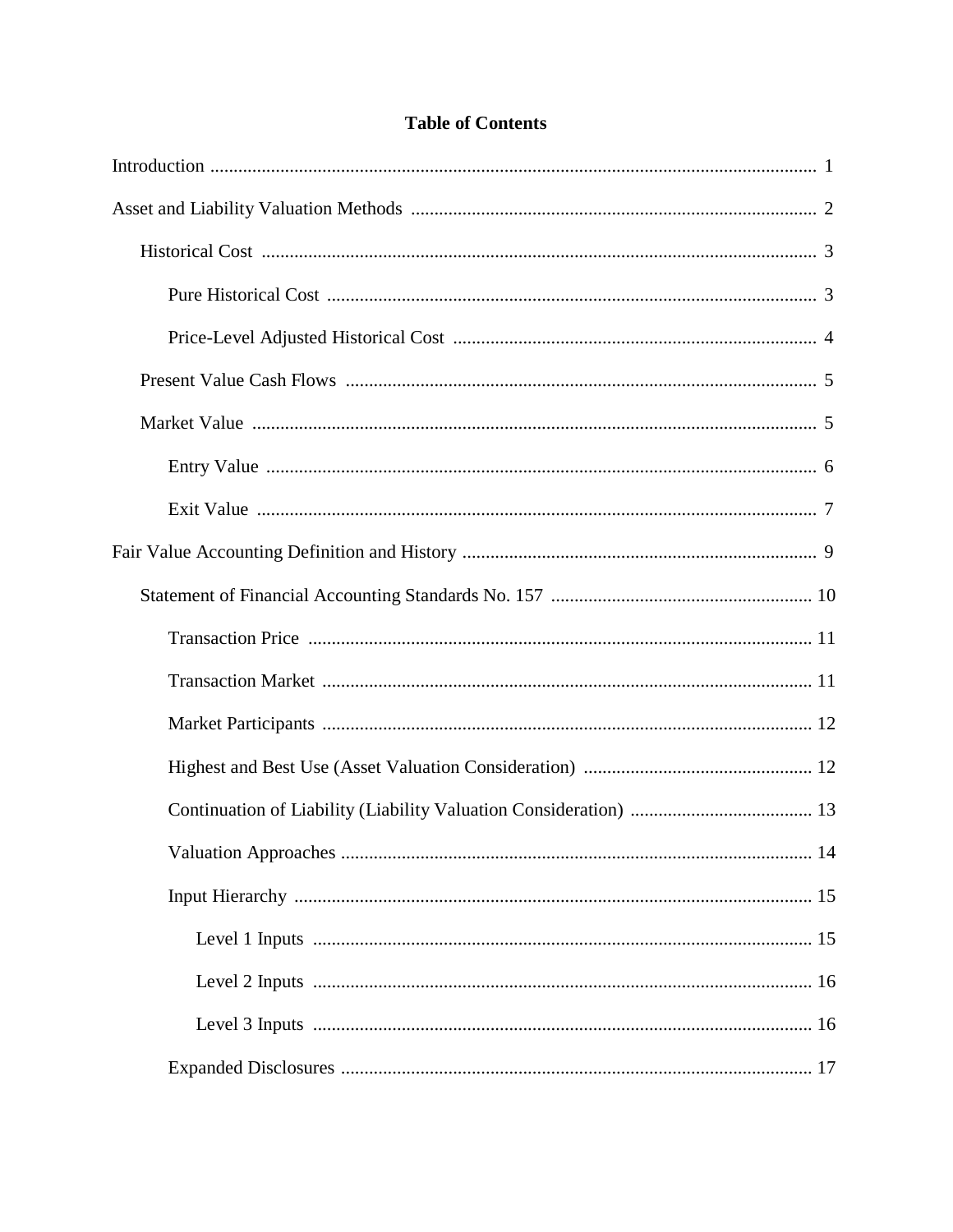# Table of Contents

Introduction ..... 1

Asset and Liability Valuation Methods ..... 2

- Historical Cost ..... 3
  - Pure Historical Cost ..... 3
  - Price-Level Adjusted Historical Cost ..... 4
- Present Value Cash Flows ..... 5
- Market Value ..... 5
  - Entry Value ..... 6
  - Exit Value ..... 7

Fair Value Accounting Definition and History ..... 9

- Statement of Financial Accounting Standards No. 157 ..... 10
  - Transaction Price ..... 11
  - Transaction Market ..... 11
  - Market Participants ..... 12
  - Highest and Best Use (Asset Valuation Consideration) ..... 12
  - Continuation of Liability (Liability Valuation Consideration) ..... 13
  - Valuation Approaches ..... 14
  - Input Hierarchy ..... 15
    - Level 1 Inputs ..... 15
    - Level 2 Inputs ..... 16
    - Level 3 Inputs ..... 16
  - Expanded Disclosures ..... 17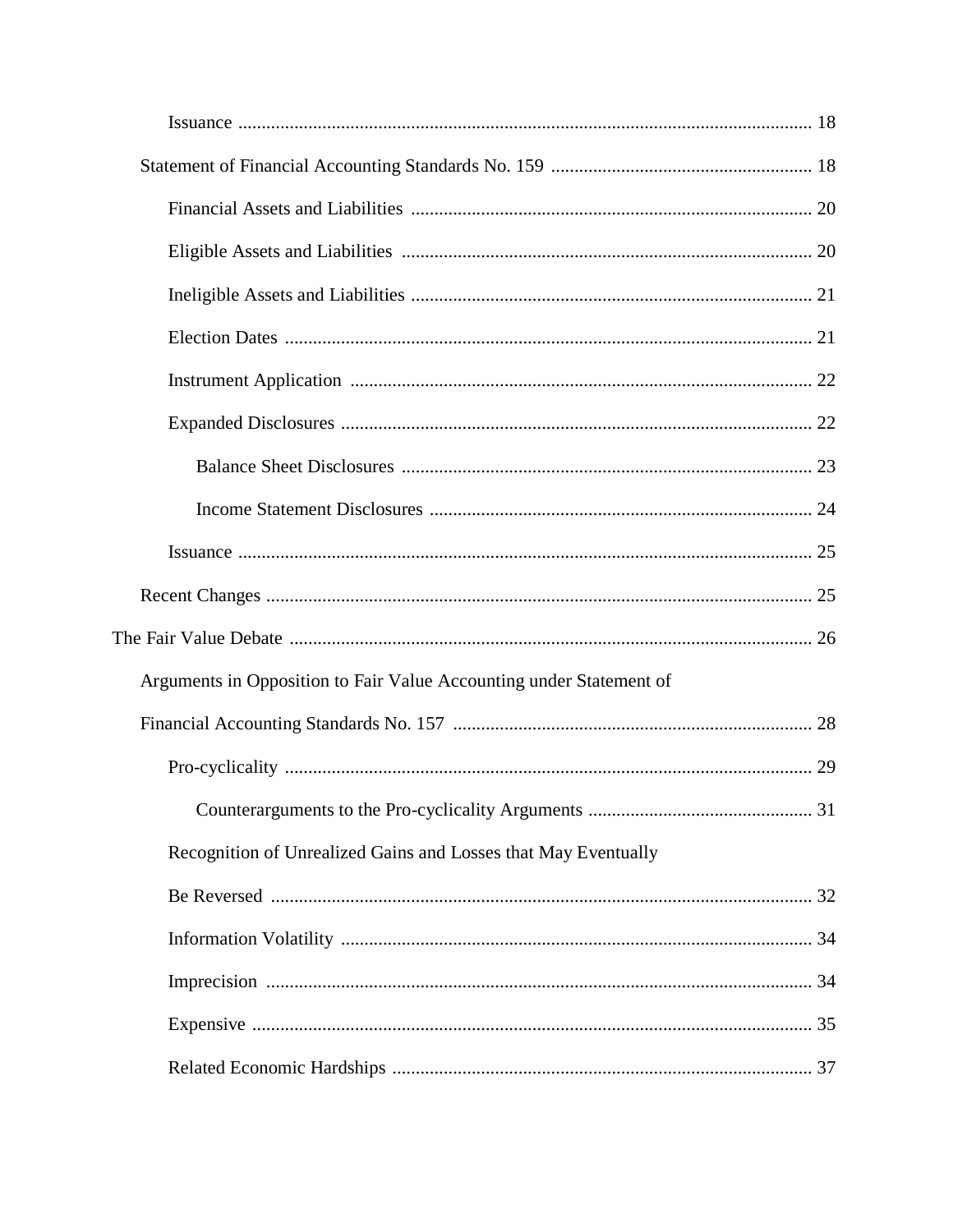Issuance ........................................................................................................................ 18

Statement of Financial Accounting Standards No. 159 ....................................................... 18

Financial Assets and Liabilities ..................................................................................... 20

Eligible Assets and Liabilities ....................................................................................... 20

Ineligible Assets and Liabilities ..................................................................................... 21

Election Dates ................................................................................................................ 21

Instrument Application .................................................................................................. 22

Expanded Disclosures .................................................................................................... 22

Balance Sheet Disclosures ........................................................................................ 23

Income Statement Disclosures .................................................................................. 24

Issuance ......................................................................................................................... 25

Recent Changes .................................................................................................................... 25

The Fair Value Debate ................................................................................................................ 26

Arguments in Opposition to Fair Value Accounting under Statement of Financial Accounting Standards No. 157 ............................................................................. 28

Pro-cyclicality ................................................................................................................ 29

Counterarguments to the Pro-cyclicality Arguments ................................................ 31

Recognition of Unrealized Gains and Losses that May Eventually Be Reversed ................................................................................................................... 32

Information Volatility ..................................................................................................... 34

Imprecision .................................................................................................................... 34

Expensive ....................................................................................................................... 35

Related Economic Hardships .......................................................................................... 37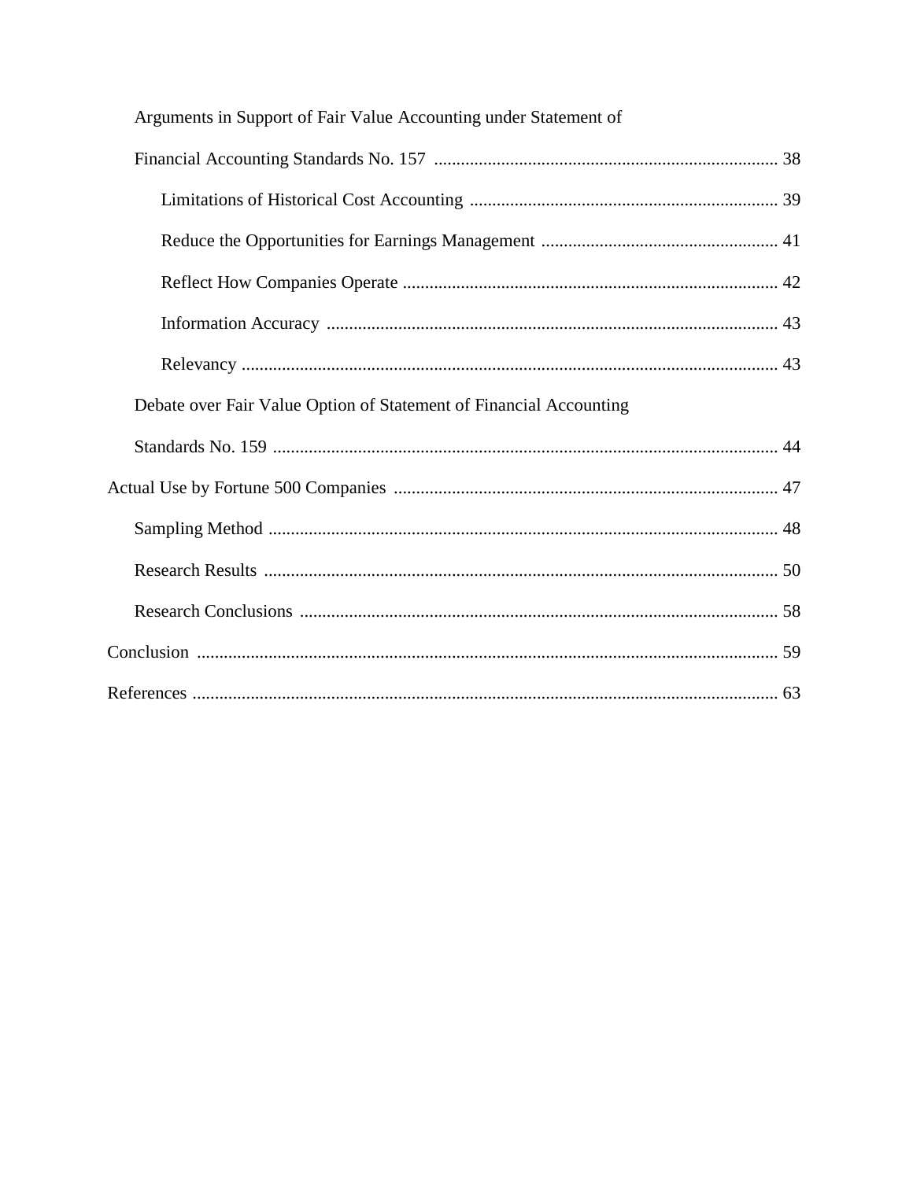Arguments in Support of Fair Value Accounting under Statement of Financial Accounting Standards No. 157 ............ 38

Limitations of Historical Cost Accounting ............ 39

Reduce the Opportunities for Earnings Management ............ 41

Reflect How Companies Operate ............ 42

Information Accuracy ............ 43

Relevancy ............ 43

Debate over Fair Value Option of Statement of Financial Accounting Standards No. 159 ............ 44

Actual Use by Fortune 500 Companies ............ 47

Sampling Method ............ 48

Research Results ............ 50

Research Conclusions ............ 58

Conclusion ............ 59

References ............ 63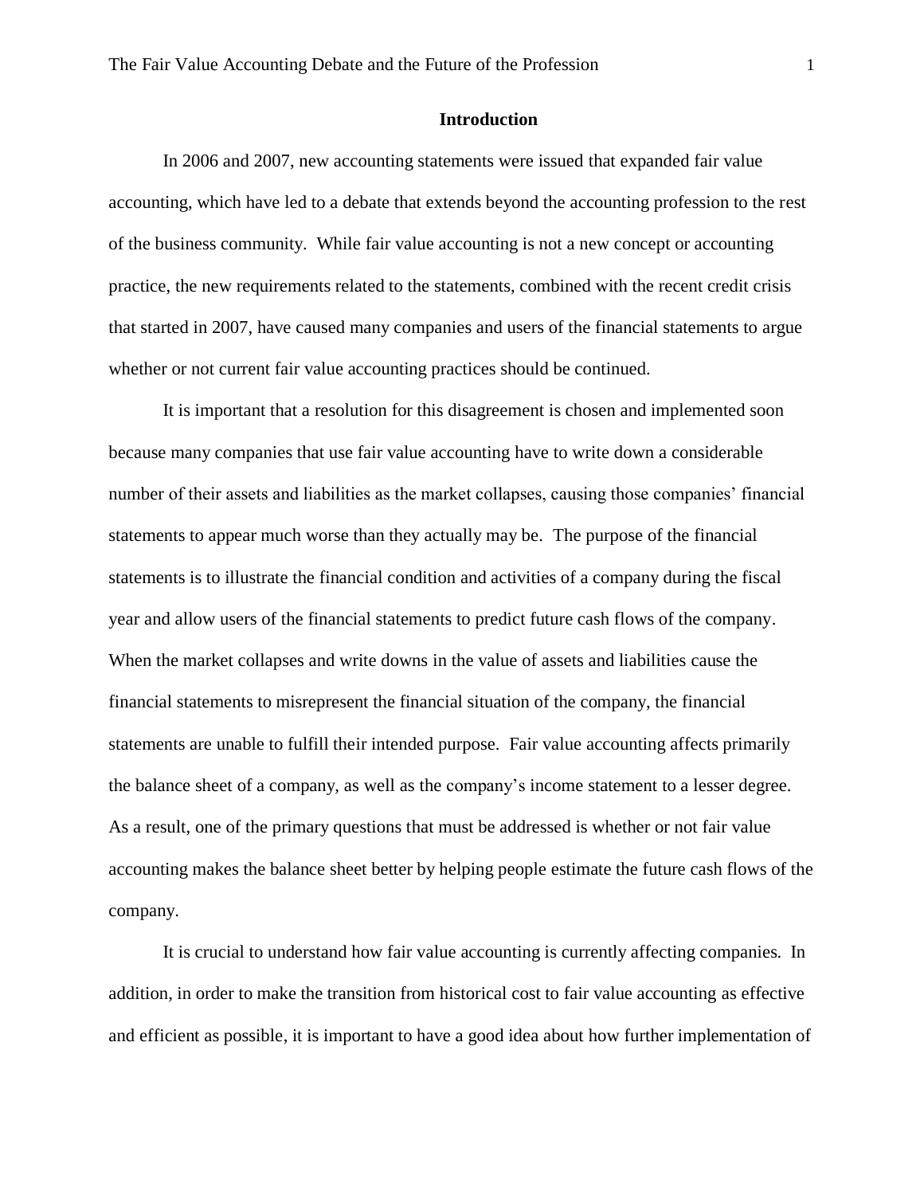## Introduction

In 2006 and 2007, new accounting statements were issued that expanded fair value accounting, which have led to a debate that extends beyond the accounting profession to the rest of the business community. While fair value accounting is not a new concept or accounting practice, the new requirements related to the statements, combined with the recent credit crisis that started in 2007, have caused many companies and users of the financial statements to argue whether or not current fair value accounting practices should be continued.

It is important that a resolution for this disagreement is chosen and implemented soon because many companies that use fair value accounting have to write down a considerable number of their assets and liabilities as the market collapses, causing those companies' financial statements to appear much worse than they actually may be. The purpose of the financial statements is to illustrate the financial condition and activities of a company during the fiscal year and allow users of the financial statements to predict future cash flows of the company. When the market collapses and write downs in the value of assets and liabilities cause the financial statements to misrepresent the financial situation of the company, the financial statements are unable to fulfill their intended purpose. Fair value accounting affects primarily the balance sheet of a company, as well as the company's income statement to a lesser degree. As a result, one of the primary questions that must be addressed is whether or not fair value accounting makes the balance sheet better by helping people estimate the future cash flows of the company.

It is crucial to understand how fair value accounting is currently affecting companies. In addition, in order to make the transition from historical cost to fair value accounting as effective and efficient as possible, it is important to have a good idea about how further implementation of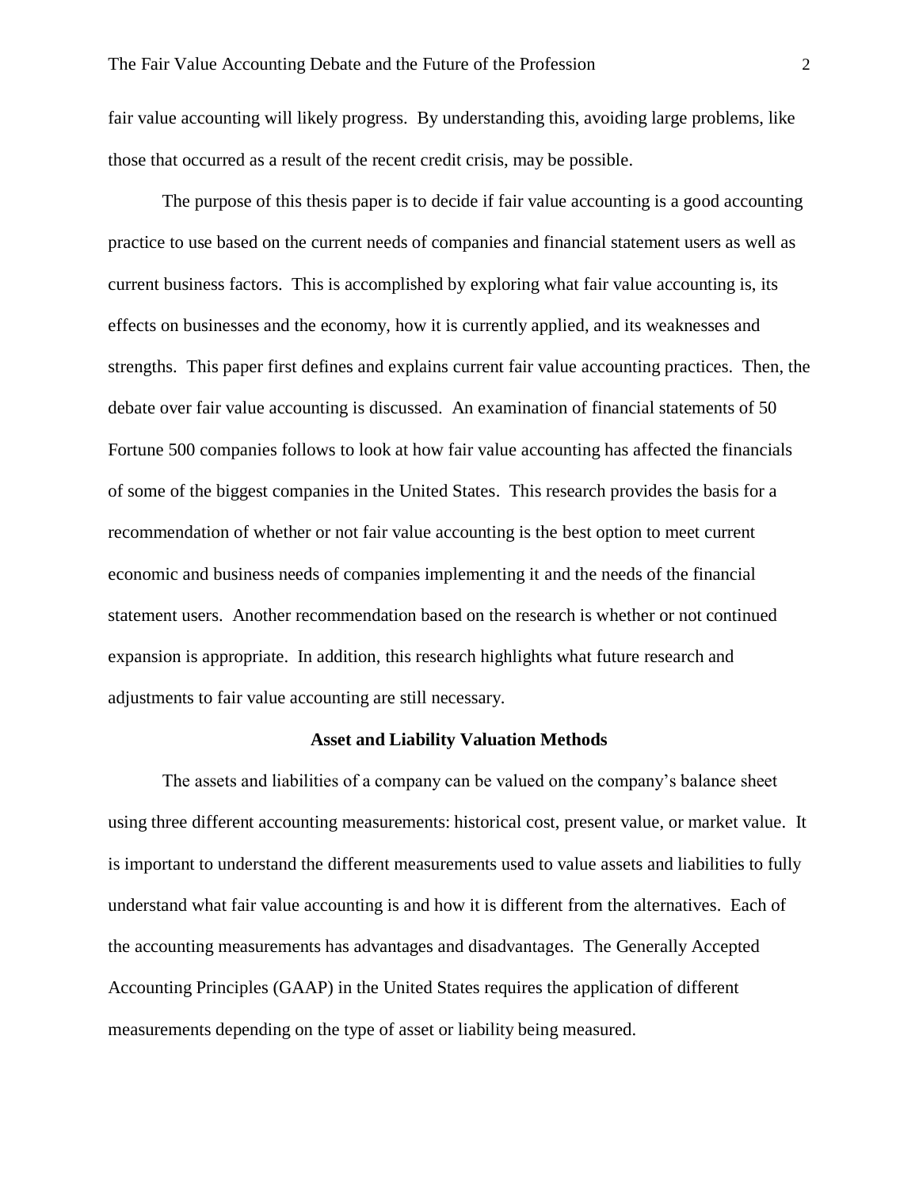fair value accounting will likely progress. By understanding this, avoiding large problems, like those that occurred as a result of the recent credit crisis, may be possible.

The purpose of this thesis paper is to decide if fair value accounting is a good accounting practice to use based on the current needs of companies and financial statement users as well as current business factors. This is accomplished by exploring what fair value accounting is, its effects on businesses and the economy, how it is currently applied, and its weaknesses and strengths. This paper first defines and explains current fair value accounting practices. Then, the debate over fair value accounting is discussed. An examination of financial statements of 50 Fortune 500 companies follows to look at how fair value accounting has affected the financials of some of the biggest companies in the United States. This research provides the basis for a recommendation of whether or not fair value accounting is the best option to meet current economic and business needs of companies implementing it and the needs of the financial statement users. Another recommendation based on the research is whether or not continued expansion is appropriate. In addition, this research highlights what future research and adjustments to fair value accounting are still necessary.

## Asset and Liability Valuation Methods

The assets and liabilities of a company can be valued on the company's balance sheet using three different accounting measurements: historical cost, present value, or market value. It is important to understand the different measurements used to value assets and liabilities to fully understand what fair value accounting is and how it is different from the alternatives. Each of the accounting measurements has advantages and disadvantages. The Generally Accepted Accounting Principles (GAAP) in the United States requires the application of different measurements depending on the type of asset or liability being measured.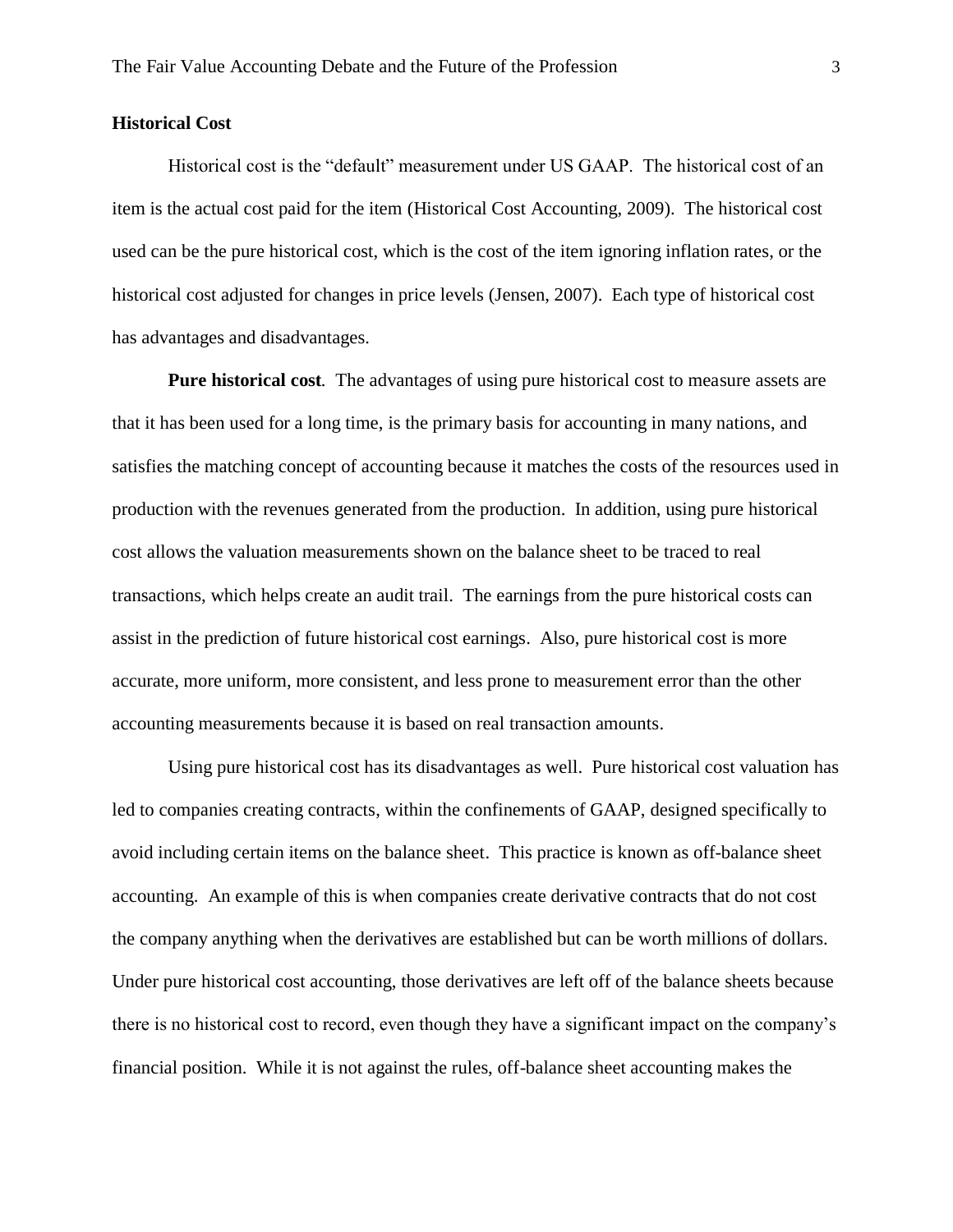## Historical Cost

Historical cost is the "default" measurement under US GAAP. The historical cost of an item is the actual cost paid for the item (Historical Cost Accounting, 2009). The historical cost used can be the pure historical cost, which is the cost of the item ignoring inflation rates, or the historical cost adjusted for changes in price levels (Jensen, 2007). Each type of historical cost has advantages and disadvantages.

**Pure historical cost**. The advantages of using pure historical cost to measure assets are that it has been used for a long time, is the primary basis for accounting in many nations, and satisfies the matching concept of accounting because it matches the costs of the resources used in production with the revenues generated from the production. In addition, using pure historical cost allows the valuation measurements shown on the balance sheet to be traced to real transactions, which helps create an audit trail. The earnings from the pure historical costs can assist in the prediction of future historical cost earnings. Also, pure historical cost is more accurate, more uniform, more consistent, and less prone to measurement error than the other accounting measurements because it is based on real transaction amounts.

Using pure historical cost has its disadvantages as well. Pure historical cost valuation has led to companies creating contracts, within the confinements of GAAP, designed specifically to avoid including certain items on the balance sheet. This practice is known as off-balance sheet accounting. An example of this is when companies create derivative contracts that do not cost the company anything when the derivatives are established but can be worth millions of dollars. Under pure historical cost accounting, those derivatives are left off of the balance sheets because there is no historical cost to record, even though they have a significant impact on the company's financial position. While it is not against the rules, off-balance sheet accounting makes the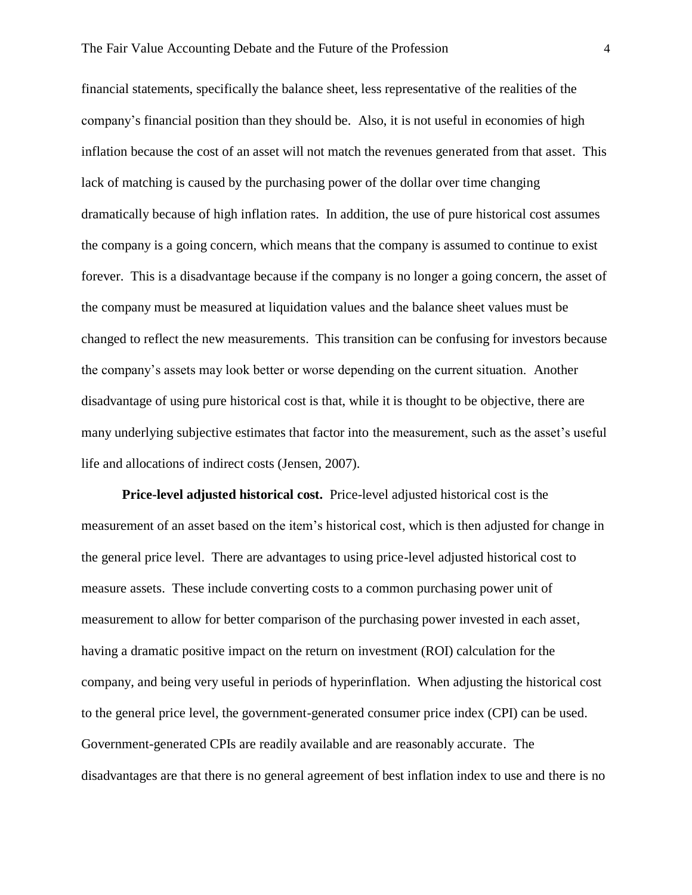financial statements, specifically the balance sheet, less representative of the realities of the company's financial position than they should be. Also, it is not useful in economies of high inflation because the cost of an asset will not match the revenues generated from that asset. This lack of matching is caused by the purchasing power of the dollar over time changing dramatically because of high inflation rates. In addition, the use of pure historical cost assumes the company is a going concern, which means that the company is assumed to continue to exist forever. This is a disadvantage because if the company is no longer a going concern, the asset of the company must be measured at liquidation values and the balance sheet values must be changed to reflect the new measurements. This transition can be confusing for investors because the company's assets may look better or worse depending on the current situation. Another disadvantage of using pure historical cost is that, while it is thought to be objective, there are many underlying subjective estimates that factor into the measurement, such as the asset's useful life and allocations of indirect costs (Jensen, 2007).

**Price-level adjusted historical cost.** Price-level adjusted historical cost is the measurement of an asset based on the item's historical cost, which is then adjusted for change in the general price level. There are advantages to using price-level adjusted historical cost to measure assets. These include converting costs to a common purchasing power unit of measurement to allow for better comparison of the purchasing power invested in each asset, having a dramatic positive impact on the return on investment (ROI) calculation for the company, and being very useful in periods of hyperinflation. When adjusting the historical cost to the general price level, the government-generated consumer price index (CPI) can be used. Government-generated CPIs are readily available and are reasonably accurate. The disadvantages are that there is no general agreement of best inflation index to use and there is no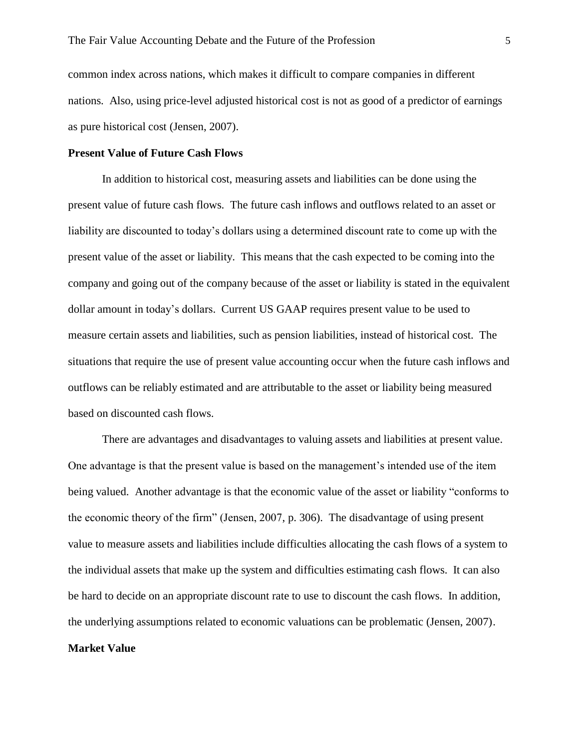common index across nations, which makes it difficult to compare companies in different nations. Also, using price-level adjusted historical cost is not as good of a predictor of earnings as pure historical cost (Jensen, 2007).

**Present Value of Future Cash Flows**

In addition to historical cost, measuring assets and liabilities can be done using the present value of future cash flows. The future cash inflows and outflows related to an asset or liability are discounted to today's dollars using a determined discount rate to come up with the present value of the asset or liability. This means that the cash expected to be coming into the company and going out of the company because of the asset or liability is stated in the equivalent dollar amount in today's dollars. Current US GAAP requires present value to be used to measure certain assets and liabilities, such as pension liabilities, instead of historical cost. The situations that require the use of present value accounting occur when the future cash inflows and outflows can be reliably estimated and are attributable to the asset or liability being measured based on discounted cash flows.

There are advantages and disadvantages to valuing assets and liabilities at present value. One advantage is that the present value is based on the management's intended use of the item being valued. Another advantage is that the economic value of the asset or liability "conforms to the economic theory of the firm" (Jensen, 2007, p. 306). The disadvantage of using present value to measure assets and liabilities include difficulties allocating the cash flows of a system to the individual assets that make up the system and difficulties estimating cash flows. It can also be hard to decide on an appropriate discount rate to use to discount the cash flows. In addition, the underlying assumptions related to economic valuations can be problematic (Jensen, 2007).

**Market Value**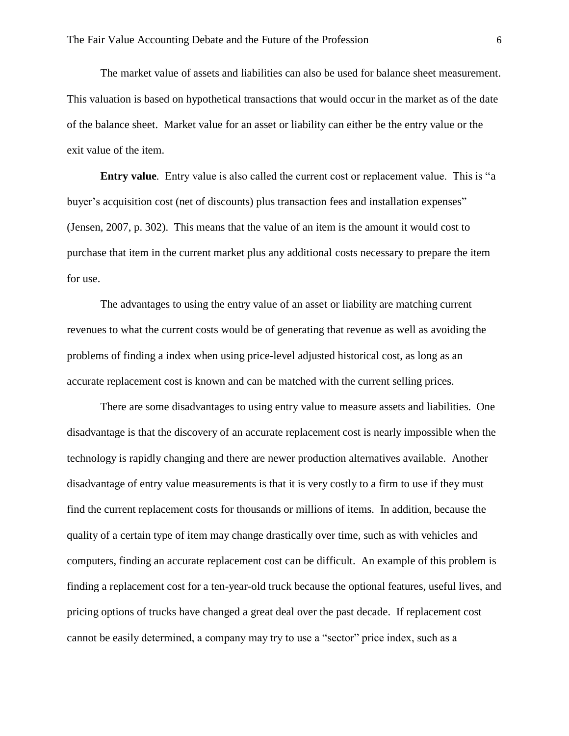The market value of assets and liabilities can also be used for balance sheet measurement. This valuation is based on hypothetical transactions that would occur in the market as of the date of the balance sheet. Market value for an asset or liability can either be the entry value or the exit value of the item.

**Entry value**. Entry value is also called the current cost or replacement value. This is "a buyer's acquisition cost (net of discounts) plus transaction fees and installation expenses" (Jensen, 2007, p. 302). This means that the value of an item is the amount it would cost to purchase that item in the current market plus any additional costs necessary to prepare the item for use.

The advantages to using the entry value of an asset or liability are matching current revenues to what the current costs would be of generating that revenue as well as avoiding the problems of finding a index when using price-level adjusted historical cost, as long as an accurate replacement cost is known and can be matched with the current selling prices.

There are some disadvantages to using entry value to measure assets and liabilities. One disadvantage is that the discovery of an accurate replacement cost is nearly impossible when the technology is rapidly changing and there are newer production alternatives available. Another disadvantage of entry value measurements is that it is very costly to a firm to use if they must find the current replacement costs for thousands or millions of items. In addition, because the quality of a certain type of item may change drastically over time, such as with vehicles and computers, finding an accurate replacement cost can be difficult. An example of this problem is finding a replacement cost for a ten-year-old truck because the optional features, useful lives, and pricing options of trucks have changed a great deal over the past decade. If replacement cost cannot be easily determined, a company may try to use a "sector" price index, such as a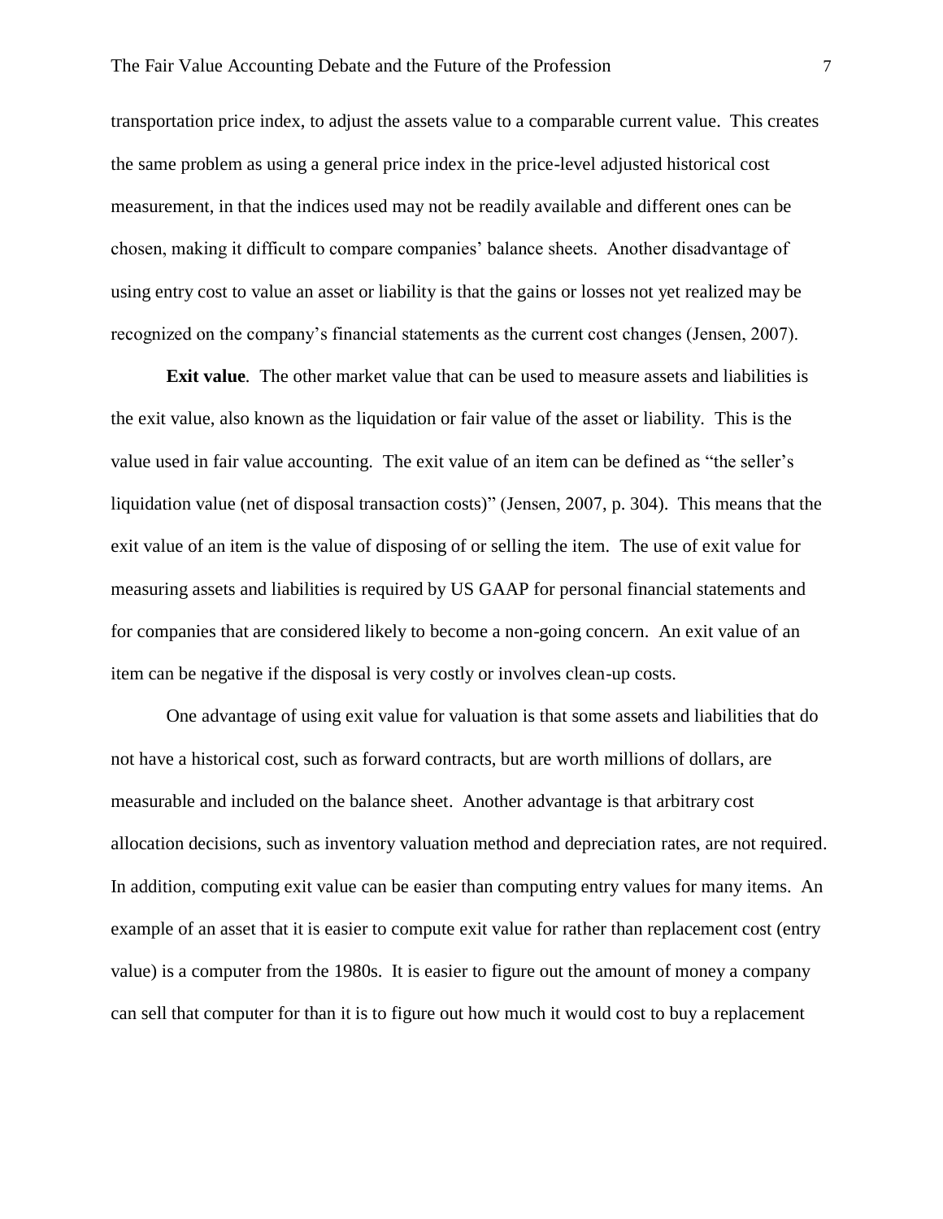transportation price index, to adjust the assets value to a comparable current value. This creates the same problem as using a general price index in the price-level adjusted historical cost measurement, in that the indices used may not be readily available and different ones can be chosen, making it difficult to compare companies' balance sheets. Another disadvantage of using entry cost to value an asset or liability is that the gains or losses not yet realized may be recognized on the company's financial statements as the current cost changes (Jensen, 2007).

**Exit value**. The other market value that can be used to measure assets and liabilities is the exit value, also known as the liquidation or fair value of the asset or liability. This is the value used in fair value accounting. The exit value of an item can be defined as "the seller's liquidation value (net of disposal transaction costs)" (Jensen, 2007, p. 304). This means that the exit value of an item is the value of disposing of or selling the item. The use of exit value for measuring assets and liabilities is required by US GAAP for personal financial statements and for companies that are considered likely to become a non-going concern. An exit value of an item can be negative if the disposal is very costly or involves clean-up costs.

One advantage of using exit value for valuation is that some assets and liabilities that do not have a historical cost, such as forward contracts, but are worth millions of dollars, are measurable and included on the balance sheet. Another advantage is that arbitrary cost allocation decisions, such as inventory valuation method and depreciation rates, are not required. In addition, computing exit value can be easier than computing entry values for many items. An example of an asset that it is easier to compute exit value for rather than replacement cost (entry value) is a computer from the 1980s. It is easier to figure out the amount of money a company can sell that computer for than it is to figure out how much it would cost to buy a replacement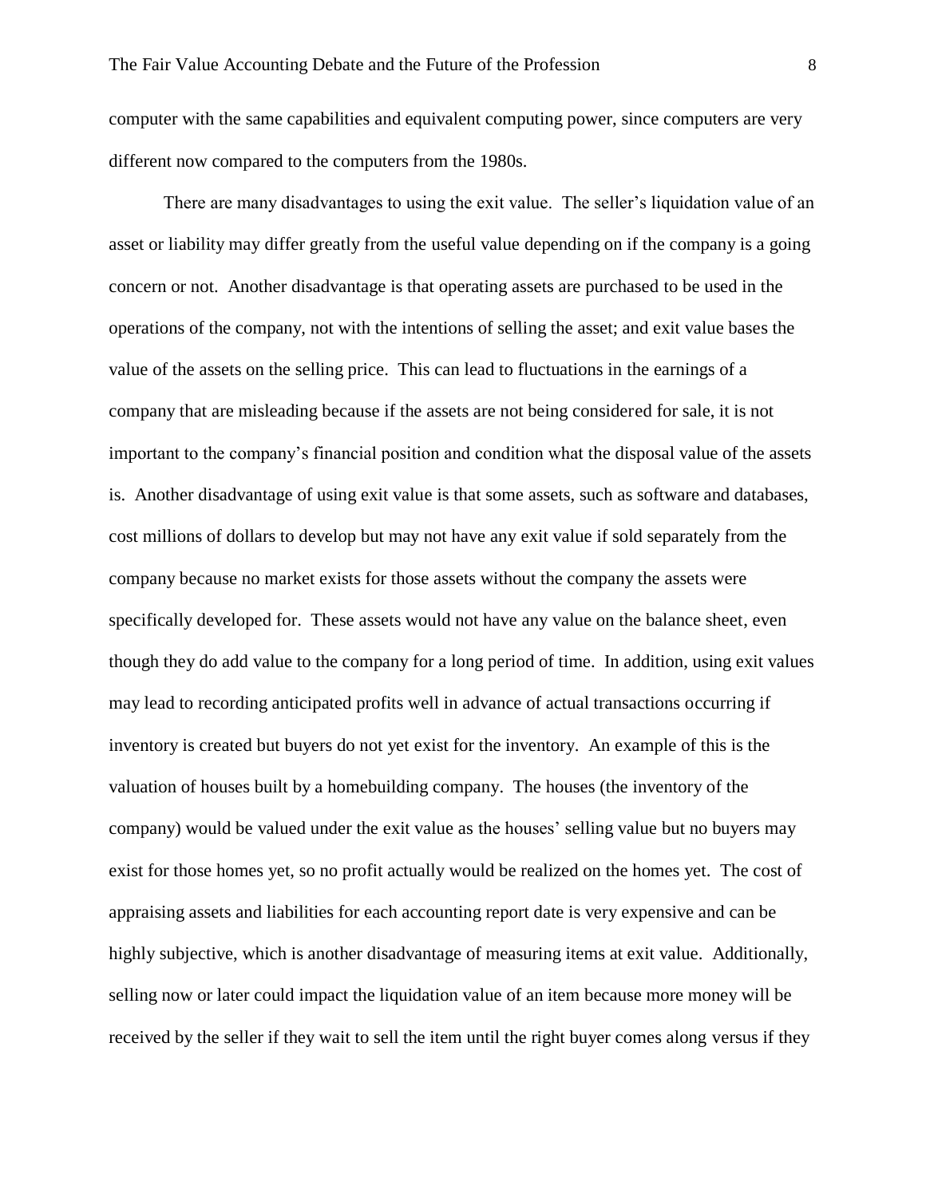computer with the same capabilities and equivalent computing power, since computers are very different now compared to the computers from the 1980s.

There are many disadvantages to using the exit value. The seller's liquidation value of an asset or liability may differ greatly from the useful value depending on if the company is a going concern or not. Another disadvantage is that operating assets are purchased to be used in the operations of the company, not with the intentions of selling the asset; and exit value bases the value of the assets on the selling price. This can lead to fluctuations in the earnings of a company that are misleading because if the assets are not being considered for sale, it is not important to the company's financial position and condition what the disposal value of the assets is. Another disadvantage of using exit value is that some assets, such as software and databases, cost millions of dollars to develop but may not have any exit value if sold separately from the company because no market exists for those assets without the company the assets were specifically developed for. These assets would not have any value on the balance sheet, even though they do add value to the company for a long period of time. In addition, using exit values may lead to recording anticipated profits well in advance of actual transactions occurring if inventory is created but buyers do not yet exist for the inventory. An example of this is the valuation of houses built by a homebuilding company. The houses (the inventory of the company) would be valued under the exit value as the houses' selling value but no buyers may exist for those homes yet, so no profit actually would be realized on the homes yet. The cost of appraising assets and liabilities for each accounting report date is very expensive and can be highly subjective, which is another disadvantage of measuring items at exit value. Additionally, selling now or later could impact the liquidation value of an item because more money will be received by the seller if they wait to sell the item until the right buyer comes along versus if they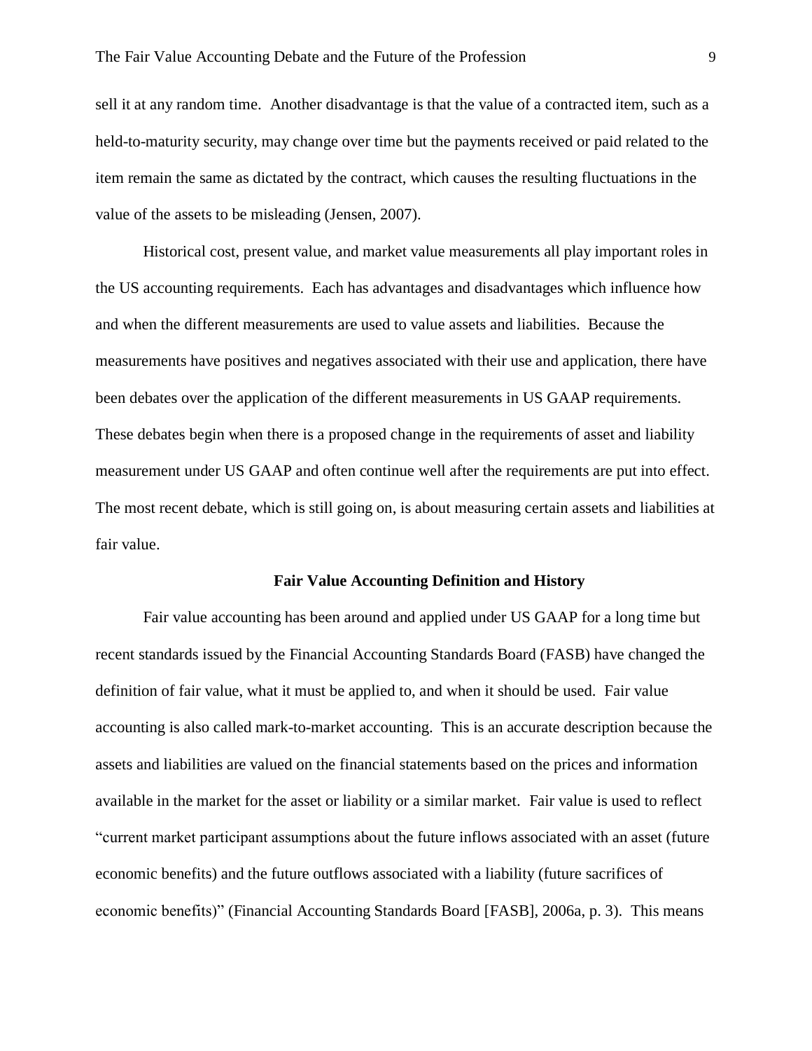sell it at any random time. Another disadvantage is that the value of a contracted item, such as a held-to-maturity security, may change over time but the payments received or paid related to the item remain the same as dictated by the contract, which causes the resulting fluctuations in the value of the assets to be misleading (Jensen, 2007).

Historical cost, present value, and market value measurements all play important roles in the US accounting requirements. Each has advantages and disadvantages which influence how and when the different measurements are used to value assets and liabilities. Because the measurements have positives and negatives associated with their use and application, there have been debates over the application of the different measurements in US GAAP requirements. These debates begin when there is a proposed change in the requirements of asset and liability measurement under US GAAP and often continue well after the requirements are put into effect. The most recent debate, which is still going on, is about measuring certain assets and liabilities at fair value.

## Fair Value Accounting Definition and History

Fair value accounting has been around and applied under US GAAP for a long time but recent standards issued by the Financial Accounting Standards Board (FASB) have changed the definition of fair value, what it must be applied to, and when it should be used. Fair value accounting is also called mark-to-market accounting. This is an accurate description because the assets and liabilities are valued on the financial statements based on the prices and information available in the market for the asset or liability or a similar market. Fair value is used to reflect "current market participant assumptions about the future inflows associated with an asset (future economic benefits) and the future outflows associated with a liability (future sacrifices of economic benefits)" (Financial Accounting Standards Board [FASB], 2006a, p. 3). This means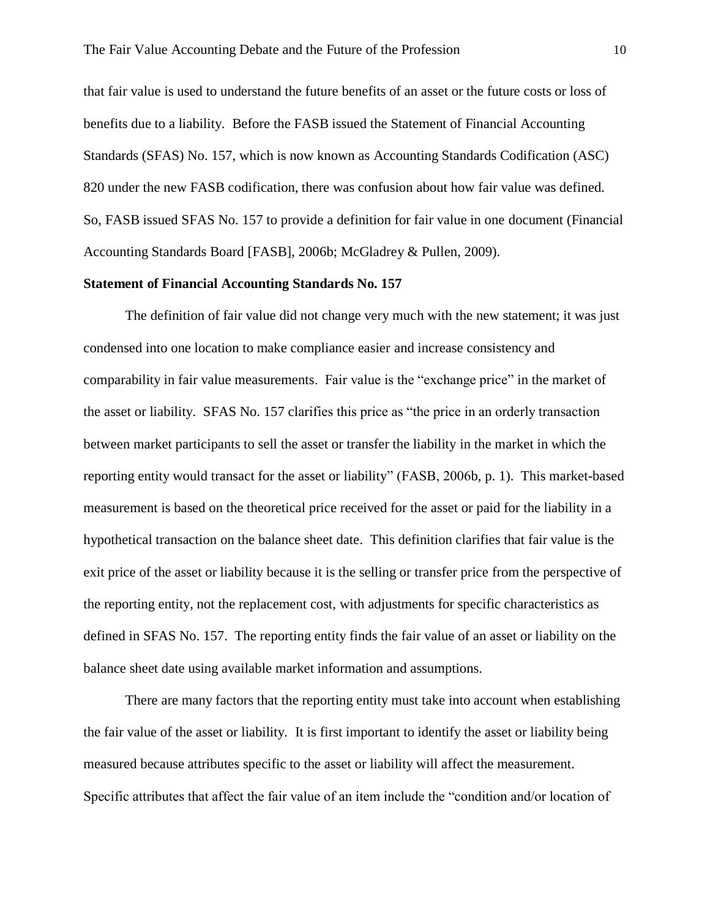that fair value is used to understand the future benefits of an asset or the future costs or loss of benefits due to a liability. Before the FASB issued the Statement of Financial Accounting Standards (SFAS) No. 157, which is now known as Accounting Standards Codification (ASC) 820 under the new FASB codification, there was confusion about how fair value was defined. So, FASB issued SFAS No. 157 to provide a definition for fair value in one document (Financial Accounting Standards Board [FASB], 2006b; McGladrey & Pullen, 2009).

**Statement of Financial Accounting Standards No. 157**

The definition of fair value did not change very much with the new statement; it was just condensed into one location to make compliance easier and increase consistency and comparability in fair value measurements. Fair value is the "exchange price" in the market of the asset or liability. SFAS No. 157 clarifies this price as "the price in an orderly transaction between market participants to sell the asset or transfer the liability in the market in which the reporting entity would transact for the asset or liability" (FASB, 2006b, p. 1). This market-based measurement is based on the theoretical price received for the asset or paid for the liability in a hypothetical transaction on the balance sheet date. This definition clarifies that fair value is the exit price of the asset or liability because it is the selling or transfer price from the perspective of the reporting entity, not the replacement cost, with adjustments for specific characteristics as defined in SFAS No. 157. The reporting entity finds the fair value of an asset or liability on the balance sheet date using available market information and assumptions.

There are many factors that the reporting entity must take into account when establishing the fair value of the asset or liability. It is first important to identify the asset or liability being measured because attributes specific to the asset or liability will affect the measurement. Specific attributes that affect the fair value of an item include the "condition and/or location of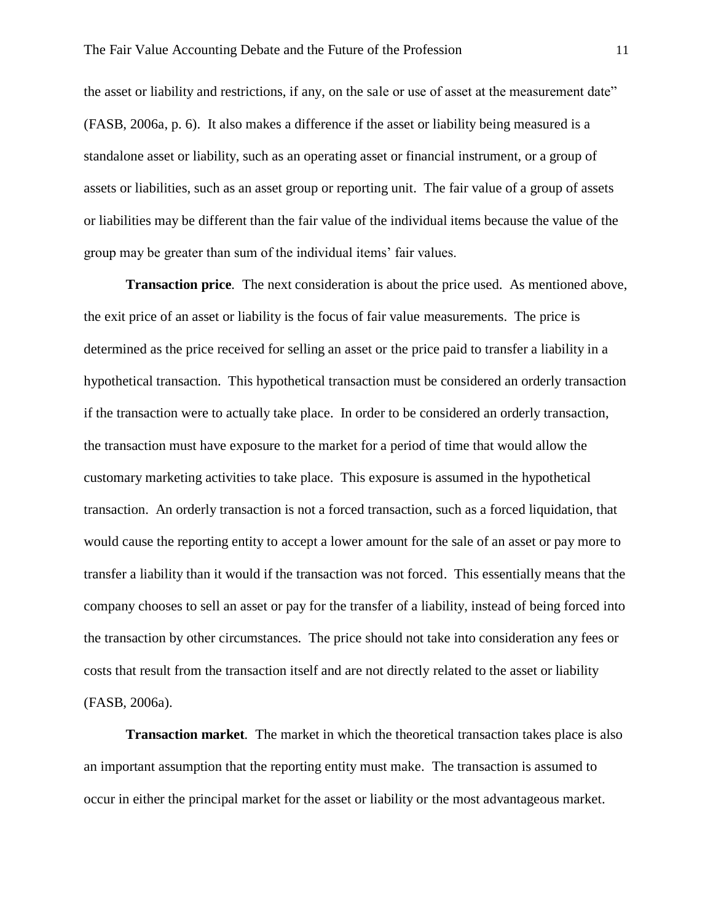the asset or liability and restrictions, if any, on the sale or use of asset at the measurement date" (FASB, 2006a, p. 6). It also makes a difference if the asset or liability being measured is a standalone asset or liability, such as an operating asset or financial instrument, or a group of assets or liabilities, such as an asset group or reporting unit. The fair value of a group of assets or liabilities may be different than the fair value of the individual items because the value of the group may be greater than sum of the individual items' fair values.

**Transaction price**. The next consideration is about the price used. As mentioned above, the exit price of an asset or liability is the focus of fair value measurements. The price is determined as the price received for selling an asset or the price paid to transfer a liability in a hypothetical transaction. This hypothetical transaction must be considered an orderly transaction if the transaction were to actually take place. In order to be considered an orderly transaction, the transaction must have exposure to the market for a period of time that would allow the customary marketing activities to take place. This exposure is assumed in the hypothetical transaction. An orderly transaction is not a forced transaction, such as a forced liquidation, that would cause the reporting entity to accept a lower amount for the sale of an asset or pay more to transfer a liability than it would if the transaction was not forced. This essentially means that the company chooses to sell an asset or pay for the transfer of a liability, instead of being forced into the transaction by other circumstances. The price should not take into consideration any fees or costs that result from the transaction itself and are not directly related to the asset or liability (FASB, 2006a).

**Transaction market**. The market in which the theoretical transaction takes place is also an important assumption that the reporting entity must make. The transaction is assumed to occur in either the principal market for the asset or liability or the most advantageous market.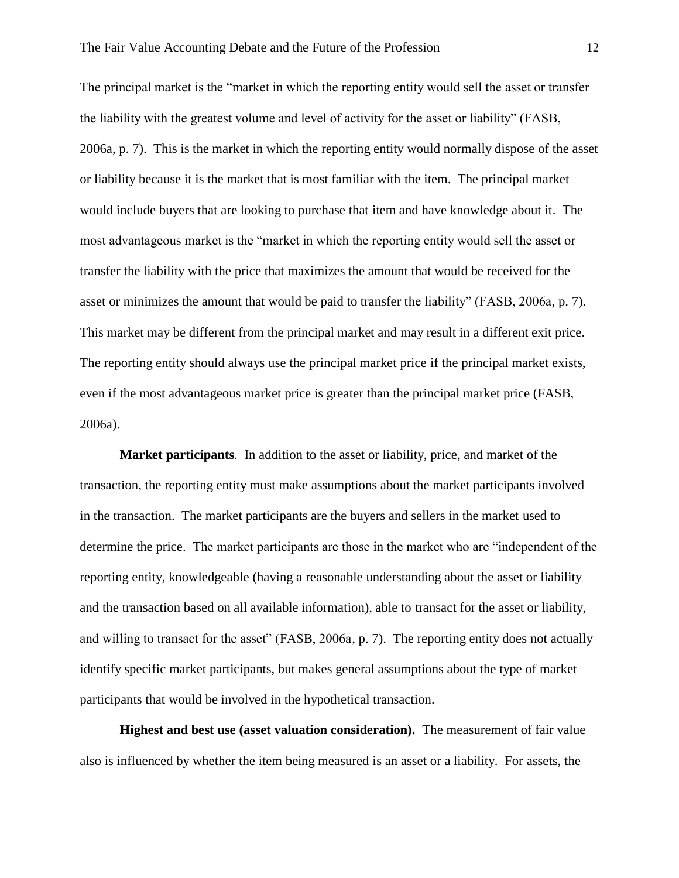The principal market is the "market in which the reporting entity would sell the asset or transfer the liability with the greatest volume and level of activity for the asset or liability" (FASB, 2006a, p. 7). This is the market in which the reporting entity would normally dispose of the asset or liability because it is the market that is most familiar with the item. The principal market would include buyers that are looking to purchase that item and have knowledge about it. The most advantageous market is the "market in which the reporting entity would sell the asset or transfer the liability with the price that maximizes the amount that would be received for the asset or minimizes the amount that would be paid to transfer the liability" (FASB, 2006a, p. 7). This market may be different from the principal market and may result in a different exit price. The reporting entity should always use the principal market price if the principal market exists, even if the most advantageous market price is greater than the principal market price (FASB, 2006a).

**Market participants**. In addition to the asset or liability, price, and market of the transaction, the reporting entity must make assumptions about the market participants involved in the transaction. The market participants are the buyers and sellers in the market used to determine the price. The market participants are those in the market who are "independent of the reporting entity, knowledgeable (having a reasonable understanding about the asset or liability and the transaction based on all available information), able to transact for the asset or liability, and willing to transact for the asset" (FASB, 2006a, p. 7). The reporting entity does not actually identify specific market participants, but makes general assumptions about the type of market participants that would be involved in the hypothetical transaction.

**Highest and best use (asset valuation consideration).** The measurement of fair value also is influenced by whether the item being measured is an asset or a liability. For assets, the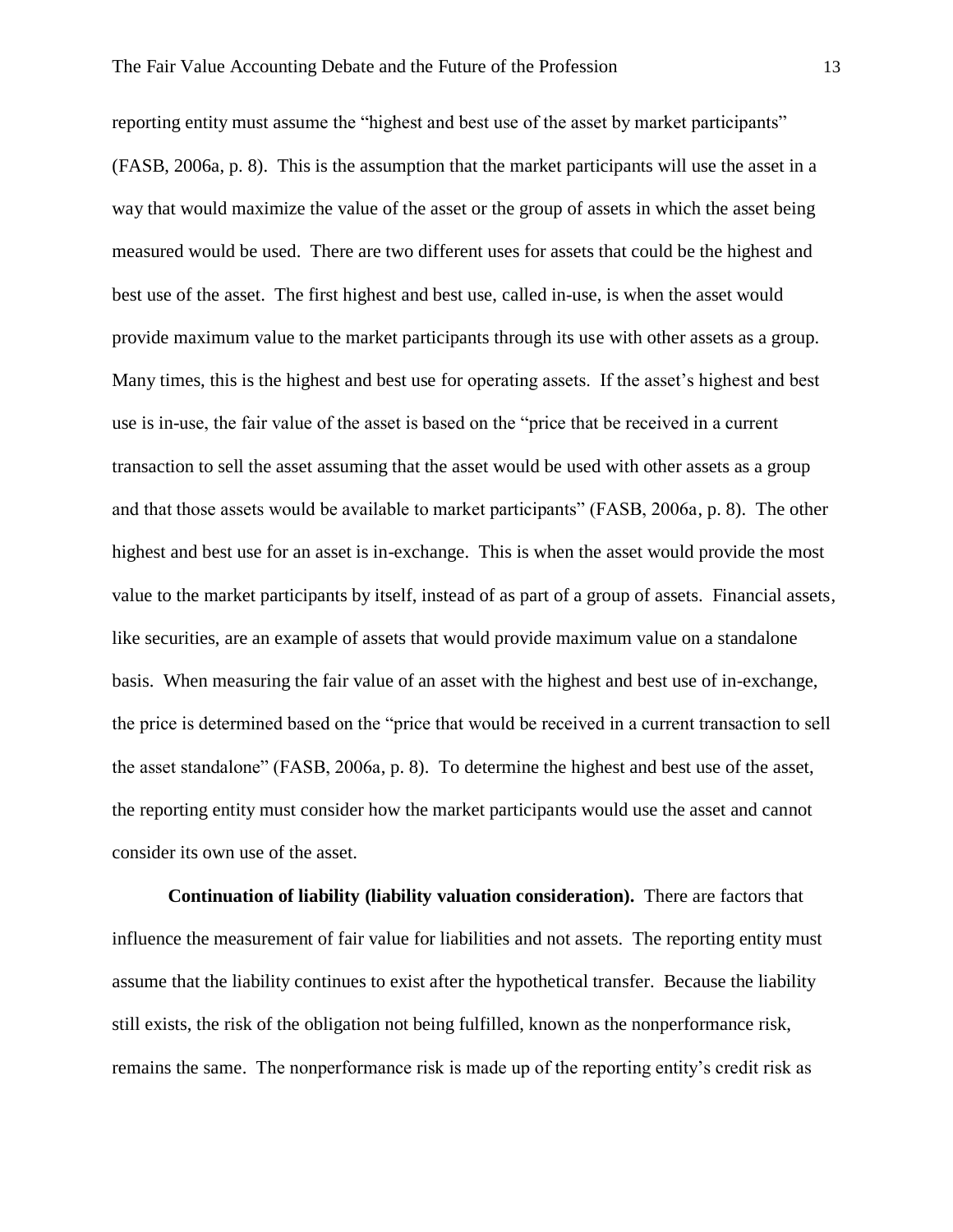reporting entity must assume the "highest and best use of the asset by market participants" (FASB, 2006a, p. 8). This is the assumption that the market participants will use the asset in a way that would maximize the value of the asset or the group of assets in which the asset being measured would be used. There are two different uses for assets that could be the highest and best use of the asset. The first highest and best use, called in-use, is when the asset would provide maximum value to the market participants through its use with other assets as a group. Many times, this is the highest and best use for operating assets. If the asset's highest and best use is in-use, the fair value of the asset is based on the "price that be received in a current transaction to sell the asset assuming that the asset would be used with other assets as a group and that those assets would be available to market participants" (FASB, 2006a, p. 8). The other highest and best use for an asset is in-exchange. This is when the asset would provide the most value to the market participants by itself, instead of as part of a group of assets. Financial assets, like securities, are an example of assets that would provide maximum value on a standalone basis. When measuring the fair value of an asset with the highest and best use of in-exchange, the price is determined based on the "price that would be received in a current transaction to sell the asset standalone" (FASB, 2006a, p. 8). To determine the highest and best use of the asset, the reporting entity must consider how the market participants would use the asset and cannot consider its own use of the asset.

**Continuation of liability (liability valuation consideration).** There are factors that influence the measurement of fair value for liabilities and not assets. The reporting entity must assume that the liability continues to exist after the hypothetical transfer. Because the liability still exists, the risk of the obligation not being fulfilled, known as the nonperformance risk, remains the same. The nonperformance risk is made up of the reporting entity's credit risk as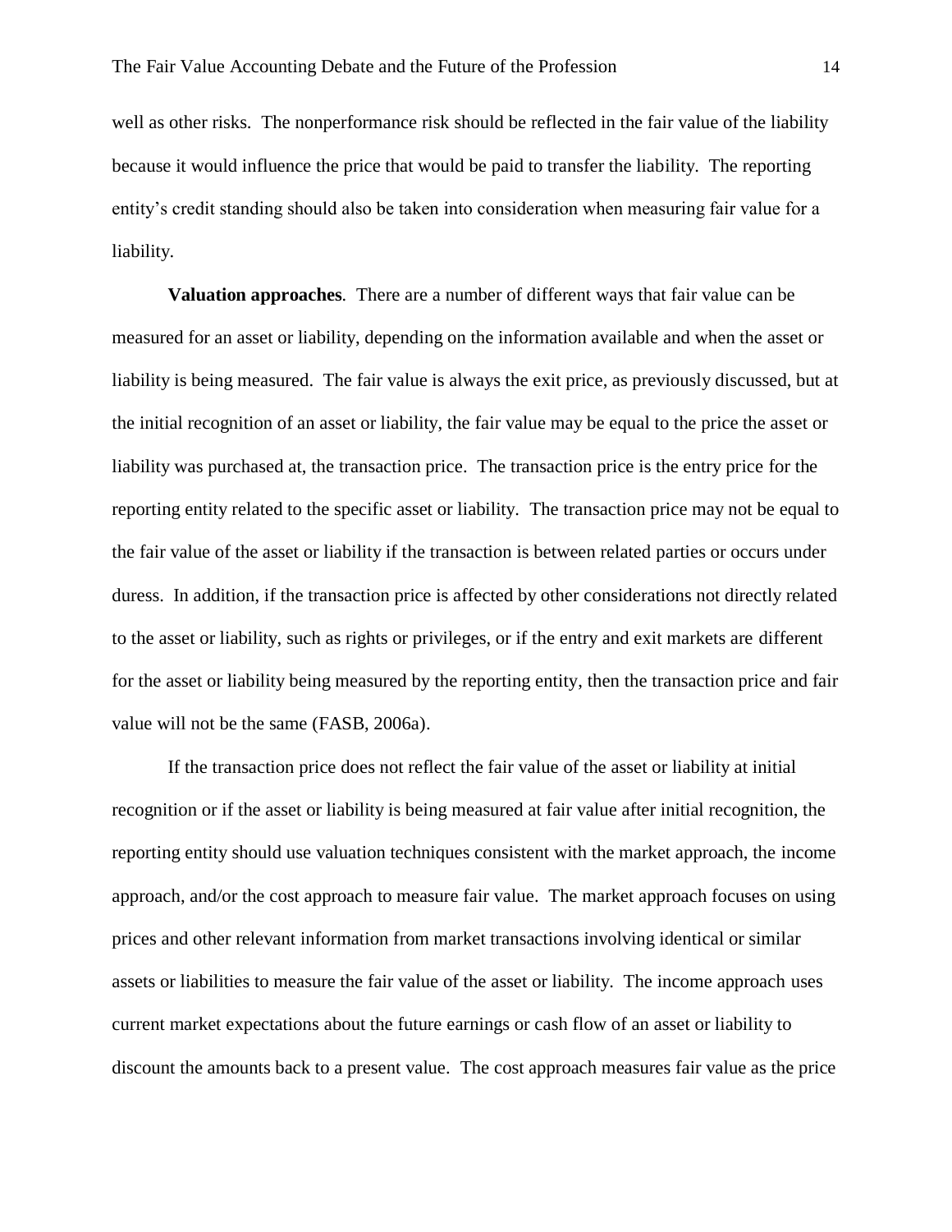well as other risks. The nonperformance risk should be reflected in the fair value of the liability because it would influence the price that would be paid to transfer the liability. The reporting entity's credit standing should also be taken into consideration when measuring fair value for a liability.

**Valuation approaches**. There are a number of different ways that fair value can be measured for an asset or liability, depending on the information available and when the asset or liability is being measured. The fair value is always the exit price, as previously discussed, but at the initial recognition of an asset or liability, the fair value may be equal to the price the asset or liability was purchased at, the transaction price. The transaction price is the entry price for the reporting entity related to the specific asset or liability. The transaction price may not be equal to the fair value of the asset or liability if the transaction is between related parties or occurs under duress. In addition, if the transaction price is affected by other considerations not directly related to the asset or liability, such as rights or privileges, or if the entry and exit markets are different for the asset or liability being measured by the reporting entity, then the transaction price and fair value will not be the same (FASB, 2006a).

If the transaction price does not reflect the fair value of the asset or liability at initial recognition or if the asset or liability is being measured at fair value after initial recognition, the reporting entity should use valuation techniques consistent with the market approach, the income approach, and/or the cost approach to measure fair value. The market approach focuses on using prices and other relevant information from market transactions involving identical or similar assets or liabilities to measure the fair value of the asset or liability. The income approach uses current market expectations about the future earnings or cash flow of an asset or liability to discount the amounts back to a present value. The cost approach measures fair value as the price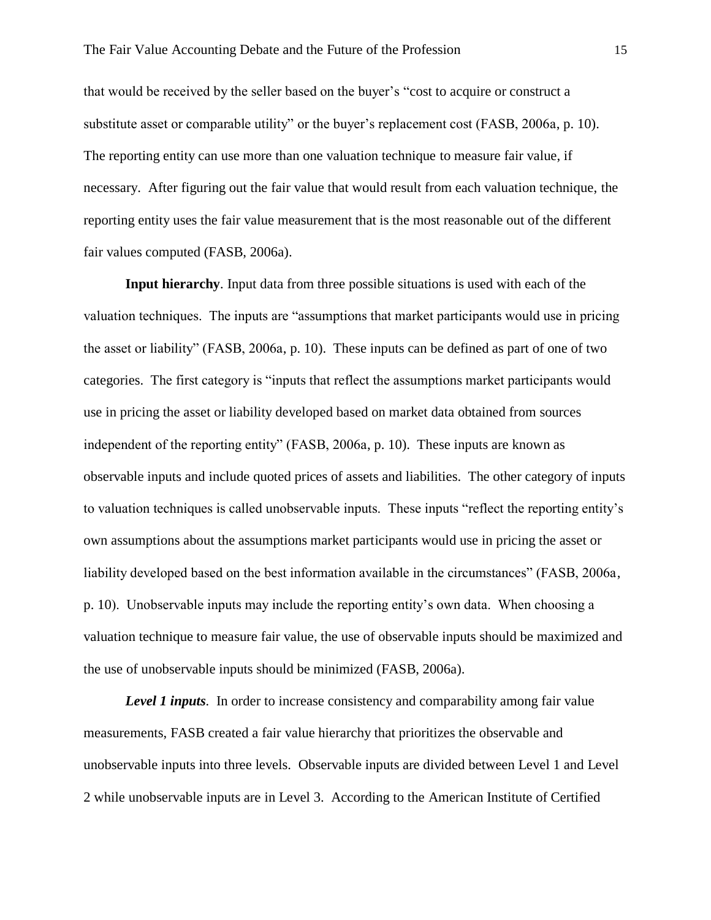that would be received by the seller based on the buyer's "cost to acquire or construct a substitute asset or comparable utility" or the buyer's replacement cost (FASB, 2006a, p. 10). The reporting entity can use more than one valuation technique to measure fair value, if necessary. After figuring out the fair value that would result from each valuation technique, the reporting entity uses the fair value measurement that is the most reasonable out of the different fair values computed (FASB, 2006a).

**Input hierarchy**. Input data from three possible situations is used with each of the valuation techniques. The inputs are "assumptions that market participants would use in pricing the asset or liability" (FASB, 2006a, p. 10). These inputs can be defined as part of one of two categories. The first category is "inputs that reflect the assumptions market participants would use in pricing the asset or liability developed based on market data obtained from sources independent of the reporting entity" (FASB, 2006a, p. 10). These inputs are known as observable inputs and include quoted prices of assets and liabilities. The other category of inputs to valuation techniques is called unobservable inputs. These inputs "reflect the reporting entity's own assumptions about the assumptions market participants would use in pricing the asset or liability developed based on the best information available in the circumstances" (FASB, 2006a, p. 10). Unobservable inputs may include the reporting entity's own data. When choosing a valuation technique to measure fair value, the use of observable inputs should be maximized and the use of unobservable inputs should be minimized (FASB, 2006a).

***Level 1 inputs***. In order to increase consistency and comparability among fair value measurements, FASB created a fair value hierarchy that prioritizes the observable and unobservable inputs into three levels. Observable inputs are divided between Level 1 and Level 2 while unobservable inputs are in Level 3. According to the American Institute of Certified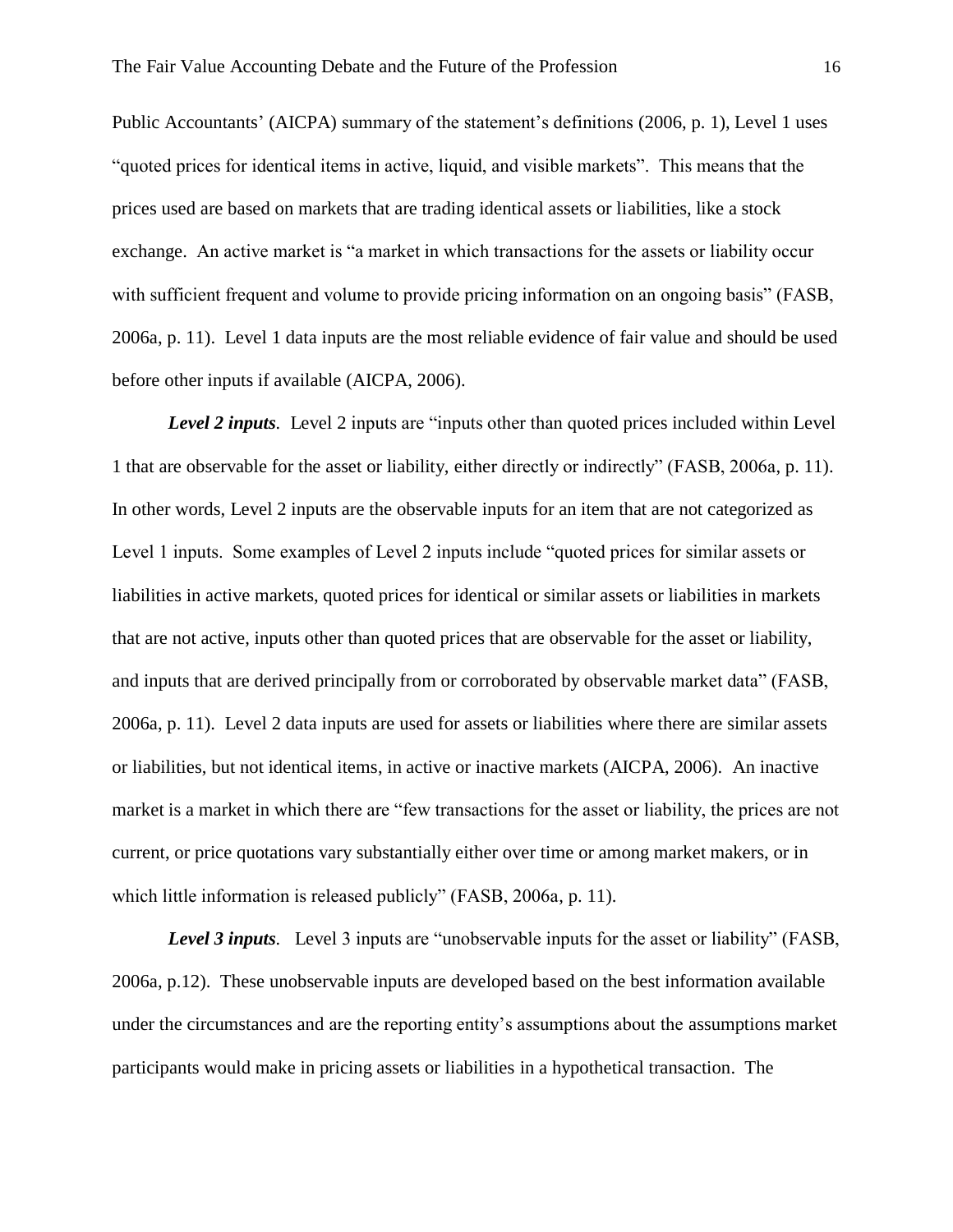Public Accountants' (AICPA) summary of the statement's definitions (2006, p. 1), Level 1 uses "quoted prices for identical items in active, liquid, and visible markets". This means that the prices used are based on markets that are trading identical assets or liabilities, like a stock exchange. An active market is "a market in which transactions for the assets or liability occur with sufficient frequent and volume to provide pricing information on an ongoing basis" (FASB, 2006a, p. 11). Level 1 data inputs are the most reliable evidence of fair value and should be used before other inputs if available (AICPA, 2006).

***Level 2 inputs***. Level 2 inputs are "inputs other than quoted prices included within Level 1 that are observable for the asset or liability, either directly or indirectly" (FASB, 2006a, p. 11). In other words, Level 2 inputs are the observable inputs for an item that are not categorized as Level 1 inputs. Some examples of Level 2 inputs include "quoted prices for similar assets or liabilities in active markets, quoted prices for identical or similar assets or liabilities in markets that are not active, inputs other than quoted prices that are observable for the asset or liability, and inputs that are derived principally from or corroborated by observable market data" (FASB, 2006a, p. 11). Level 2 data inputs are used for assets or liabilities where there are similar assets or liabilities, but not identical items, in active or inactive markets (AICPA, 2006). An inactive market is a market in which there are "few transactions for the asset or liability, the prices are not current, or price quotations vary substantially either over time or among market makers, or in which little information is released publicly" (FASB, 2006a, p. 11).

***Level 3 inputs***. Level 3 inputs are "unobservable inputs for the asset or liability" (FASB, 2006a, p.12). These unobservable inputs are developed based on the best information available under the circumstances and are the reporting entity's assumptions about the assumptions market participants would make in pricing assets or liabilities in a hypothetical transaction. The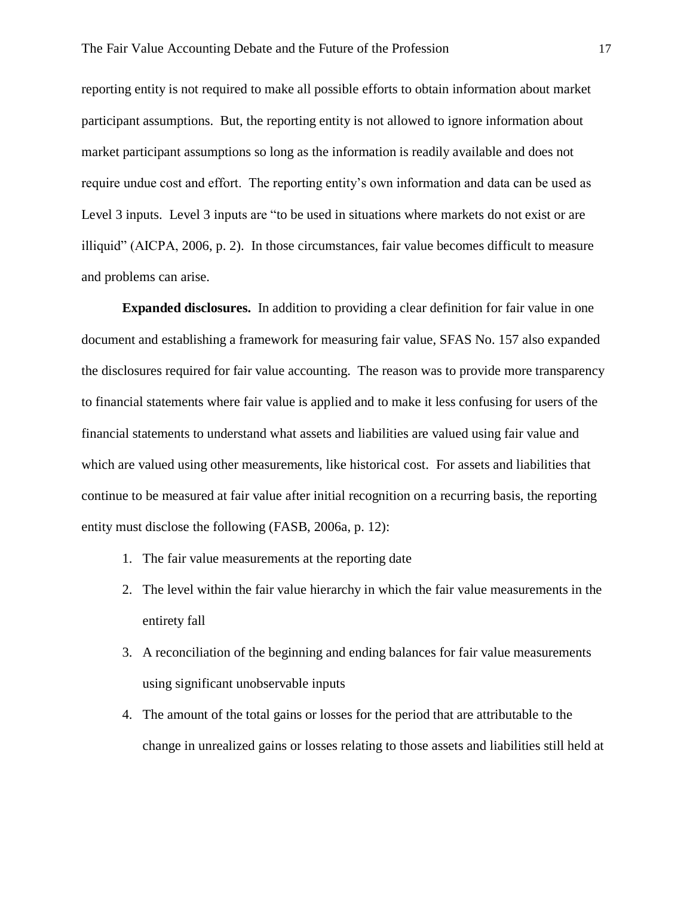reporting entity is not required to make all possible efforts to obtain information about market participant assumptions. But, the reporting entity is not allowed to ignore information about market participant assumptions so long as the information is readily available and does not require undue cost and effort. The reporting entity's own information and data can be used as Level 3 inputs. Level 3 inputs are "to be used in situations where markets do not exist or are illiquid" (AICPA, 2006, p. 2). In those circumstances, fair value becomes difficult to measure and problems can arise.

**Expanded disclosures.** In addition to providing a clear definition for fair value in one document and establishing a framework for measuring fair value, SFAS No. 157 also expanded the disclosures required for fair value accounting. The reason was to provide more transparency to financial statements where fair value is applied and to make it less confusing for users of the financial statements to understand what assets and liabilities are valued using fair value and which are valued using other measurements, like historical cost. For assets and liabilities that continue to be measured at fair value after initial recognition on a recurring basis, the reporting entity must disclose the following (FASB, 2006a, p. 12):

1. The fair value measurements at the reporting date
2. The level within the fair value hierarchy in which the fair value measurements in the entirety fall
3. A reconciliation of the beginning and ending balances for fair value measurements using significant unobservable inputs
4. The amount of the total gains or losses for the period that are attributable to the change in unrealized gains or losses relating to those assets and liabilities still held at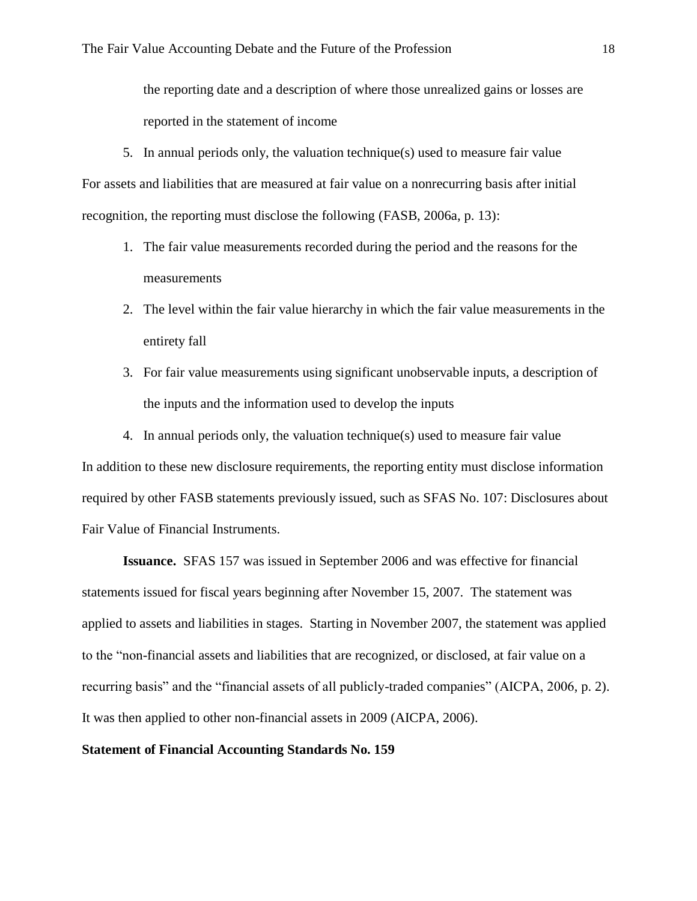the reporting date and a description of where those unrealized gains or losses are reported in the statement of income

5. In annual periods only, the valuation technique(s) used to measure fair value

For assets and liabilities that are measured at fair value on a nonrecurring basis after initial recognition, the reporting must disclose the following (FASB, 2006a, p. 13):

1. The fair value measurements recorded during the period and the reasons for the measurements
2. The level within the fair value hierarchy in which the fair value measurements in the entirety fall
3. For fair value measurements using significant unobservable inputs, a description of the inputs and the information used to develop the inputs
4. In annual periods only, the valuation technique(s) used to measure fair value

In addition to these new disclosure requirements, the reporting entity must disclose information required by other FASB statements previously issued, such as SFAS No. 107: Disclosures about Fair Value of Financial Instruments.

**Issuance.** SFAS 157 was issued in September 2006 and was effective for financial statements issued for fiscal years beginning after November 15, 2007. The statement was applied to assets and liabilities in stages. Starting in November 2007, the statement was applied to the "non-financial assets and liabilities that are recognized, or disclosed, at fair value on a recurring basis" and the "financial assets of all publicly-traded companies" (AICPA, 2006, p. 2). It was then applied to other non-financial assets in 2009 (AICPA, 2006).

### Statement of Financial Accounting Standards No. 159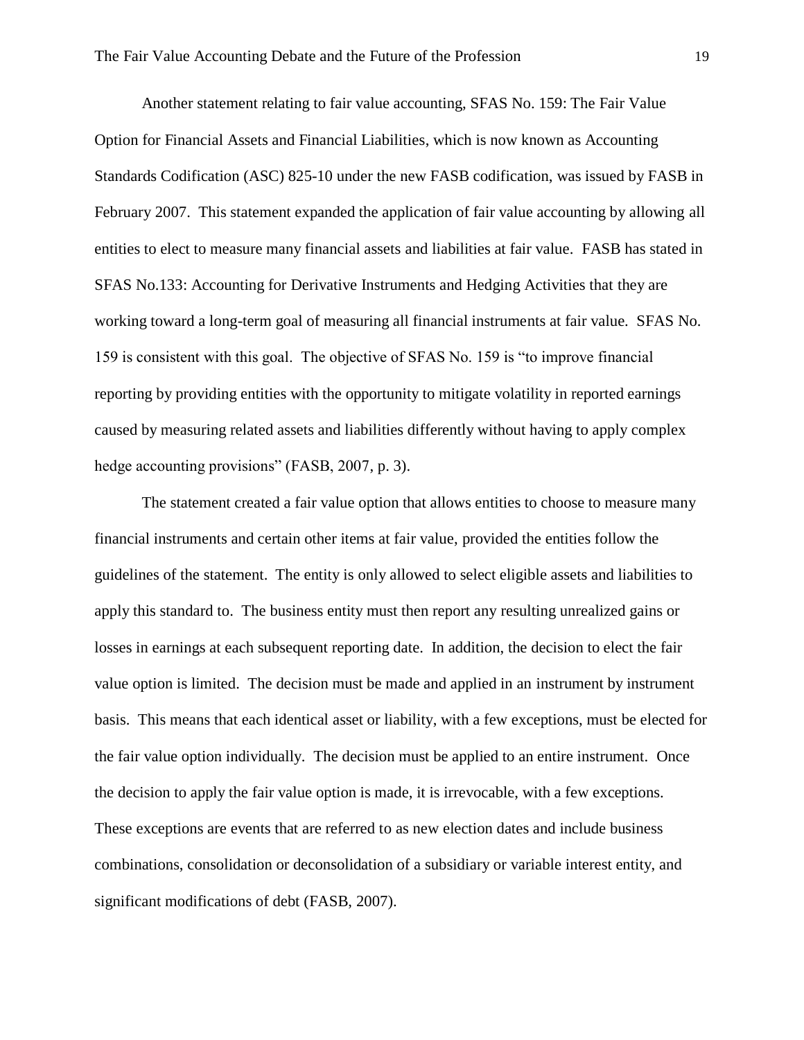Another statement relating to fair value accounting, SFAS No. 159: The Fair Value Option for Financial Assets and Financial Liabilities, which is now known as Accounting Standards Codification (ASC) 825-10 under the new FASB codification, was issued by FASB in February 2007. This statement expanded the application of fair value accounting by allowing all entities to elect to measure many financial assets and liabilities at fair value. FASB has stated in SFAS No.133: Accounting for Derivative Instruments and Hedging Activities that they are working toward a long-term goal of measuring all financial instruments at fair value. SFAS No. 159 is consistent with this goal. The objective of SFAS No. 159 is "to improve financial reporting by providing entities with the opportunity to mitigate volatility in reported earnings caused by measuring related assets and liabilities differently without having to apply complex hedge accounting provisions" (FASB, 2007, p. 3).

The statement created a fair value option that allows entities to choose to measure many financial instruments and certain other items at fair value, provided the entities follow the guidelines of the statement. The entity is only allowed to select eligible assets and liabilities to apply this standard to. The business entity must then report any resulting unrealized gains or losses in earnings at each subsequent reporting date. In addition, the decision to elect the fair value option is limited. The decision must be made and applied in an instrument by instrument basis. This means that each identical asset or liability, with a few exceptions, must be elected for the fair value option individually. The decision must be applied to an entire instrument. Once the decision to apply the fair value option is made, it is irrevocable, with a few exceptions. These exceptions are events that are referred to as new election dates and include business combinations, consolidation or deconsolidation of a subsidiary or variable interest entity, and significant modifications of debt (FASB, 2007).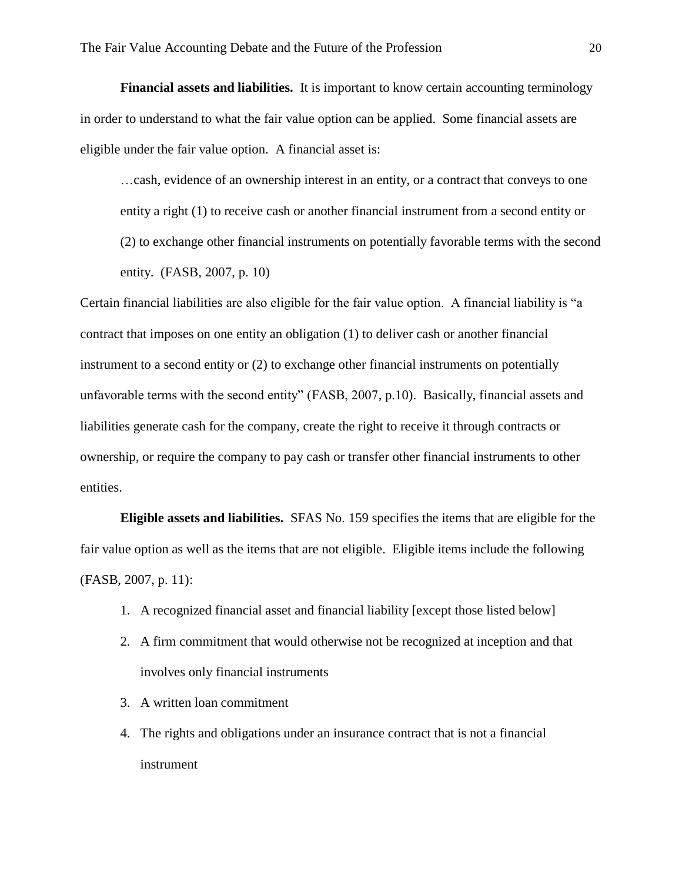**Financial assets and liabilities.** It is important to know certain accounting terminology in order to understand to what the fair value option can be applied. Some financial assets are eligible under the fair value option. A financial asset is:

> …cash, evidence of an ownership interest in an entity, or a contract that conveys to one entity a right (1) to receive cash or another financial instrument from a second entity or (2) to exchange other financial instruments on potentially favorable terms with the second entity. (FASB, 2007, p. 10)

Certain financial liabilities are also eligible for the fair value option. A financial liability is "a contract that imposes on one entity an obligation (1) to deliver cash or another financial instrument to a second entity or (2) to exchange other financial instruments on potentially unfavorable terms with the second entity" (FASB, 2007, p.10). Basically, financial assets and liabilities generate cash for the company, create the right to receive it through contracts or ownership, or require the company to pay cash or transfer other financial instruments to other entities.

**Eligible assets and liabilities.** SFAS No. 159 specifies the items that are eligible for the fair value option as well as the items that are not eligible. Eligible items include the following (FASB, 2007, p. 11):

1. A recognized financial asset and financial liability [except those listed below]
2. A firm commitment that would otherwise not be recognized at inception and that involves only financial instruments
3. A written loan commitment
4. The rights and obligations under an insurance contract that is not a financial instrument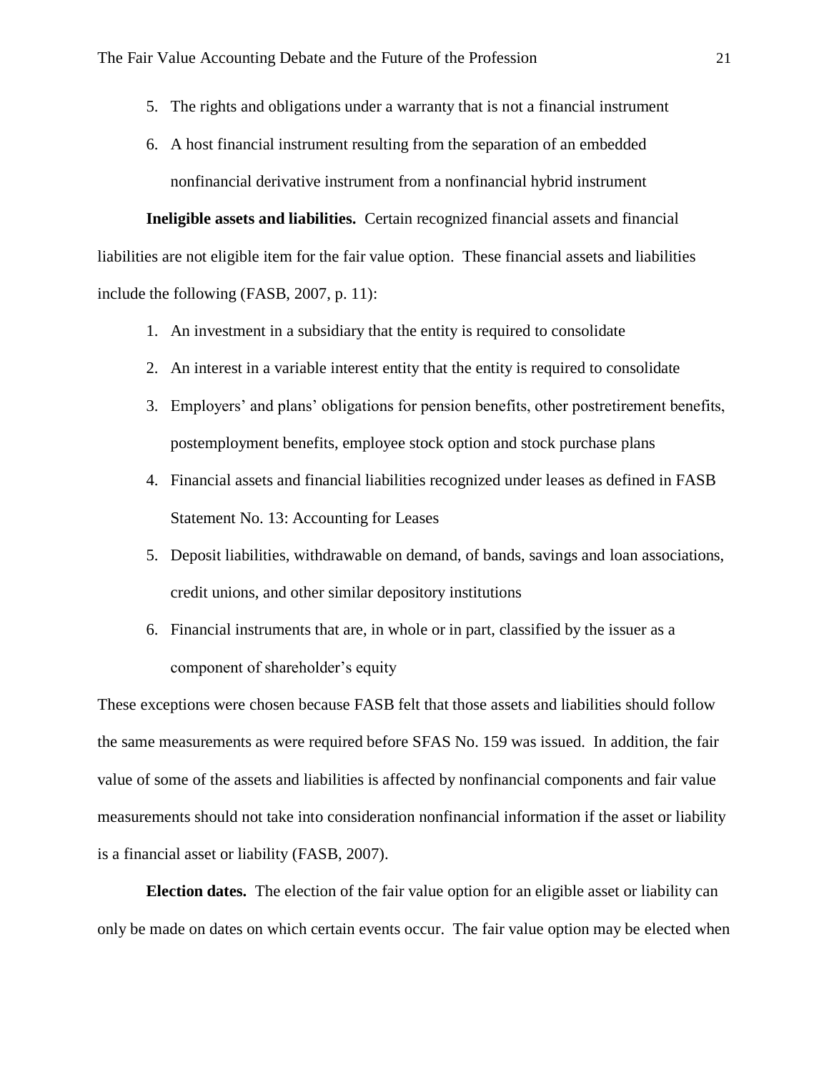5. The rights and obligations under a warranty that is not a financial instrument
6. A host financial instrument resulting from the separation of an embedded nonfinancial derivative instrument from a nonfinancial hybrid instrument

**Ineligible assets and liabilities.** Certain recognized financial assets and financial liabilities are not eligible item for the fair value option. These financial assets and liabilities include the following (FASB, 2007, p. 11):

1. An investment in a subsidiary that the entity is required to consolidate
2. An interest in a variable interest entity that the entity is required to consolidate
3. Employers' and plans' obligations for pension benefits, other postretirement benefits, postemployment benefits, employee stock option and stock purchase plans
4. Financial assets and financial liabilities recognized under leases as defined in FASB Statement No. 13: Accounting for Leases
5. Deposit liabilities, withdrawable on demand, of bands, savings and loan associations, credit unions, and other similar depository institutions
6. Financial instruments that are, in whole or in part, classified by the issuer as a component of shareholder's equity

These exceptions were chosen because FASB felt that those assets and liabilities should follow the same measurements as were required before SFAS No. 159 was issued. In addition, the fair value of some of the assets and liabilities is affected by nonfinancial components and fair value measurements should not take into consideration nonfinancial information if the asset or liability is a financial asset or liability (FASB, 2007).

**Election dates.** The election of the fair value option for an eligible asset or liability can only be made on dates on which certain events occur. The fair value option may be elected when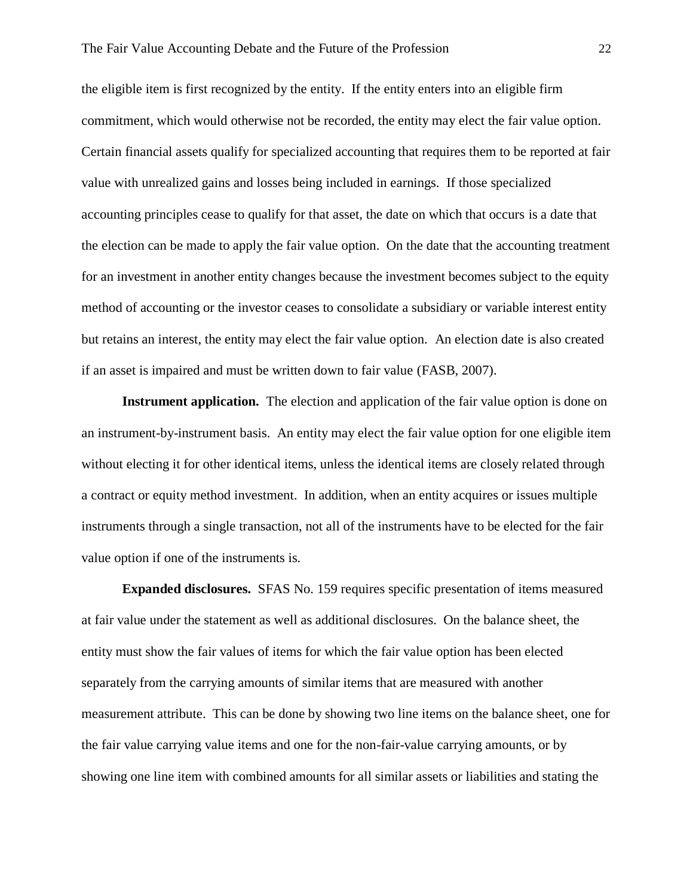the eligible item is first recognized by the entity. If the entity enters into an eligible firm commitment, which would otherwise not be recorded, the entity may elect the fair value option. Certain financial assets qualify for specialized accounting that requires them to be reported at fair value with unrealized gains and losses being included in earnings. If those specialized accounting principles cease to qualify for that asset, the date on which that occurs is a date that the election can be made to apply the fair value option. On the date that the accounting treatment for an investment in another entity changes because the investment becomes subject to the equity method of accounting or the investor ceases to consolidate a subsidiary or variable interest entity but retains an interest, the entity may elect the fair value option. An election date is also created if an asset is impaired and must be written down to fair value (FASB, 2007).

**Instrument application.** The election and application of the fair value option is done on an instrument-by-instrument basis. An entity may elect the fair value option for one eligible item without electing it for other identical items, unless the identical items are closely related through a contract or equity method investment. In addition, when an entity acquires or issues multiple instruments through a single transaction, not all of the instruments have to be elected for the fair value option if one of the instruments is.

**Expanded disclosures.** SFAS No. 159 requires specific presentation of items measured at fair value under the statement as well as additional disclosures. On the balance sheet, the entity must show the fair values of items for which the fair value option has been elected separately from the carrying amounts of similar items that are measured with another measurement attribute. This can be done by showing two line items on the balance sheet, one for the fair value carrying value items and one for the non-fair-value carrying amounts, or by showing one line item with combined amounts for all similar assets or liabilities and stating the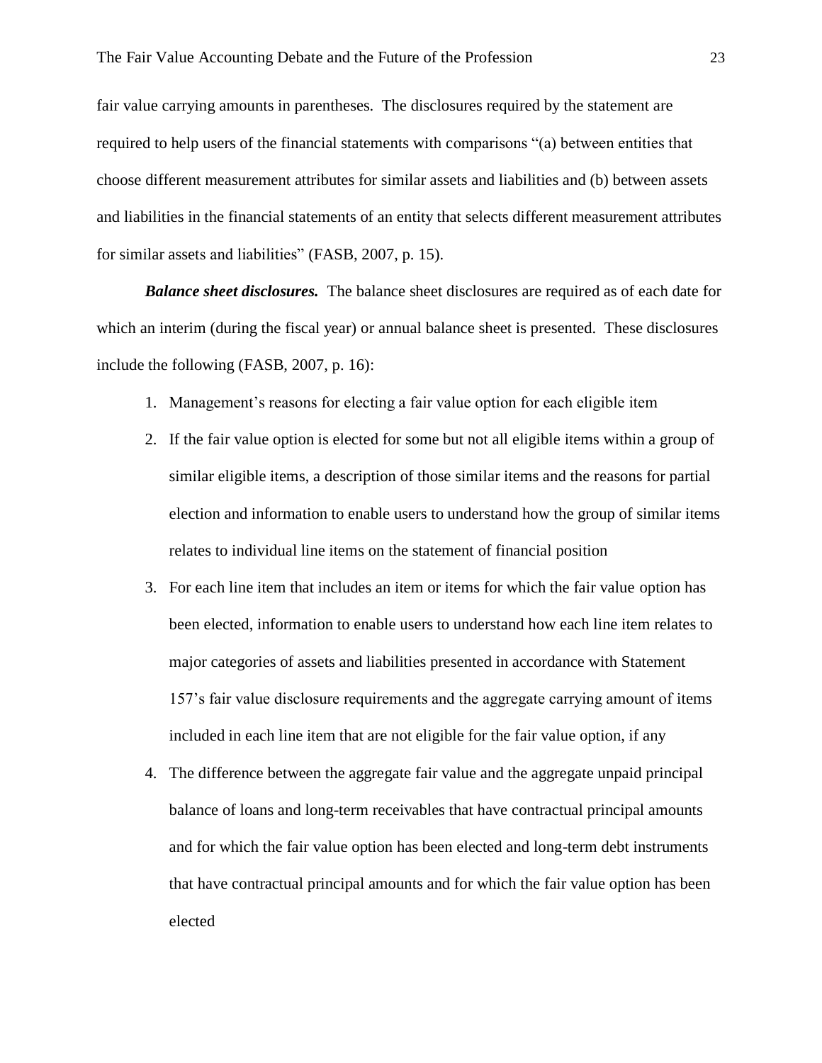fair value carrying amounts in parentheses. The disclosures required by the statement are required to help users of the financial statements with comparisons "(a) between entities that choose different measurement attributes for similar assets and liabilities and (b) between assets and liabilities in the financial statements of an entity that selects different measurement attributes for similar assets and liabilities" (FASB, 2007, p. 15).

***Balance sheet disclosures.*** The balance sheet disclosures are required as of each date for which an interim (during the fiscal year) or annual balance sheet is presented. These disclosures include the following (FASB, 2007, p. 16):

1. Management's reasons for electing a fair value option for each eligible item
2. If the fair value option is elected for some but not all eligible items within a group of similar eligible items, a description of those similar items and the reasons for partial election and information to enable users to understand how the group of similar items relates to individual line items on the statement of financial position
3. For each line item that includes an item or items for which the fair value option has been elected, information to enable users to understand how each line item relates to major categories of assets and liabilities presented in accordance with Statement 157's fair value disclosure requirements and the aggregate carrying amount of items included in each line item that are not eligible for the fair value option, if any
4. The difference between the aggregate fair value and the aggregate unpaid principal balance of loans and long-term receivables that have contractual principal amounts and for which the fair value option has been elected and long-term debt instruments that have contractual principal amounts and for which the fair value option has been elected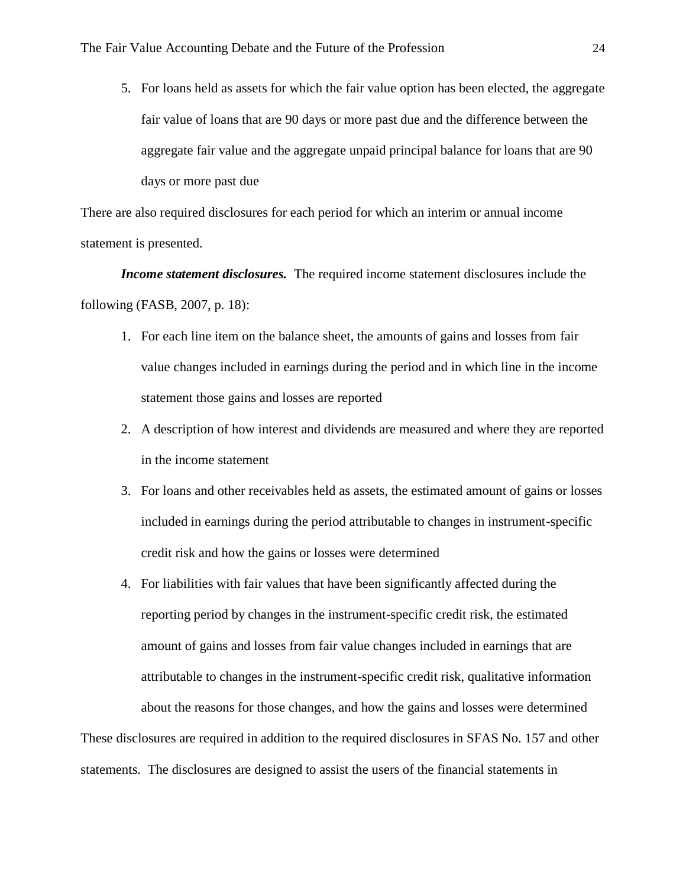5. For loans held as assets for which the fair value option has been elected, the aggregate fair value of loans that are 90 days or more past due and the difference between the aggregate fair value and the aggregate unpaid principal balance for loans that are 90 days or more past due

There are also required disclosures for each period for which an interim or annual income statement is presented.

***Income statement disclosures.*** The required income statement disclosures include the following (FASB, 2007, p. 18):

1. For each line item on the balance sheet, the amounts of gains and losses from fair value changes included in earnings during the period and in which line in the income statement those gains and losses are reported
2. A description of how interest and dividends are measured and where they are reported in the income statement
3. For loans and other receivables held as assets, the estimated amount of gains or losses included in earnings during the period attributable to changes in instrument-specific credit risk and how the gains or losses were determined
4. For liabilities with fair values that have been significantly affected during the reporting period by changes in the instrument-specific credit risk, the estimated amount of gains and losses from fair value changes included in earnings that are attributable to changes in the instrument-specific credit risk, qualitative information about the reasons for those changes, and how the gains and losses were determined

These disclosures are required in addition to the required disclosures in SFAS No. 157 and other statements. The disclosures are designed to assist the users of the financial statements in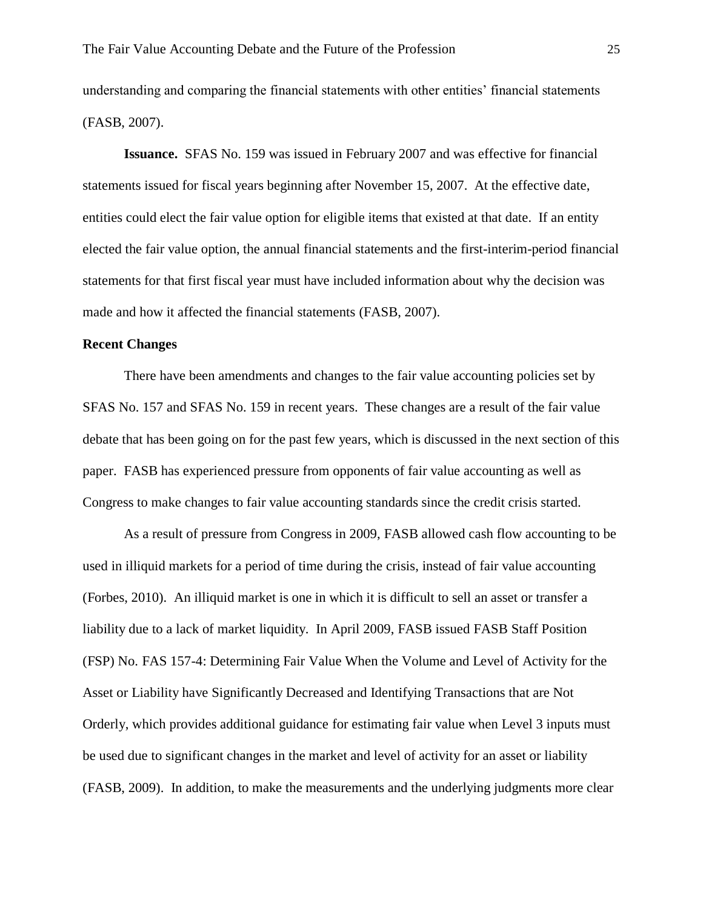understanding and comparing the financial statements with other entities' financial statements (FASB, 2007).

**Issuance.** SFAS No. 159 was issued in February 2007 and was effective for financial statements issued for fiscal years beginning after November 15, 2007. At the effective date, entities could elect the fair value option for eligible items that existed at that date. If an entity elected the fair value option, the annual financial statements and the first-interim-period financial statements for that first fiscal year must have included information about why the decision was made and how it affected the financial statements (FASB, 2007).

### Recent Changes

There have been amendments and changes to the fair value accounting policies set by SFAS No. 157 and SFAS No. 159 in recent years. These changes are a result of the fair value debate that has been going on for the past few years, which is discussed in the next section of this paper. FASB has experienced pressure from opponents of fair value accounting as well as Congress to make changes to fair value accounting standards since the credit crisis started.

As a result of pressure from Congress in 2009, FASB allowed cash flow accounting to be used in illiquid markets for a period of time during the crisis, instead of fair value accounting (Forbes, 2010). An illiquid market is one in which it is difficult to sell an asset or transfer a liability due to a lack of market liquidity. In April 2009, FASB issued FASB Staff Position (FSP) No. FAS 157-4: Determining Fair Value When the Volume and Level of Activity for the Asset or Liability have Significantly Decreased and Identifying Transactions that are Not Orderly, which provides additional guidance for estimating fair value when Level 3 inputs must be used due to significant changes in the market and level of activity for an asset or liability (FASB, 2009). In addition, to make the measurements and the underlying judgments more clear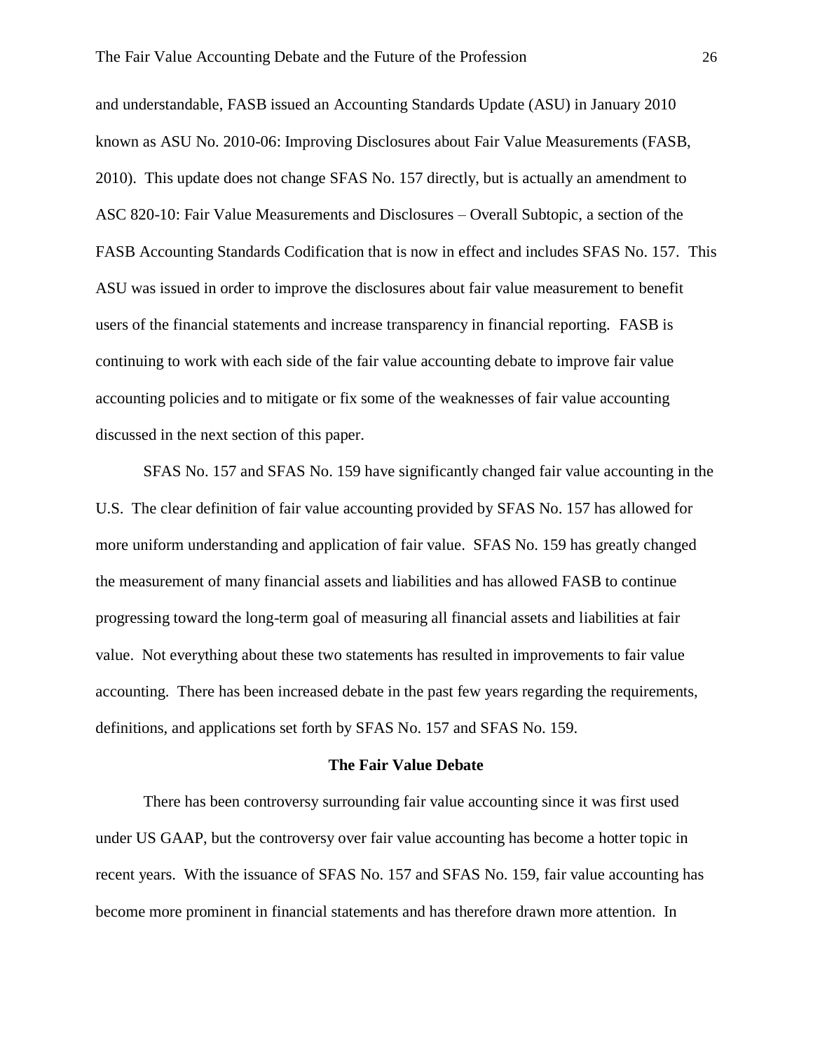and understandable, FASB issued an Accounting Standards Update (ASU) in January 2010 known as ASU No. 2010-06: Improving Disclosures about Fair Value Measurements (FASB, 2010). This update does not change SFAS No. 157 directly, but is actually an amendment to ASC 820-10: Fair Value Measurements and Disclosures – Overall Subtopic, a section of the FASB Accounting Standards Codification that is now in effect and includes SFAS No. 157. This ASU was issued in order to improve the disclosures about fair value measurement to benefit users of the financial statements and increase transparency in financial reporting. FASB is continuing to work with each side of the fair value accounting debate to improve fair value accounting policies and to mitigate or fix some of the weaknesses of fair value accounting discussed in the next section of this paper.

SFAS No. 157 and SFAS No. 159 have significantly changed fair value accounting in the U.S. The clear definition of fair value accounting provided by SFAS No. 157 has allowed for more uniform understanding and application of fair value. SFAS No. 159 has greatly changed the measurement of many financial assets and liabilities and has allowed FASB to continue progressing toward the long-term goal of measuring all financial assets and liabilities at fair value. Not everything about these two statements has resulted in improvements to fair value accounting. There has been increased debate in the past few years regarding the requirements, definitions, and applications set forth by SFAS No. 157 and SFAS No. 159.

## The Fair Value Debate

There has been controversy surrounding fair value accounting since it was first used under US GAAP, but the controversy over fair value accounting has become a hotter topic in recent years. With the issuance of SFAS No. 157 and SFAS No. 159, fair value accounting has become more prominent in financial statements and has therefore drawn more attention. In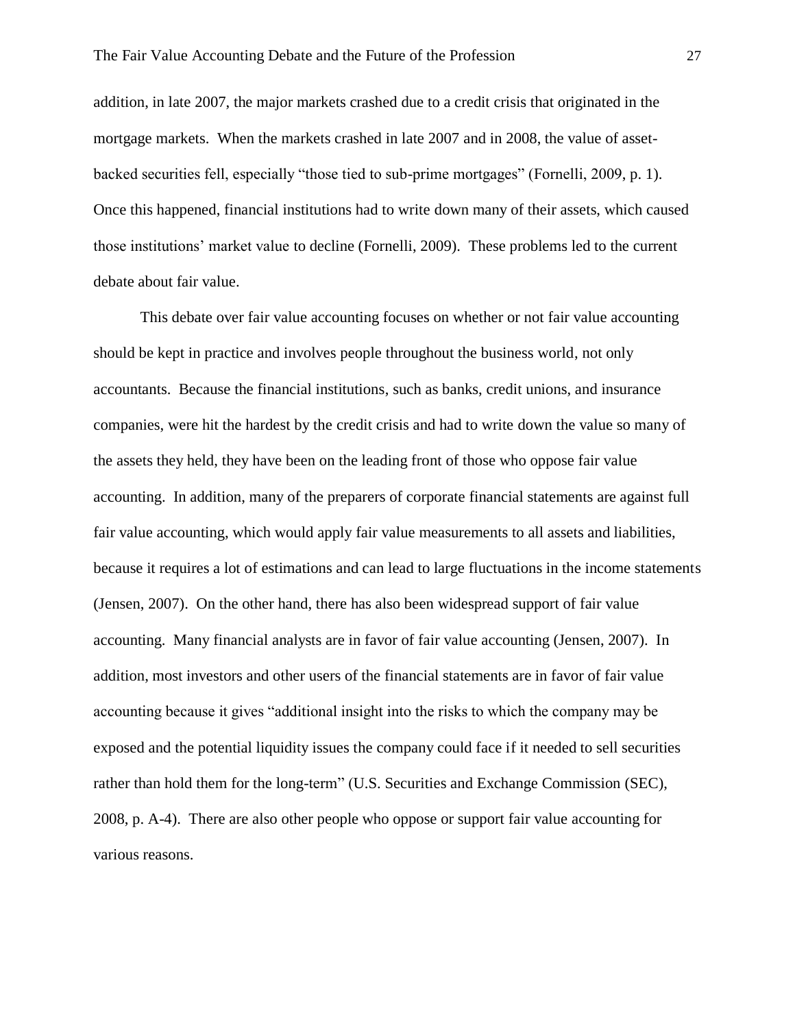addition, in late 2007, the major markets crashed due to a credit crisis that originated in the mortgage markets. When the markets crashed in late 2007 and in 2008, the value of asset-backed securities fell, especially "those tied to sub-prime mortgages" (Fornelli, 2009, p. 1). Once this happened, financial institutions had to write down many of their assets, which caused those institutions' market value to decline (Fornelli, 2009). These problems led to the current debate about fair value.

This debate over fair value accounting focuses on whether or not fair value accounting should be kept in practice and involves people throughout the business world, not only accountants. Because the financial institutions, such as banks, credit unions, and insurance companies, were hit the hardest by the credit crisis and had to write down the value so many of the assets they held, they have been on the leading front of those who oppose fair value accounting. In addition, many of the preparers of corporate financial statements are against full fair value accounting, which would apply fair value measurements to all assets and liabilities, because it requires a lot of estimations and can lead to large fluctuations in the income statements (Jensen, 2007). On the other hand, there has also been widespread support of fair value accounting. Many financial analysts are in favor of fair value accounting (Jensen, 2007). In addition, most investors and other users of the financial statements are in favor of fair value accounting because it gives "additional insight into the risks to which the company may be exposed and the potential liquidity issues the company could face if it needed to sell securities rather than hold them for the long-term" (U.S. Securities and Exchange Commission (SEC), 2008, p. A-4). There are also other people who oppose or support fair value accounting for various reasons.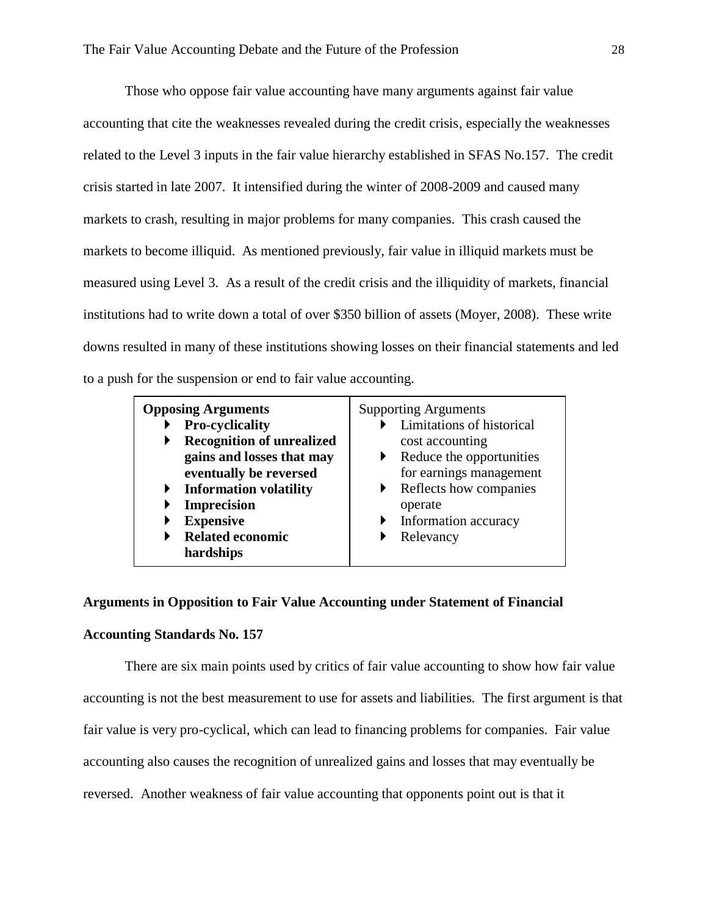Those who oppose fair value accounting have many arguments against fair value accounting that cite the weaknesses revealed during the credit crisis, especially the weaknesses related to the Level 3 inputs in the fair value hierarchy established in SFAS No.157. The credit crisis started in late 2007. It intensified during the winter of 2008-2009 and caused many markets to crash, resulting in major problems for many companies. This crash caused the markets to become illiquid. As mentioned previously, fair value in illiquid markets must be measured using Level 3. As a result of the credit crisis and the illiquidity of markets, financial institutions had to write down a total of over $350 billion of assets (Moyer, 2008). These write downs resulted in many of these institutions showing losses on their financial statements and led to a push for the suspension or end to fair value accounting.

| **Opposing Arguments** | Supporting Arguments |
| --- | --- |
| <ul><li>**Pro-cyclicality**</li><li>**Recognition of unrealized gains and losses that may eventually be reversed**</li><li>**Information volatility**</li><li>**Imprecision**</li><li>**Expensive**</li><li>**Related economic hardships**</li></ul> | <ul><li>Limitations of historical cost accounting</li><li>Reduce the opportunities for earnings management</li><li>Reflects how companies operate</li><li>Information accuracy</li><li>Relevancy</li></ul> |

**Arguments in Opposition to Fair Value Accounting under Statement of Financial Accounting Standards No. 157**

There are six main points used by critics of fair value accounting to show how fair value accounting is not the best measurement to use for assets and liabilities. The first argument is that fair value is very pro-cyclical, which can lead to financing problems for companies. Fair value accounting also causes the recognition of unrealized gains and losses that may eventually be reversed. Another weakness of fair value accounting that opponents point out is that it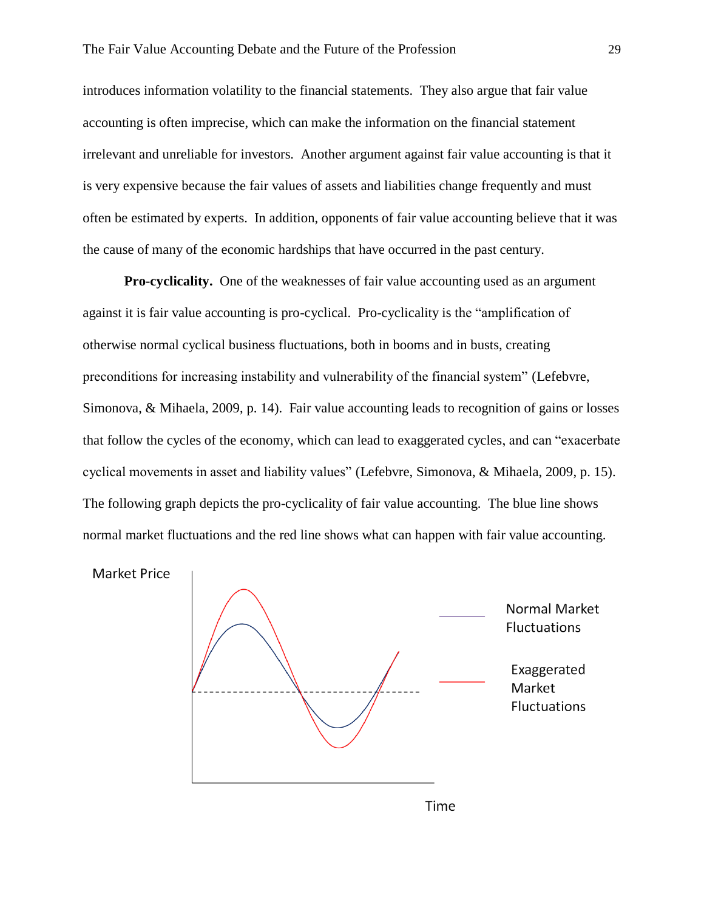introduces information volatility to the financial statements. They also argue that fair value accounting is often imprecise, which can make the information on the financial statement irrelevant and unreliable for investors. Another argument against fair value accounting is that it is very expensive because the fair values of assets and liabilities change frequently and must often be estimated by experts. In addition, opponents of fair value accounting believe that it was the cause of many of the economic hardships that have occurred in the past century.

**Pro-cyclicality.** One of the weaknesses of fair value accounting used as an argument against it is fair value accounting is pro-cyclical. Pro-cyclicality is the "amplification of otherwise normal cyclical business fluctuations, both in booms and in busts, creating preconditions for increasing instability and vulnerability of the financial system" (Lefebvre, Simonova, & Mihaela, 2009, p. 14). Fair value accounting leads to recognition of gains or losses that follow the cycles of the economy, which can lead to exaggerated cycles, and can "exacerbate cyclical movements in asset and liability values" (Lefebvre, Simonova, & Mihaela, 2009, p. 15). The following graph depicts the pro-cyclicality of fair value accounting. The blue line shows normal market fluctuations and the red line shows what can happen with fair value accounting.

Market Price

Normal Market Fluctuations

Exaggerated Market Fluctuations

Time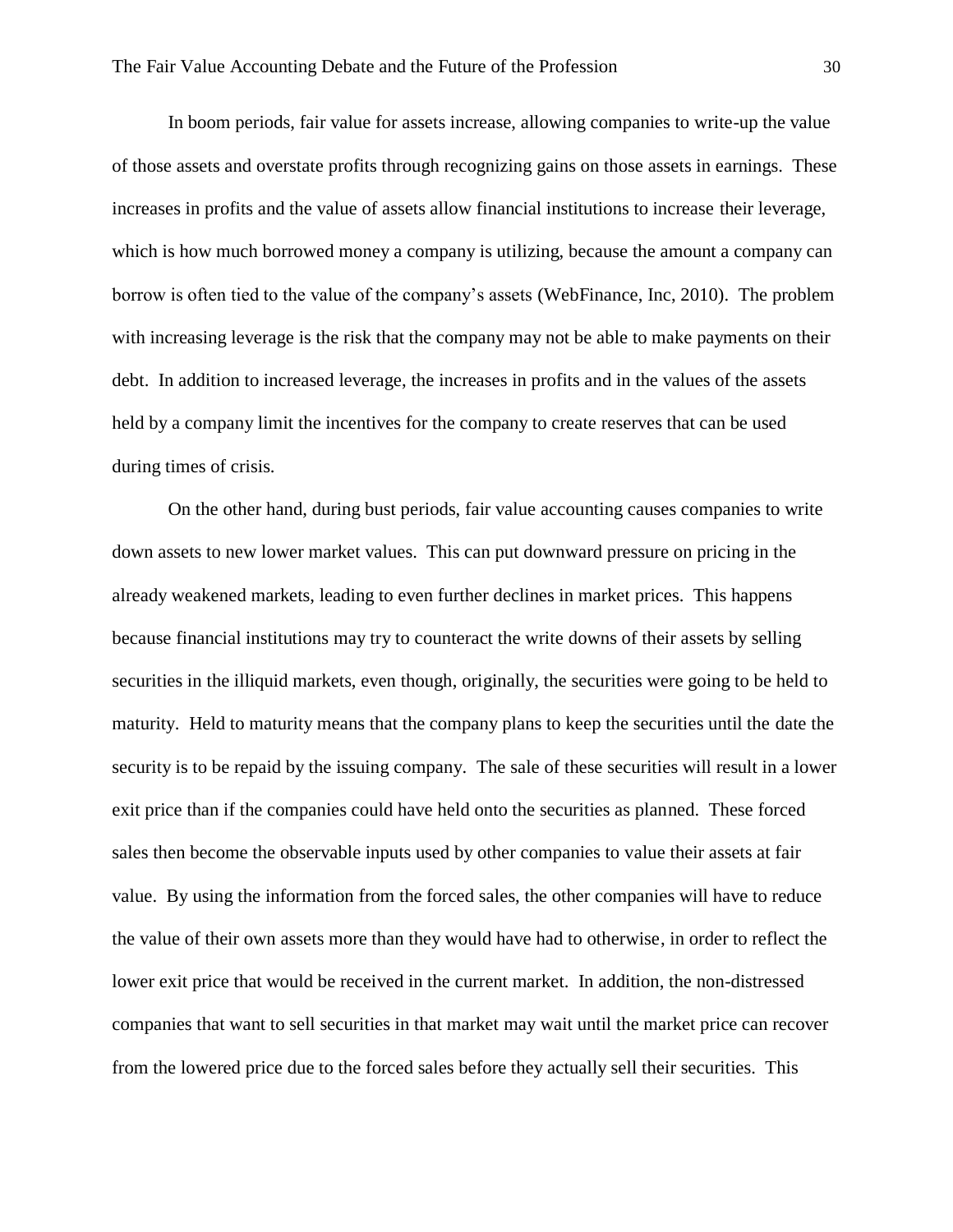In boom periods, fair value for assets increase, allowing companies to write-up the value of those assets and overstate profits through recognizing gains on those assets in earnings. These increases in profits and the value of assets allow financial institutions to increase their leverage, which is how much borrowed money a company is utilizing, because the amount a company can borrow is often tied to the value of the company's assets (WebFinance, Inc, 2010). The problem with increasing leverage is the risk that the company may not be able to make payments on their debt. In addition to increased leverage, the increases in profits and in the values of the assets held by a company limit the incentives for the company to create reserves that can be used during times of crisis.

On the other hand, during bust periods, fair value accounting causes companies to write down assets to new lower market values. This can put downward pressure on pricing in the already weakened markets, leading to even further declines in market prices. This happens because financial institutions may try to counteract the write downs of their assets by selling securities in the illiquid markets, even though, originally, the securities were going to be held to maturity. Held to maturity means that the company plans to keep the securities until the date the security is to be repaid by the issuing company. The sale of these securities will result in a lower exit price than if the companies could have held onto the securities as planned. These forced sales then become the observable inputs used by other companies to value their assets at fair value. By using the information from the forced sales, the other companies will have to reduce the value of their own assets more than they would have had to otherwise, in order to reflect the lower exit price that would be received in the current market. In addition, the non-distressed companies that want to sell securities in that market may wait until the market price can recover from the lowered price due to the forced sales before they actually sell their securities. This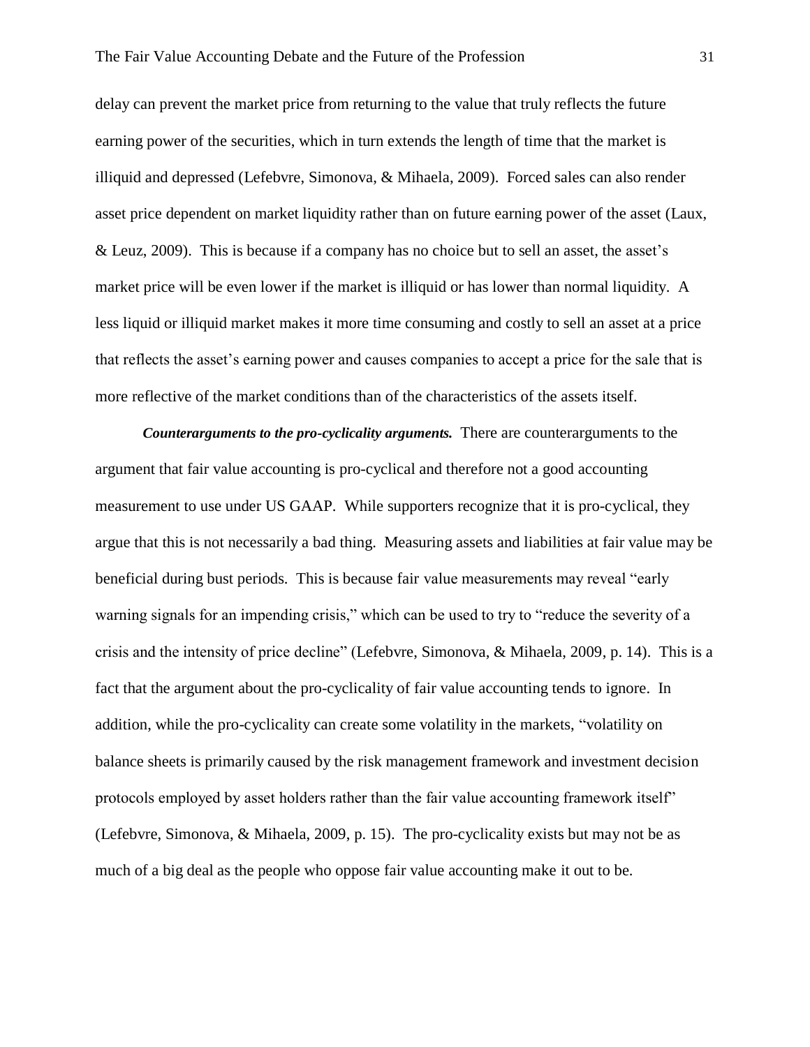delay can prevent the market price from returning to the value that truly reflects the future earning power of the securities, which in turn extends the length of time that the market is illiquid and depressed (Lefebvre, Simonova, & Mihaela, 2009). Forced sales can also render asset price dependent on market liquidity rather than on future earning power of the asset (Laux, & Leuz, 2009). This is because if a company has no choice but to sell an asset, the asset's market price will be even lower if the market is illiquid or has lower than normal liquidity. A less liquid or illiquid market makes it more time consuming and costly to sell an asset at a price that reflects the asset's earning power and causes companies to accept a price for the sale that is more reflective of the market conditions than of the characteristics of the assets itself.

***Counterarguments to the pro-cyclicality arguments.*** There are counterarguments to the argument that fair value accounting is pro-cyclical and therefore not a good accounting measurement to use under US GAAP. While supporters recognize that it is pro-cyclical, they argue that this is not necessarily a bad thing. Measuring assets and liabilities at fair value may be beneficial during bust periods. This is because fair value measurements may reveal "early warning signals for an impending crisis," which can be used to try to "reduce the severity of a crisis and the intensity of price decline" (Lefebvre, Simonova, & Mihaela, 2009, p. 14). This is a fact that the argument about the pro-cyclicality of fair value accounting tends to ignore. In addition, while the pro-cyclicality can create some volatility in the markets, "volatility on balance sheets is primarily caused by the risk management framework and investment decision protocols employed by asset holders rather than the fair value accounting framework itself" (Lefebvre, Simonova, & Mihaela, 2009, p. 15). The pro-cyclicality exists but may not be as much of a big deal as the people who oppose fair value accounting make it out to be.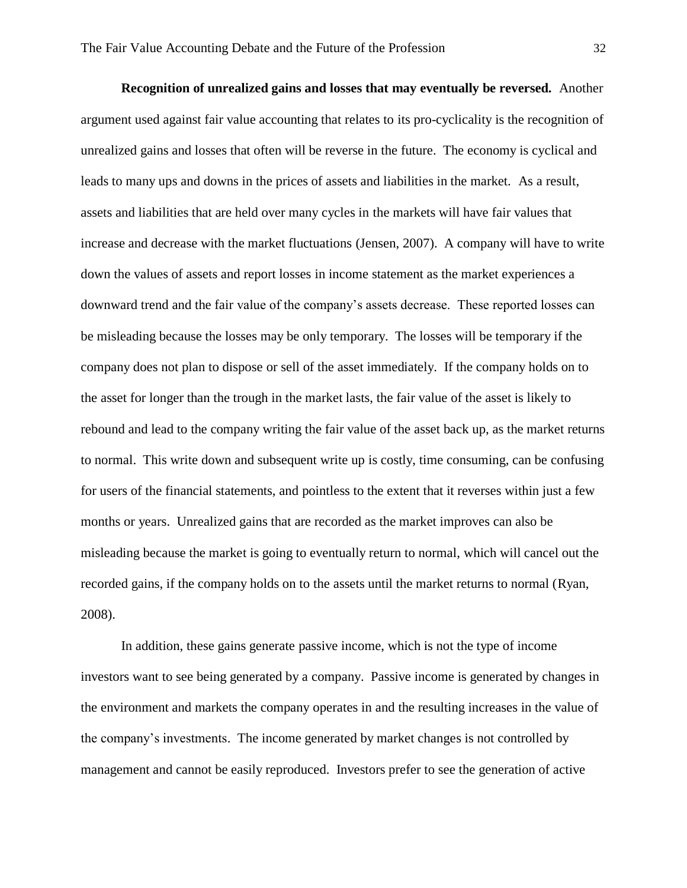**Recognition of unrealized gains and losses that may eventually be reversed.** Another argument used against fair value accounting that relates to its pro-cyclicality is the recognition of unrealized gains and losses that often will be reverse in the future. The economy is cyclical and leads to many ups and downs in the prices of assets and liabilities in the market. As a result, assets and liabilities that are held over many cycles in the markets will have fair values that increase and decrease with the market fluctuations (Jensen, 2007). A company will have to write down the values of assets and report losses in income statement as the market experiences a downward trend and the fair value of the company's assets decrease. These reported losses can be misleading because the losses may be only temporary. The losses will be temporary if the company does not plan to dispose or sell of the asset immediately. If the company holds on to the asset for longer than the trough in the market lasts, the fair value of the asset is likely to rebound and lead to the company writing the fair value of the asset back up, as the market returns to normal. This write down and subsequent write up is costly, time consuming, can be confusing for users of the financial statements, and pointless to the extent that it reverses within just a few months or years. Unrealized gains that are recorded as the market improves can also be misleading because the market is going to eventually return to normal, which will cancel out the recorded gains, if the company holds on to the assets until the market returns to normal (Ryan, 2008).

In addition, these gains generate passive income, which is not the type of income investors want to see being generated by a company. Passive income is generated by changes in the environment and markets the company operates in and the resulting increases in the value of the company's investments. The income generated by market changes is not controlled by management and cannot be easily reproduced. Investors prefer to see the generation of active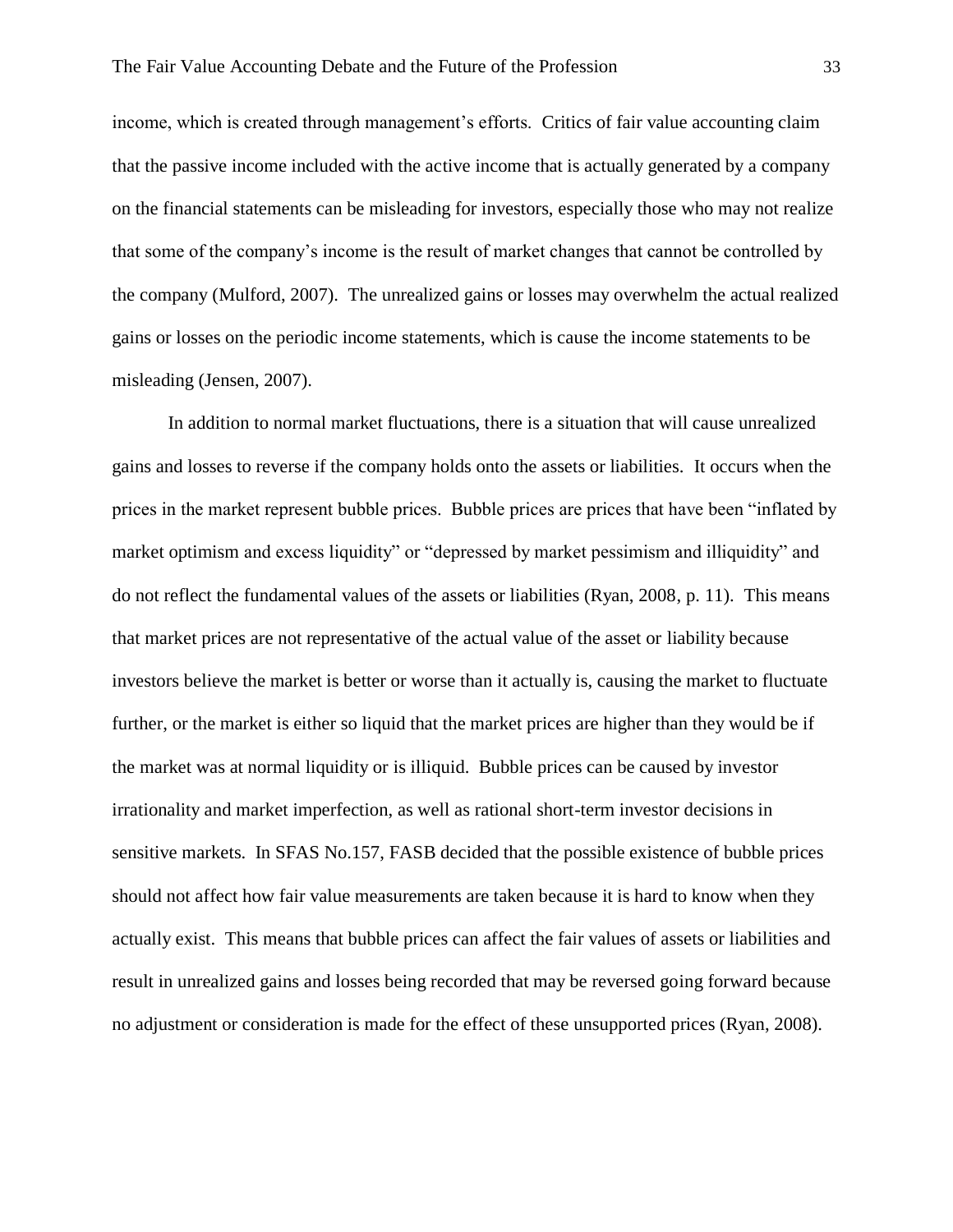income, which is created through management's efforts. Critics of fair value accounting claim that the passive income included with the active income that is actually generated by a company on the financial statements can be misleading for investors, especially those who may not realize that some of the company's income is the result of market changes that cannot be controlled by the company (Mulford, 2007). The unrealized gains or losses may overwhelm the actual realized gains or losses on the periodic income statements, which is cause the income statements to be misleading (Jensen, 2007).

In addition to normal market fluctuations, there is a situation that will cause unrealized gains and losses to reverse if the company holds onto the assets or liabilities. It occurs when the prices in the market represent bubble prices. Bubble prices are prices that have been "inflated by market optimism and excess liquidity" or "depressed by market pessimism and illiquidity" and do not reflect the fundamental values of the assets or liabilities (Ryan, 2008, p. 11). This means that market prices are not representative of the actual value of the asset or liability because investors believe the market is better or worse than it actually is, causing the market to fluctuate further, or the market is either so liquid that the market prices are higher than they would be if the market was at normal liquidity or is illiquid. Bubble prices can be caused by investor irrationality and market imperfection, as well as rational short-term investor decisions in sensitive markets. In SFAS No.157, FASB decided that the possible existence of bubble prices should not affect how fair value measurements are taken because it is hard to know when they actually exist. This means that bubble prices can affect the fair values of assets or liabilities and result in unrealized gains and losses being recorded that may be reversed going forward because no adjustment or consideration is made for the effect of these unsupported prices (Ryan, 2008).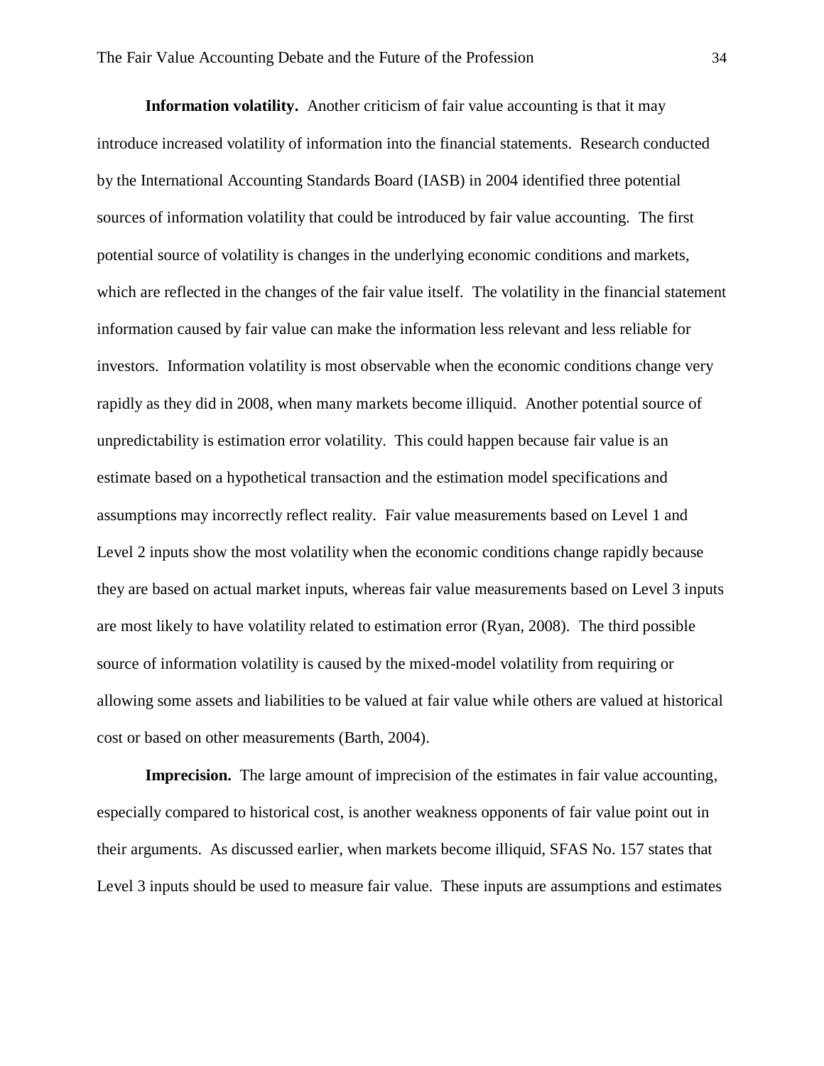**Information volatility.** Another criticism of fair value accounting is that it may introduce increased volatility of information into the financial statements. Research conducted by the International Accounting Standards Board (IASB) in 2004 identified three potential sources of information volatility that could be introduced by fair value accounting. The first potential source of volatility is changes in the underlying economic conditions and markets, which are reflected in the changes of the fair value itself. The volatility in the financial statement information caused by fair value can make the information less relevant and less reliable for investors. Information volatility is most observable when the economic conditions change very rapidly as they did in 2008, when many markets become illiquid. Another potential source of unpredictability is estimation error volatility. This could happen because fair value is an estimate based on a hypothetical transaction and the estimation model specifications and assumptions may incorrectly reflect reality. Fair value measurements based on Level 1 and Level 2 inputs show the most volatility when the economic conditions change rapidly because they are based on actual market inputs, whereas fair value measurements based on Level 3 inputs are most likely to have volatility related to estimation error (Ryan, 2008). The third possible source of information volatility is caused by the mixed-model volatility from requiring or allowing some assets and liabilities to be valued at fair value while others are valued at historical cost or based on other measurements (Barth, 2004).

**Imprecision.** The large amount of imprecision of the estimates in fair value accounting, especially compared to historical cost, is another weakness opponents of fair value point out in their arguments. As discussed earlier, when markets become illiquid, SFAS No. 157 states that Level 3 inputs should be used to measure fair value. These inputs are assumptions and estimates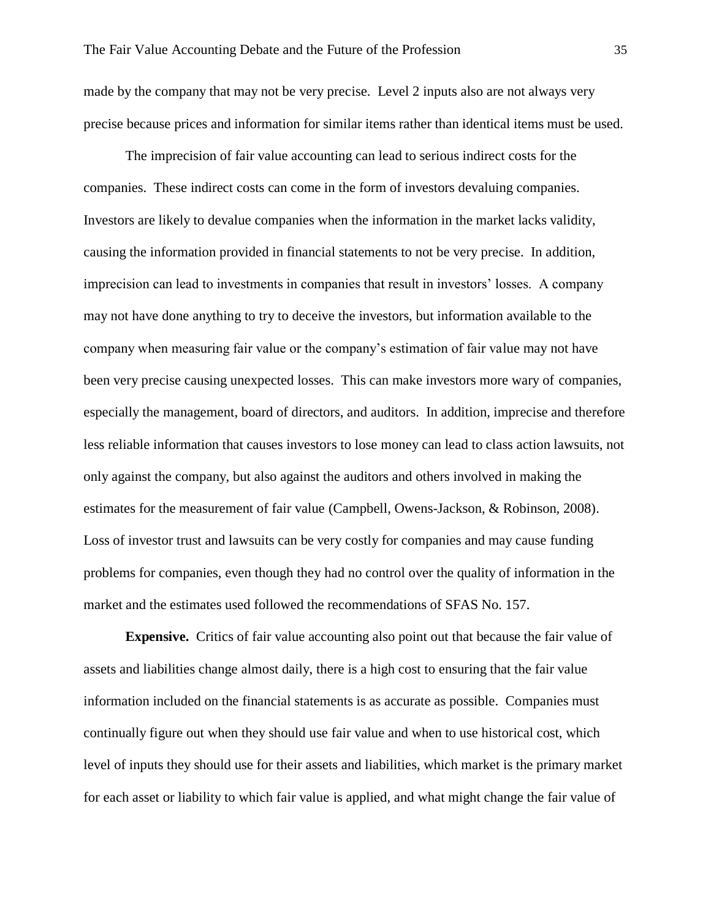made by the company that may not be very precise. Level 2 inputs also are not always very precise because prices and information for similar items rather than identical items must be used.

The imprecision of fair value accounting can lead to serious indirect costs for the companies. These indirect costs can come in the form of investors devaluing companies. Investors are likely to devalue companies when the information in the market lacks validity, causing the information provided in financial statements to not be very precise. In addition, imprecision can lead to investments in companies that result in investors' losses. A company may not have done anything to try to deceive the investors, but information available to the company when measuring fair value or the company's estimation of fair value may not have been very precise causing unexpected losses. This can make investors more wary of companies, especially the management, board of directors, and auditors. In addition, imprecise and therefore less reliable information that causes investors to lose money can lead to class action lawsuits, not only against the company, but also against the auditors and others involved in making the estimates for the measurement of fair value (Campbell, Owens-Jackson, & Robinson, 2008). Loss of investor trust and lawsuits can be very costly for companies and may cause funding problems for companies, even though they had no control over the quality of information in the market and the estimates used followed the recommendations of SFAS No. 157.

**Expensive.** Critics of fair value accounting also point out that because the fair value of assets and liabilities change almost daily, there is a high cost to ensuring that the fair value information included on the financial statements is as accurate as possible. Companies must continually figure out when they should use fair value and when to use historical cost, which level of inputs they should use for their assets and liabilities, which market is the primary market for each asset or liability to which fair value is applied, and what might change the fair value of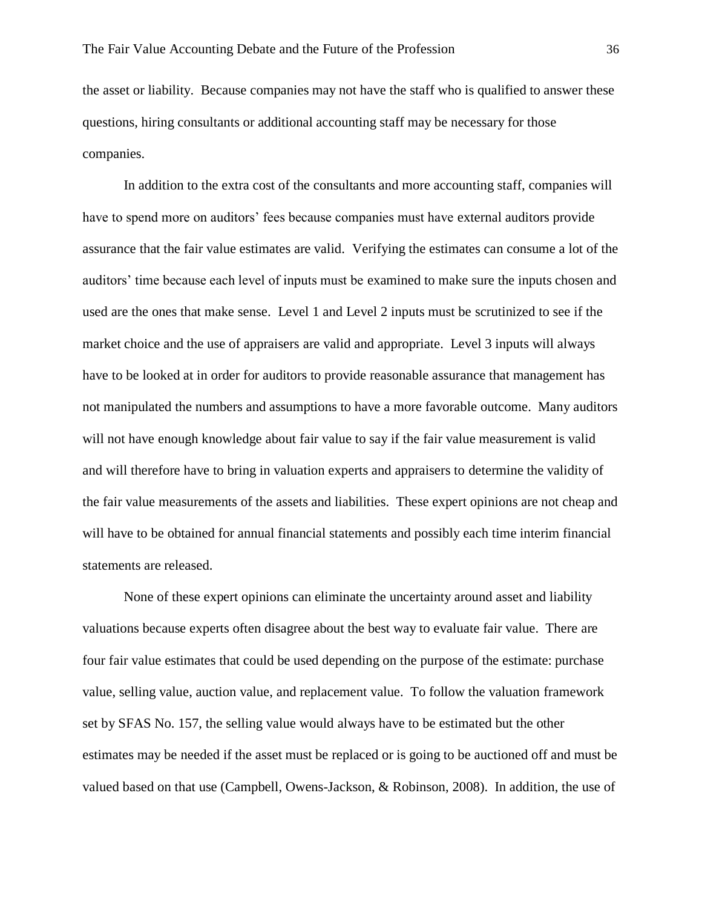the asset or liability. Because companies may not have the staff who is qualified to answer these questions, hiring consultants or additional accounting staff may be necessary for those companies.

In addition to the extra cost of the consultants and more accounting staff, companies will have to spend more on auditors' fees because companies must have external auditors provide assurance that the fair value estimates are valid. Verifying the estimates can consume a lot of the auditors' time because each level of inputs must be examined to make sure the inputs chosen and used are the ones that make sense. Level 1 and Level 2 inputs must be scrutinized to see if the market choice and the use of appraisers are valid and appropriate. Level 3 inputs will always have to be looked at in order for auditors to provide reasonable assurance that management has not manipulated the numbers and assumptions to have a more favorable outcome. Many auditors will not have enough knowledge about fair value to say if the fair value measurement is valid and will therefore have to bring in valuation experts and appraisers to determine the validity of the fair value measurements of the assets and liabilities. These expert opinions are not cheap and will have to be obtained for annual financial statements and possibly each time interim financial statements are released.

None of these expert opinions can eliminate the uncertainty around asset and liability valuations because experts often disagree about the best way to evaluate fair value. There are four fair value estimates that could be used depending on the purpose of the estimate: purchase value, selling value, auction value, and replacement value. To follow the valuation framework set by SFAS No. 157, the selling value would always have to be estimated but the other estimates may be needed if the asset must be replaced or is going to be auctioned off and must be valued based on that use (Campbell, Owens-Jackson, & Robinson, 2008). In addition, the use of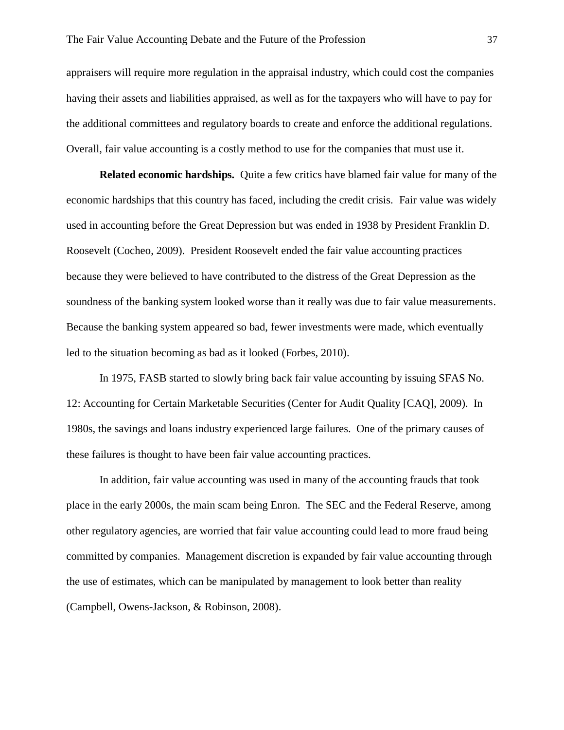appraisers will require more regulation in the appraisal industry, which could cost the companies having their assets and liabilities appraised, as well as for the taxpayers who will have to pay for the additional committees and regulatory boards to create and enforce the additional regulations. Overall, fair value accounting is a costly method to use for the companies that must use it.

**Related economic hardships.** Quite a few critics have blamed fair value for many of the economic hardships that this country has faced, including the credit crisis. Fair value was widely used in accounting before the Great Depression but was ended in 1938 by President Franklin D. Roosevelt (Cocheo, 2009). President Roosevelt ended the fair value accounting practices because they were believed to have contributed to the distress of the Great Depression as the soundness of the banking system looked worse than it really was due to fair value measurements. Because the banking system appeared so bad, fewer investments were made, which eventually led to the situation becoming as bad as it looked (Forbes, 2010).

In 1975, FASB started to slowly bring back fair value accounting by issuing SFAS No. 12: Accounting for Certain Marketable Securities (Center for Audit Quality [CAQ], 2009). In 1980s, the savings and loans industry experienced large failures. One of the primary causes of these failures is thought to have been fair value accounting practices.

In addition, fair value accounting was used in many of the accounting frauds that took place in the early 2000s, the main scam being Enron. The SEC and the Federal Reserve, among other regulatory agencies, are worried that fair value accounting could lead to more fraud being committed by companies. Management discretion is expanded by fair value accounting through the use of estimates, which can be manipulated by management to look better than reality (Campbell, Owens-Jackson, & Robinson, 2008).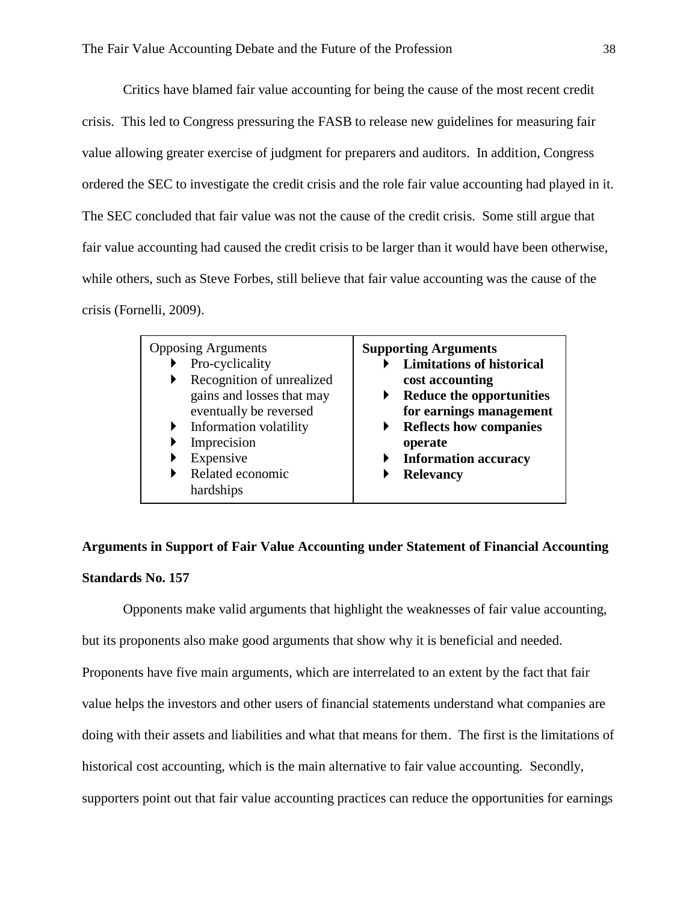Critics have blamed fair value accounting for being the cause of the most recent credit crisis. This led to Congress pressuring the FASB to release new guidelines for measuring fair value allowing greater exercise of judgment for preparers and auditors. In addition, Congress ordered the SEC to investigate the credit crisis and the role fair value accounting had played in it. The SEC concluded that fair value was not the cause of the credit crisis. Some still argue that fair value accounting had caused the credit crisis to be larger than it would have been otherwise, while others, such as Steve Forbes, still believe that fair value accounting was the cause of the crisis (Fornelli, 2009).

| Opposing Arguments | **Supporting Arguments** |
| --- | --- |
| ▸ Pro-cyclicality<br>▸ Recognition of unrealized gains and losses that may eventually be reversed<br>▸ Information volatility<br>▸ Imprecision<br>▸ Expensive<br>▸ Related economic hardships | ▸ **Limitations of historical cost accounting**<br>▸ **Reduce the opportunities for earnings management**<br>▸ **Reflects how companies operate**<br>▸ **Information accuracy**<br>▸ **Relevancy** |

**Arguments in Support of Fair Value Accounting under Statement of Financial Accounting Standards No. 157**

Opponents make valid arguments that highlight the weaknesses of fair value accounting, but its proponents also make good arguments that show why it is beneficial and needed. Proponents have five main arguments, which are interrelated to an extent by the fact that fair value helps the investors and other users of financial statements understand what companies are doing with their assets and liabilities and what that means for them. The first is the limitations of historical cost accounting, which is the main alternative to fair value accounting. Secondly, supporters point out that fair value accounting practices can reduce the opportunities for earnings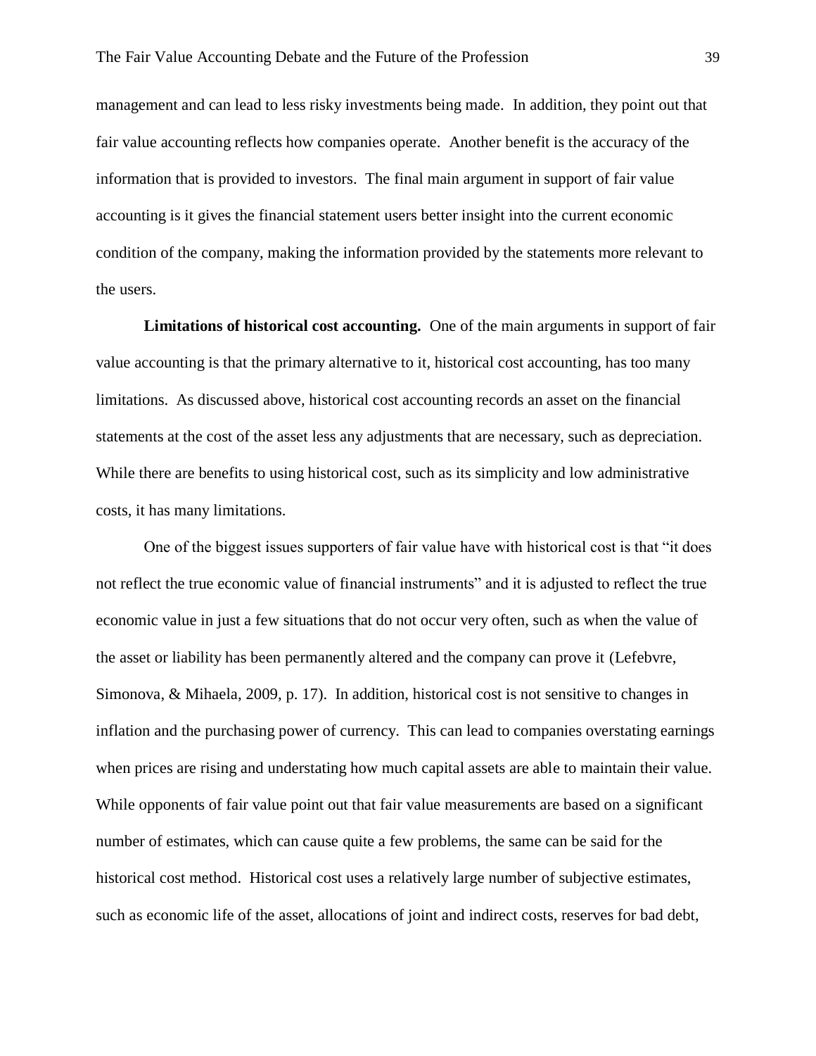management and can lead to less risky investments being made. In addition, they point out that fair value accounting reflects how companies operate. Another benefit is the accuracy of the information that is provided to investors. The final main argument in support of fair value accounting is it gives the financial statement users better insight into the current economic condition of the company, making the information provided by the statements more relevant to the users.

**Limitations of historical cost accounting.** One of the main arguments in support of fair value accounting is that the primary alternative to it, historical cost accounting, has too many limitations. As discussed above, historical cost accounting records an asset on the financial statements at the cost of the asset less any adjustments that are necessary, such as depreciation. While there are benefits to using historical cost, such as its simplicity and low administrative costs, it has many limitations.

One of the biggest issues supporters of fair value have with historical cost is that "it does not reflect the true economic value of financial instruments" and it is adjusted to reflect the true economic value in just a few situations that do not occur very often, such as when the value of the asset or liability has been permanently altered and the company can prove it (Lefebvre, Simonova, & Mihaela, 2009, p. 17). In addition, historical cost is not sensitive to changes in inflation and the purchasing power of currency. This can lead to companies overstating earnings when prices are rising and understating how much capital assets are able to maintain their value. While opponents of fair value point out that fair value measurements are based on a significant number of estimates, which can cause quite a few problems, the same can be said for the historical cost method. Historical cost uses a relatively large number of subjective estimates, such as economic life of the asset, allocations of joint and indirect costs, reserves for bad debt,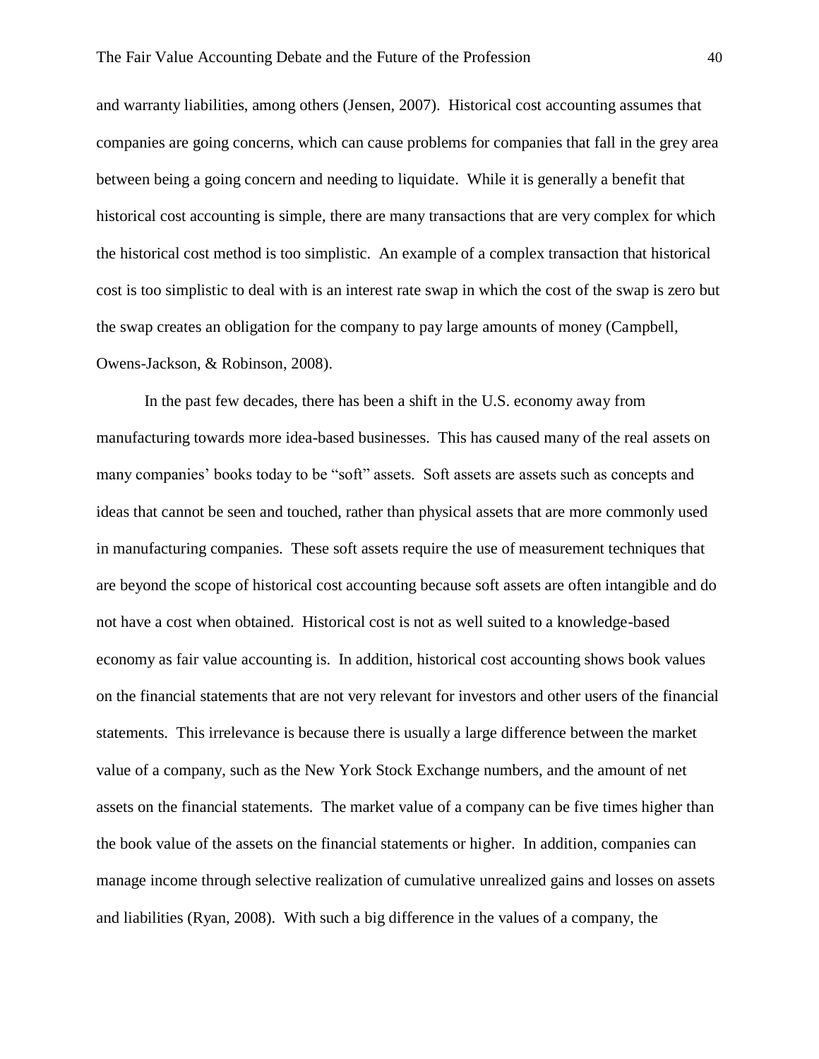and warranty liabilities, among others (Jensen, 2007). Historical cost accounting assumes that companies are going concerns, which can cause problems for companies that fall in the grey area between being a going concern and needing to liquidate. While it is generally a benefit that historical cost accounting is simple, there are many transactions that are very complex for which the historical cost method is too simplistic. An example of a complex transaction that historical cost is too simplistic to deal with is an interest rate swap in which the cost of the swap is zero but the swap creates an obligation for the company to pay large amounts of money (Campbell, Owens-Jackson, & Robinson, 2008).

In the past few decades, there has been a shift in the U.S. economy away from manufacturing towards more idea-based businesses. This has caused many of the real assets on many companies' books today to be "soft" assets. Soft assets are assets such as concepts and ideas that cannot be seen and touched, rather than physical assets that are more commonly used in manufacturing companies. These soft assets require the use of measurement techniques that are beyond the scope of historical cost accounting because soft assets are often intangible and do not have a cost when obtained. Historical cost is not as well suited to a knowledge-based economy as fair value accounting is. In addition, historical cost accounting shows book values on the financial statements that are not very relevant for investors and other users of the financial statements. This irrelevance is because there is usually a large difference between the market value of a company, such as the New York Stock Exchange numbers, and the amount of net assets on the financial statements. The market value of a company can be five times higher than the book value of the assets on the financial statements or higher. In addition, companies can manage income through selective realization of cumulative unrealized gains and losses on assets and liabilities (Ryan, 2008). With such a big difference in the values of a company, the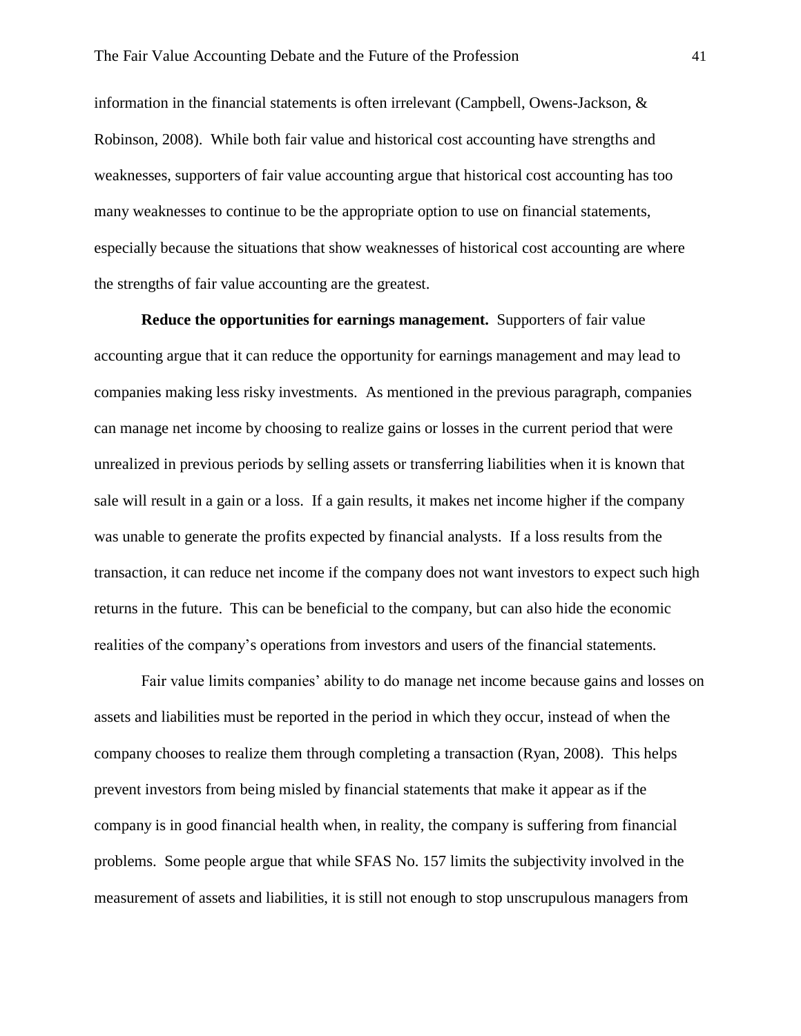information in the financial statements is often irrelevant (Campbell, Owens-Jackson, & Robinson, 2008). While both fair value and historical cost accounting have strengths and weaknesses, supporters of fair value accounting argue that historical cost accounting has too many weaknesses to continue to be the appropriate option to use on financial statements, especially because the situations that show weaknesses of historical cost accounting are where the strengths of fair value accounting are the greatest.

**Reduce the opportunities for earnings management.** Supporters of fair value accounting argue that it can reduce the opportunity for earnings management and may lead to companies making less risky investments. As mentioned in the previous paragraph, companies can manage net income by choosing to realize gains or losses in the current period that were unrealized in previous periods by selling assets or transferring liabilities when it is known that sale will result in a gain or a loss. If a gain results, it makes net income higher if the company was unable to generate the profits expected by financial analysts. If a loss results from the transaction, it can reduce net income if the company does not want investors to expect such high returns in the future. This can be beneficial to the company, but can also hide the economic realities of the company's operations from investors and users of the financial statements.

Fair value limits companies' ability to do manage net income because gains and losses on assets and liabilities must be reported in the period in which they occur, instead of when the company chooses to realize them through completing a transaction (Ryan, 2008). This helps prevent investors from being misled by financial statements that make it appear as if the company is in good financial health when, in reality, the company is suffering from financial problems. Some people argue that while SFAS No. 157 limits the subjectivity involved in the measurement of assets and liabilities, it is still not enough to stop unscrupulous managers from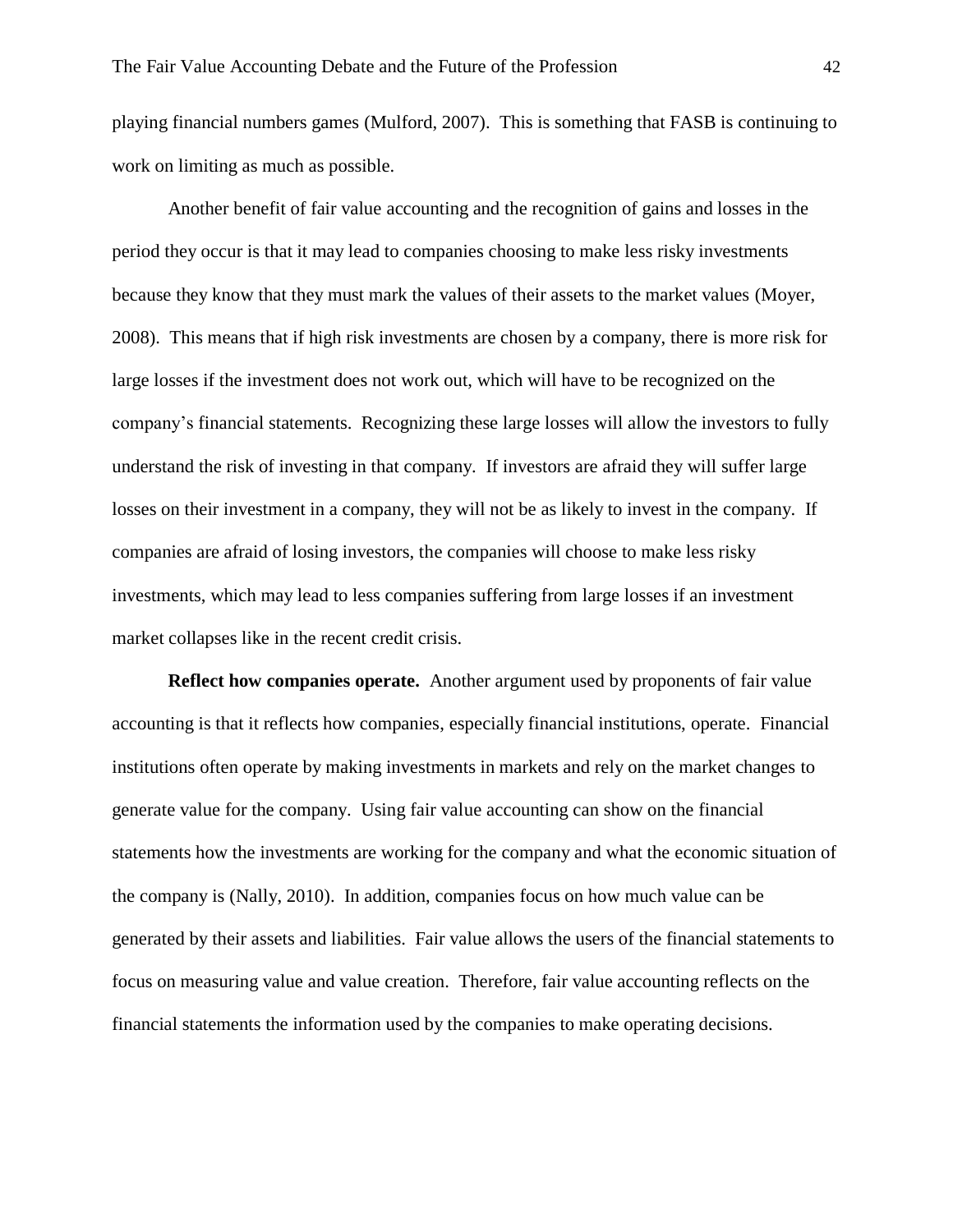playing financial numbers games (Mulford, 2007). This is something that FASB is continuing to work on limiting as much as possible.

Another benefit of fair value accounting and the recognition of gains and losses in the period they occur is that it may lead to companies choosing to make less risky investments because they know that they must mark the values of their assets to the market values (Moyer, 2008). This means that if high risk investments are chosen by a company, there is more risk for large losses if the investment does not work out, which will have to be recognized on the company's financial statements. Recognizing these large losses will allow the investors to fully understand the risk of investing in that company. If investors are afraid they will suffer large losses on their investment in a company, they will not be as likely to invest in the company. If companies are afraid of losing investors, the companies will choose to make less risky investments, which may lead to less companies suffering from large losses if an investment market collapses like in the recent credit crisis.

**Reflect how companies operate.** Another argument used by proponents of fair value accounting is that it reflects how companies, especially financial institutions, operate. Financial institutions often operate by making investments in markets and rely on the market changes to generate value for the company. Using fair value accounting can show on the financial statements how the investments are working for the company and what the economic situation of the company is (Nally, 2010). In addition, companies focus on how much value can be generated by their assets and liabilities. Fair value allows the users of the financial statements to focus on measuring value and value creation. Therefore, fair value accounting reflects on the financial statements the information used by the companies to make operating decisions.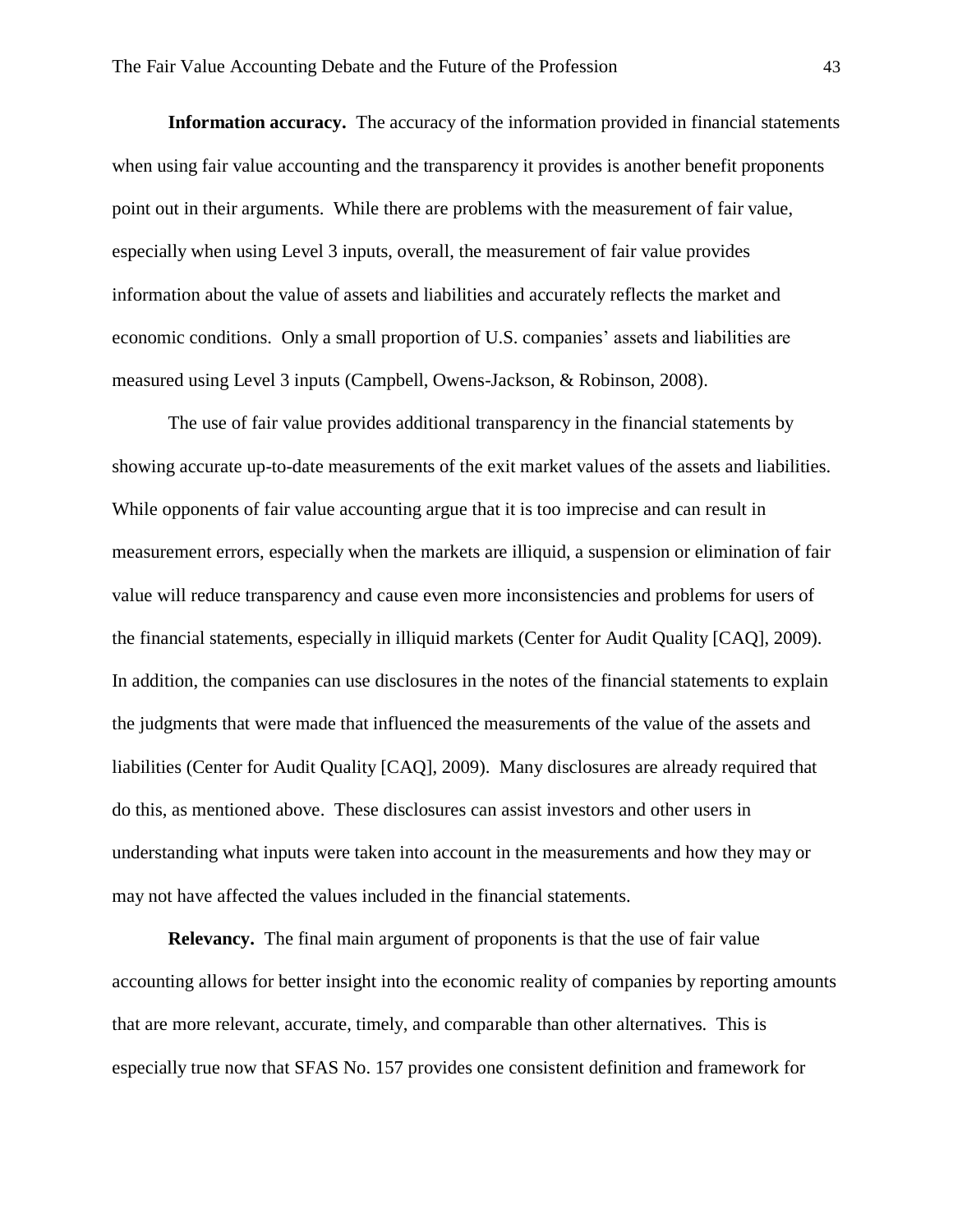**Information accuracy.** The accuracy of the information provided in financial statements when using fair value accounting and the transparency it provides is another benefit proponents point out in their arguments. While there are problems with the measurement of fair value, especially when using Level 3 inputs, overall, the measurement of fair value provides information about the value of assets and liabilities and accurately reflects the market and economic conditions. Only a small proportion of U.S. companies' assets and liabilities are measured using Level 3 inputs (Campbell, Owens-Jackson, & Robinson, 2008).

The use of fair value provides additional transparency in the financial statements by showing accurate up-to-date measurements of the exit market values of the assets and liabilities. While opponents of fair value accounting argue that it is too imprecise and can result in measurement errors, especially when the markets are illiquid, a suspension or elimination of fair value will reduce transparency and cause even more inconsistencies and problems for users of the financial statements, especially in illiquid markets (Center for Audit Quality [CAQ], 2009). In addition, the companies can use disclosures in the notes of the financial statements to explain the judgments that were made that influenced the measurements of the value of the assets and liabilities (Center for Audit Quality [CAQ], 2009). Many disclosures are already required that do this, as mentioned above. These disclosures can assist investors and other users in understanding what inputs were taken into account in the measurements and how they may or may not have affected the values included in the financial statements.

**Relevancy.** The final main argument of proponents is that the use of fair value accounting allows for better insight into the economic reality of companies by reporting amounts that are more relevant, accurate, timely, and comparable than other alternatives. This is especially true now that SFAS No. 157 provides one consistent definition and framework for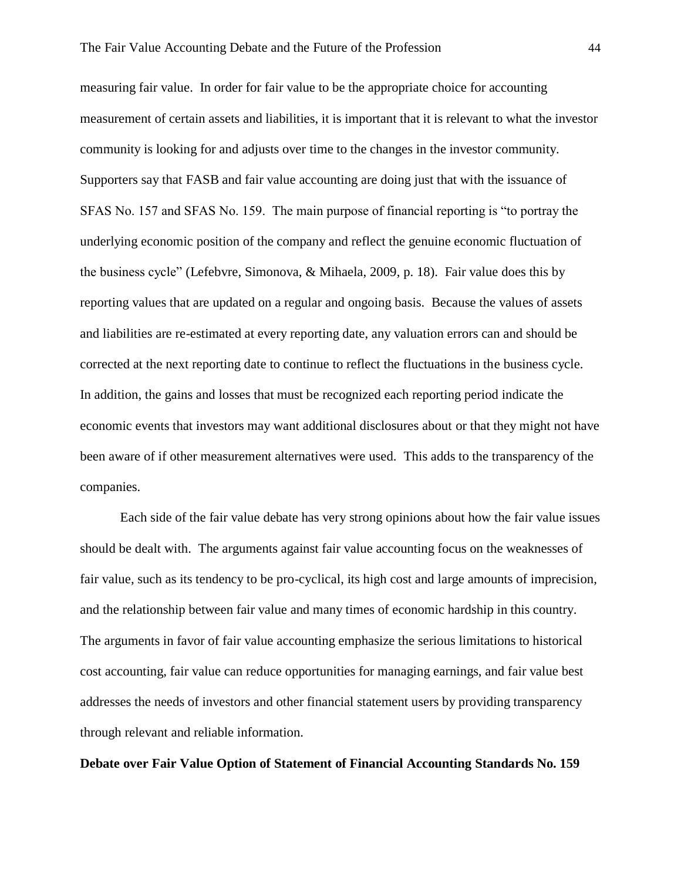measuring fair value. In order for fair value to be the appropriate choice for accounting measurement of certain assets and liabilities, it is important that it is relevant to what the investor community is looking for and adjusts over time to the changes in the investor community. Supporters say that FASB and fair value accounting are doing just that with the issuance of SFAS No. 157 and SFAS No. 159. The main purpose of financial reporting is "to portray the underlying economic position of the company and reflect the genuine economic fluctuation of the business cycle" (Lefebvre, Simonova, & Mihaela, 2009, p. 18). Fair value does this by reporting values that are updated on a regular and ongoing basis. Because the values of assets and liabilities are re-estimated at every reporting date, any valuation errors can and should be corrected at the next reporting date to continue to reflect the fluctuations in the business cycle. In addition, the gains and losses that must be recognized each reporting period indicate the economic events that investors may want additional disclosures about or that they might not have been aware of if other measurement alternatives were used. This adds to the transparency of the companies.

Each side of the fair value debate has very strong opinions about how the fair value issues should be dealt with. The arguments against fair value accounting focus on the weaknesses of fair value, such as its tendency to be pro-cyclical, its high cost and large amounts of imprecision, and the relationship between fair value and many times of economic hardship in this country. The arguments in favor of fair value accounting emphasize the serious limitations to historical cost accounting, fair value can reduce opportunities for managing earnings, and fair value best addresses the needs of investors and other financial statement users by providing transparency through relevant and reliable information.

**Debate over Fair Value Option of Statement of Financial Accounting Standards No. 159**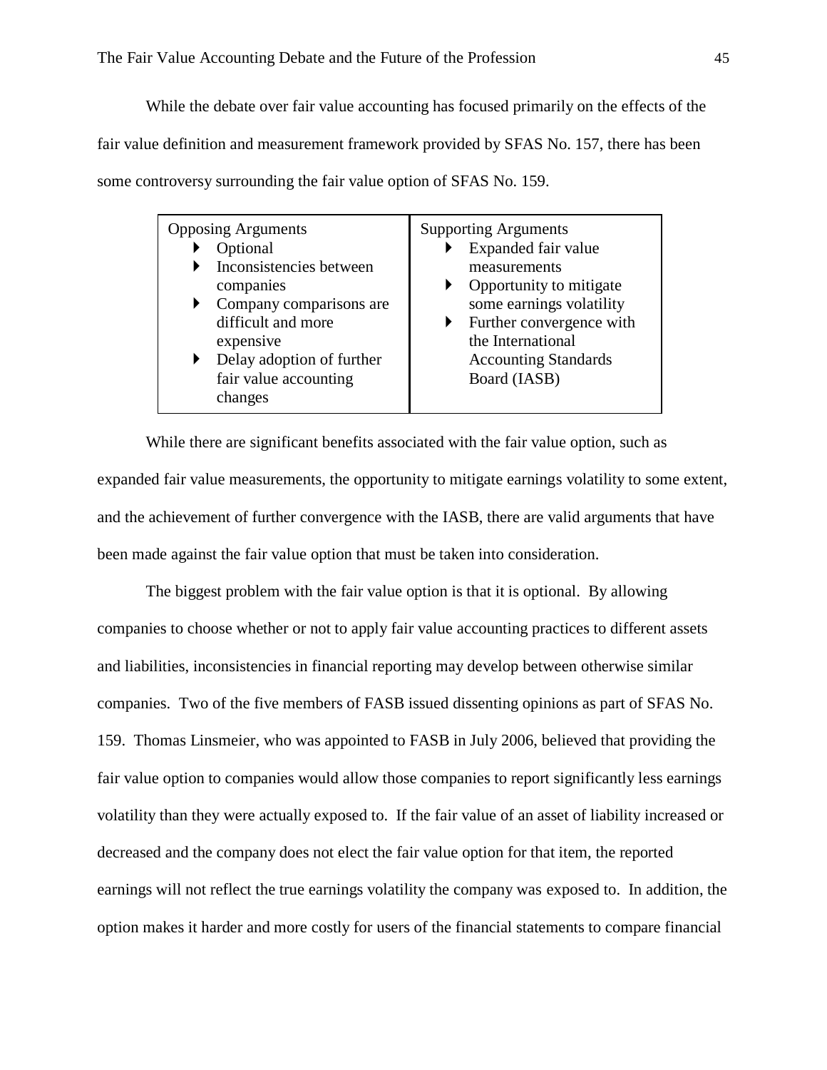While the debate over fair value accounting has focused primarily on the effects of the fair value definition and measurement framework provided by SFAS No. 157, there has been some controversy surrounding the fair value option of SFAS No. 159.

| Opposing Arguments | Supporting Arguments |
| --- | --- |
| ▶ Optional<br>▶ Inconsistencies between companies<br>▶ Company comparisons are difficult and more expensive<br>▶ Delay adoption of further fair value accounting changes | ▶ Expanded fair value measurements<br>▶ Opportunity to mitigate some earnings volatility<br>▶ Further convergence with the International Accounting Standards Board (IASB) |

While there are significant benefits associated with the fair value option, such as expanded fair value measurements, the opportunity to mitigate earnings volatility to some extent, and the achievement of further convergence with the IASB, there are valid arguments that have been made against the fair value option that must be taken into consideration.

The biggest problem with the fair value option is that it is optional. By allowing companies to choose whether or not to apply fair value accounting practices to different assets and liabilities, inconsistencies in financial reporting may develop between otherwise similar companies. Two of the five members of FASB issued dissenting opinions as part of SFAS No. 159. Thomas Linsmeier, who was appointed to FASB in July 2006, believed that providing the fair value option to companies would allow those companies to report significantly less earnings volatility than they were actually exposed to. If the fair value of an asset of liability increased or decreased and the company does not elect the fair value option for that item, the reported earnings will not reflect the true earnings volatility the company was exposed to. In addition, the option makes it harder and more costly for users of the financial statements to compare financial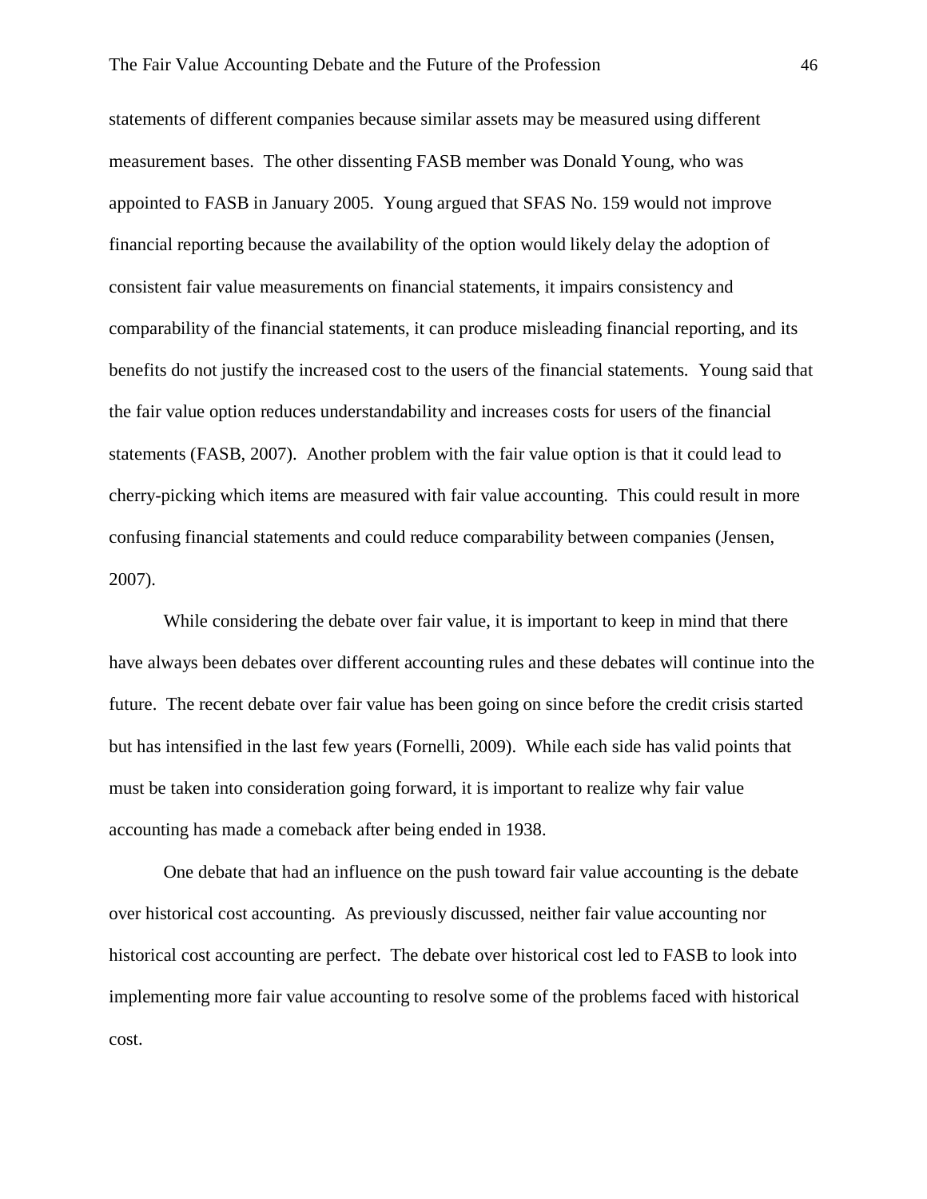statements of different companies because similar assets may be measured using different measurement bases. The other dissenting FASB member was Donald Young, who was appointed to FASB in January 2005. Young argued that SFAS No. 159 would not improve financial reporting because the availability of the option would likely delay the adoption of consistent fair value measurements on financial statements, it impairs consistency and comparability of the financial statements, it can produce misleading financial reporting, and its benefits do not justify the increased cost to the users of the financial statements. Young said that the fair value option reduces understandability and increases costs for users of the financial statements (FASB, 2007). Another problem with the fair value option is that it could lead to cherry-picking which items are measured with fair value accounting. This could result in more confusing financial statements and could reduce comparability between companies (Jensen, 2007).

While considering the debate over fair value, it is important to keep in mind that there have always been debates over different accounting rules and these debates will continue into the future. The recent debate over fair value has been going on since before the credit crisis started but has intensified in the last few years (Fornelli, 2009). While each side has valid points that must be taken into consideration going forward, it is important to realize why fair value accounting has made a comeback after being ended in 1938.

One debate that had an influence on the push toward fair value accounting is the debate over historical cost accounting. As previously discussed, neither fair value accounting nor historical cost accounting are perfect. The debate over historical cost led to FASB to look into implementing more fair value accounting to resolve some of the problems faced with historical cost.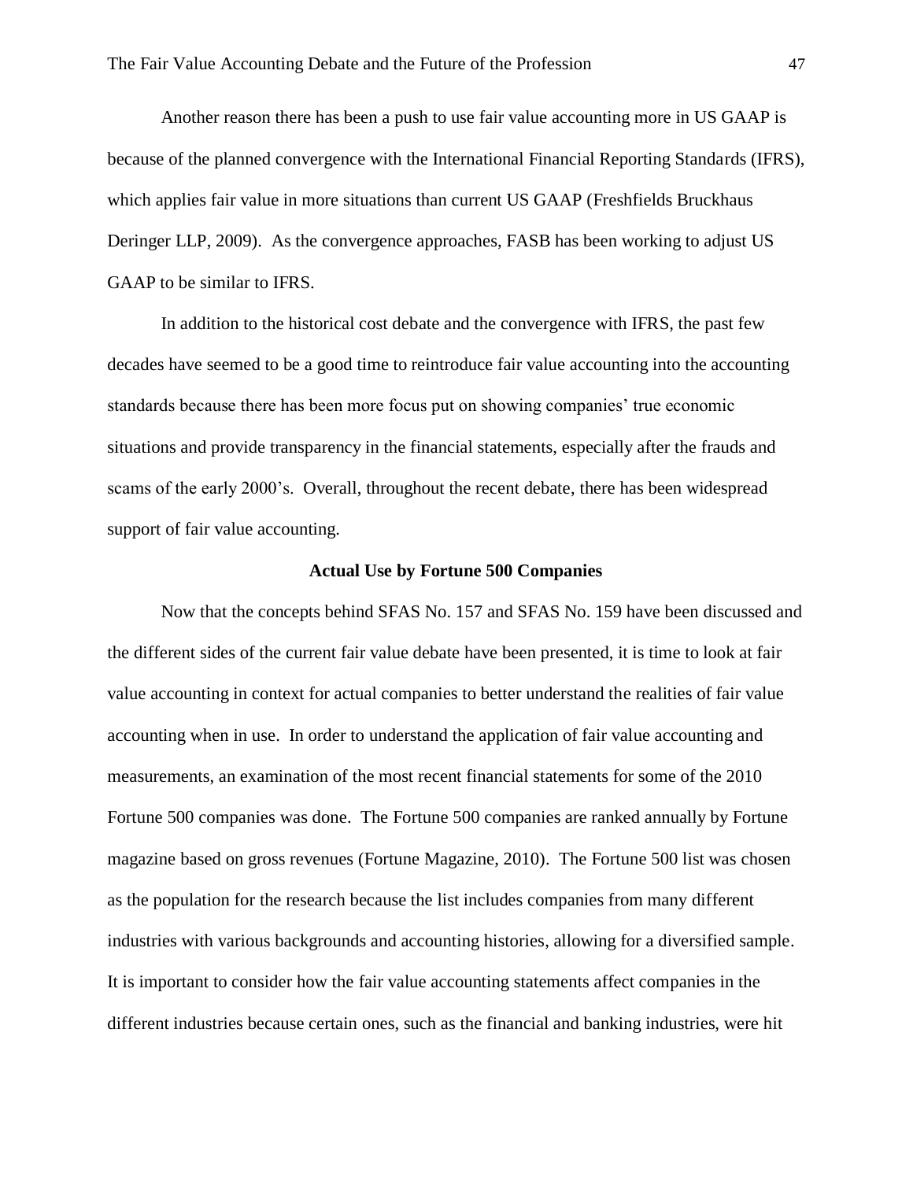Another reason there has been a push to use fair value accounting more in US GAAP is because of the planned convergence with the International Financial Reporting Standards (IFRS), which applies fair value in more situations than current US GAAP (Freshfields Bruckhaus Deringer LLP, 2009). As the convergence approaches, FASB has been working to adjust US GAAP to be similar to IFRS.

In addition to the historical cost debate and the convergence with IFRS, the past few decades have seemed to be a good time to reintroduce fair value accounting into the accounting standards because there has been more focus put on showing companies' true economic situations and provide transparency in the financial statements, especially after the frauds and scams of the early 2000's. Overall, throughout the recent debate, there has been widespread support of fair value accounting.

## Actual Use by Fortune 500 Companies

Now that the concepts behind SFAS No. 157 and SFAS No. 159 have been discussed and the different sides of the current fair value debate have been presented, it is time to look at fair value accounting in context for actual companies to better understand the realities of fair value accounting when in use. In order to understand the application of fair value accounting and measurements, an examination of the most recent financial statements for some of the 2010 Fortune 500 companies was done. The Fortune 500 companies are ranked annually by Fortune magazine based on gross revenues (Fortune Magazine, 2010). The Fortune 500 list was chosen as the population for the research because the list includes companies from many different industries with various backgrounds and accounting histories, allowing for a diversified sample. It is important to consider how the fair value accounting statements affect companies in the different industries because certain ones, such as the financial and banking industries, were hit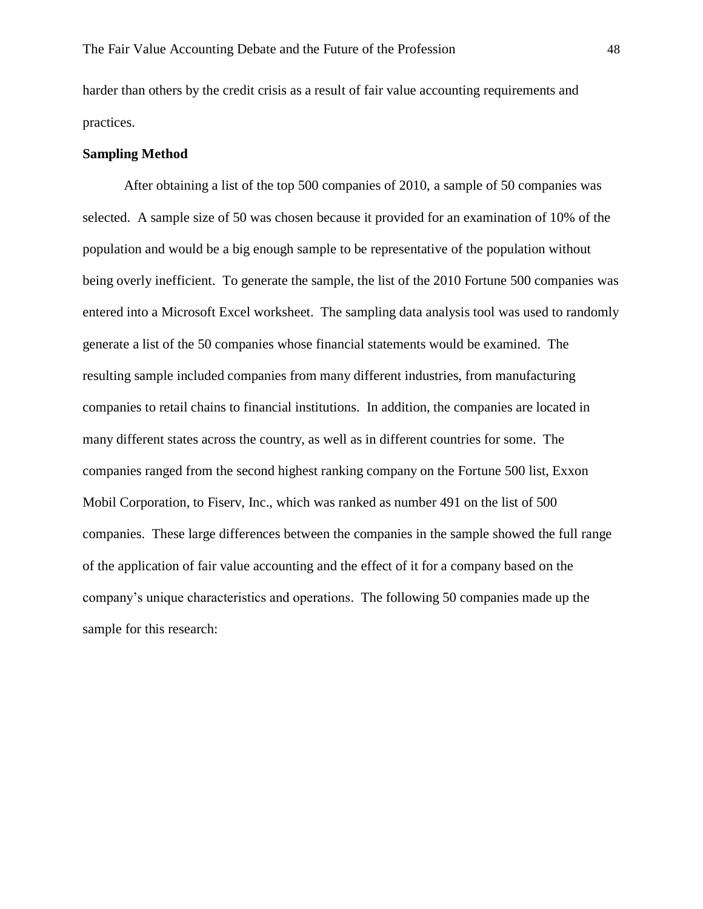harder than others by the credit crisis as a result of fair value accounting requirements and practices.

**Sampling Method**

After obtaining a list of the top 500 companies of 2010, a sample of 50 companies was selected. A sample size of 50 was chosen because it provided for an examination of 10% of the population and would be a big enough sample to be representative of the population without being overly inefficient. To generate the sample, the list of the 2010 Fortune 500 companies was entered into a Microsoft Excel worksheet. The sampling data analysis tool was used to randomly generate a list of the 50 companies whose financial statements would be examined. The resulting sample included companies from many different industries, from manufacturing companies to retail chains to financial institutions. In addition, the companies are located in many different states across the country, as well as in different countries for some. The companies ranged from the second highest ranking company on the Fortune 500 list, Exxon Mobil Corporation, to Fiserv, Inc., which was ranked as number 491 on the list of 500 companies. These large differences between the companies in the sample showed the full range of the application of fair value accounting and the effect of it for a company based on the company's unique characteristics and operations. The following 50 companies made up the sample for this research: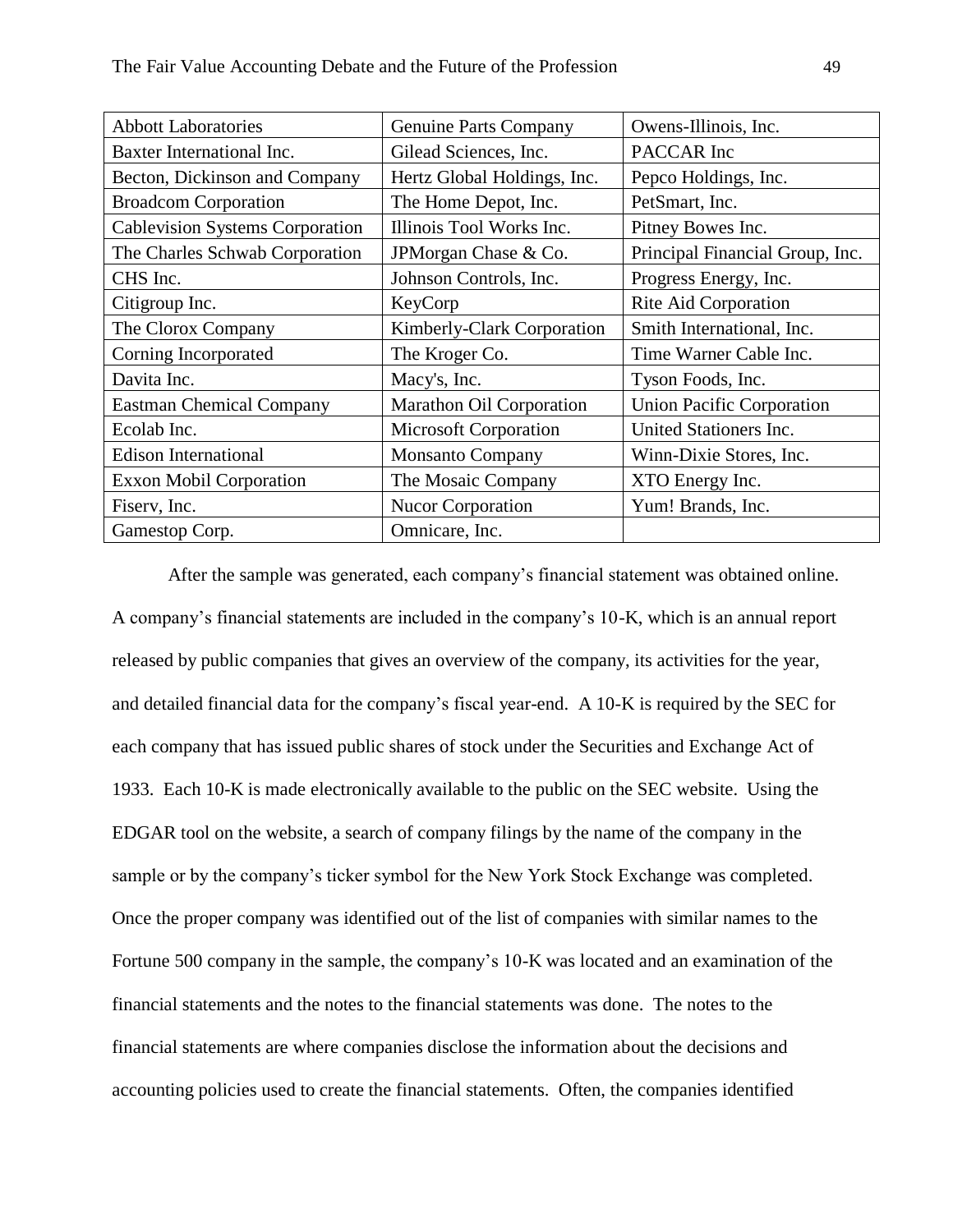| Abbott Laboratories | Genuine Parts Company | Owens-Illinois, Inc. |
|---|---|---|
| Baxter International Inc. | Gilead Sciences, Inc. | PACCAR Inc |
| Becton, Dickinson and Company | Hertz Global Holdings, Inc. | Pepco Holdings, Inc. |
| Broadcom Corporation | The Home Depot, Inc. | PetSmart, Inc. |
| Cablevision Systems Corporation | Illinois Tool Works Inc. | Pitney Bowes Inc. |
| The Charles Schwab Corporation | JPMorgan Chase & Co. | Principal Financial Group, Inc. |
| CHS Inc. | Johnson Controls, Inc. | Progress Energy, Inc. |
| Citigroup Inc. | KeyCorp | Rite Aid Corporation |
| The Clorox Company | Kimberly-Clark Corporation | Smith International, Inc. |
| Corning Incorporated | The Kroger Co. | Time Warner Cable Inc. |
| Davita Inc. | Macy's, Inc. | Tyson Foods, Inc. |
| Eastman Chemical Company | Marathon Oil Corporation | Union Pacific Corporation |
| Ecolab Inc. | Microsoft Corporation | United Stationers Inc. |
| Edison International | Monsanto Company | Winn-Dixie Stores, Inc. |
| Exxon Mobil Corporation | The Mosaic Company | XTO Energy Inc. |
| Fiserv, Inc. | Nucor Corporation | Yum! Brands, Inc. |
| Gamestop Corp. | Omnicare, Inc. | |

After the sample was generated, each company's financial statement was obtained online. A company's financial statements are included in the company's 10-K, which is an annual report released by public companies that gives an overview of the company, its activities for the year, and detailed financial data for the company's fiscal year-end. A 10-K is required by the SEC for each company that has issued public shares of stock under the Securities and Exchange Act of 1933. Each 10-K is made electronically available to the public on the SEC website. Using the EDGAR tool on the website, a search of company filings by the name of the company in the sample or by the company's ticker symbol for the New York Stock Exchange was completed. Once the proper company was identified out of the list of companies with similar names to the Fortune 500 company in the sample, the company's 10-K was located and an examination of the financial statements and the notes to the financial statements was done. The notes to the financial statements are where companies disclose the information about the decisions and accounting policies used to create the financial statements. Often, the companies identified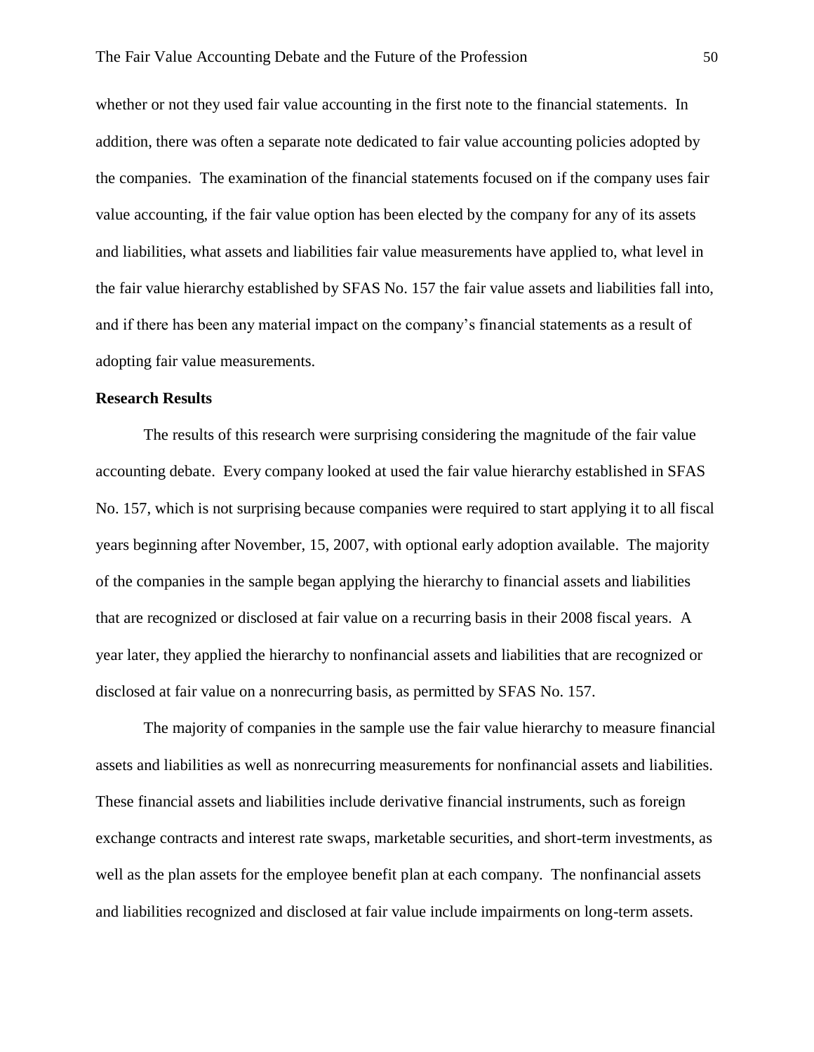whether or not they used fair value accounting in the first note to the financial statements. In addition, there was often a separate note dedicated to fair value accounting policies adopted by the companies. The examination of the financial statements focused on if the company uses fair value accounting, if the fair value option has been elected by the company for any of its assets and liabilities, what assets and liabilities fair value measurements have applied to, what level in the fair value hierarchy established by SFAS No. 157 the fair value assets and liabilities fall into, and if there has been any material impact on the company's financial statements as a result of adopting fair value measurements.

**Research Results**

The results of this research were surprising considering the magnitude of the fair value accounting debate. Every company looked at used the fair value hierarchy established in SFAS No. 157, which is not surprising because companies were required to start applying it to all fiscal years beginning after November, 15, 2007, with optional early adoption available. The majority of the companies in the sample began applying the hierarchy to financial assets and liabilities that are recognized or disclosed at fair value on a recurring basis in their 2008 fiscal years. A year later, they applied the hierarchy to nonfinancial assets and liabilities that are recognized or disclosed at fair value on a nonrecurring basis, as permitted by SFAS No. 157.

The majority of companies in the sample use the fair value hierarchy to measure financial assets and liabilities as well as nonrecurring measurements for nonfinancial assets and liabilities. These financial assets and liabilities include derivative financial instruments, such as foreign exchange contracts and interest rate swaps, marketable securities, and short-term investments, as well as the plan assets for the employee benefit plan at each company. The nonfinancial assets and liabilities recognized and disclosed at fair value include impairments on long-term assets.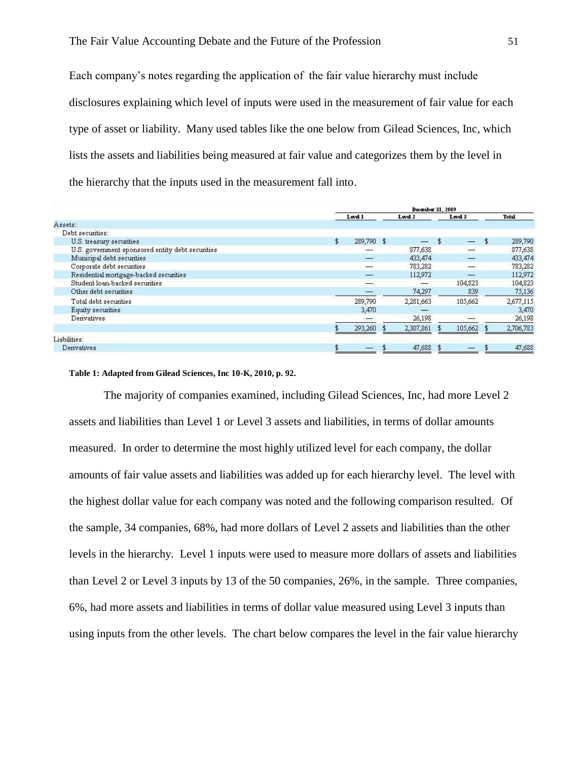Each company's notes regarding the application of the fair value hierarchy must include disclosures explaining which level of inputs were used in the measurement of fair value for each type of asset or liability. Many used tables like the one below from Gilead Sciences, Inc, which lists the assets and liabilities being measured at fair value and categorizes them by the level in the hierarchy that the inputs used in the measurement fall into.

| | December 31, 2009 | | | |
|---|---|---|---|---|
| | Level 1 | Level 2 | Level 3 | Total |
| Assets: | | | | |
| Debt securities: | | | | |
| U.S. treasury securities | $ 289,790 | $ — | $ — | $ 289,790 |
| U.S. government sponsored entity debt securities | — | 877,638 | — | 877,638 |
| Municipal debt securities | — | 433,474 | — | 433,474 |
| Corporate debt securities | — | 783,282 | — | 783,282 |
| Residential mortgage-backed securities | — | 112,972 | — | 112,972 |
| Student loan-backed securities | — | — | 104,823 | 104,823 |
| Other debt securities | — | 74,297 | 839 | 75,136 |
| Total debt securities | 289,790 | 2,281,663 | 105,662 | 2,677,115 |
| Equity securities | 3,470 | — | | 3,470 |
| Derivatives | — | 26,198 | — | 26,198 |
| | $ 293,260 | $ 2,307,861 | $ 105,662 | $ 2,706,783 |
| Liabilities: | | | | |
| Derivatives | $ — | $ 47,688 | $ — | $ 47,688 |

**Table 1: Adapted from Gilead Sciences, Inc 10-K, 2010, p. 92.**

The majority of companies examined, including Gilead Sciences, Inc, had more Level 2 assets and liabilities than Level 1 or Level 3 assets and liabilities, in terms of dollar amounts measured. In order to determine the most highly utilized level for each company, the dollar amounts of fair value assets and liabilities was added up for each hierarchy level. The level with the highest dollar value for each company was noted and the following comparison resulted. Of the sample, 34 companies, 68%, had more dollars of Level 2 assets and liabilities than the other levels in the hierarchy. Level 1 inputs were used to measure more dollars of assets and liabilities than Level 2 or Level 3 inputs by 13 of the 50 companies, 26%, in the sample. Three companies, 6%, had more assets and liabilities in terms of dollar value measured using Level 3 inputs than using inputs from the other levels. The chart below compares the level in the fair value hierarchy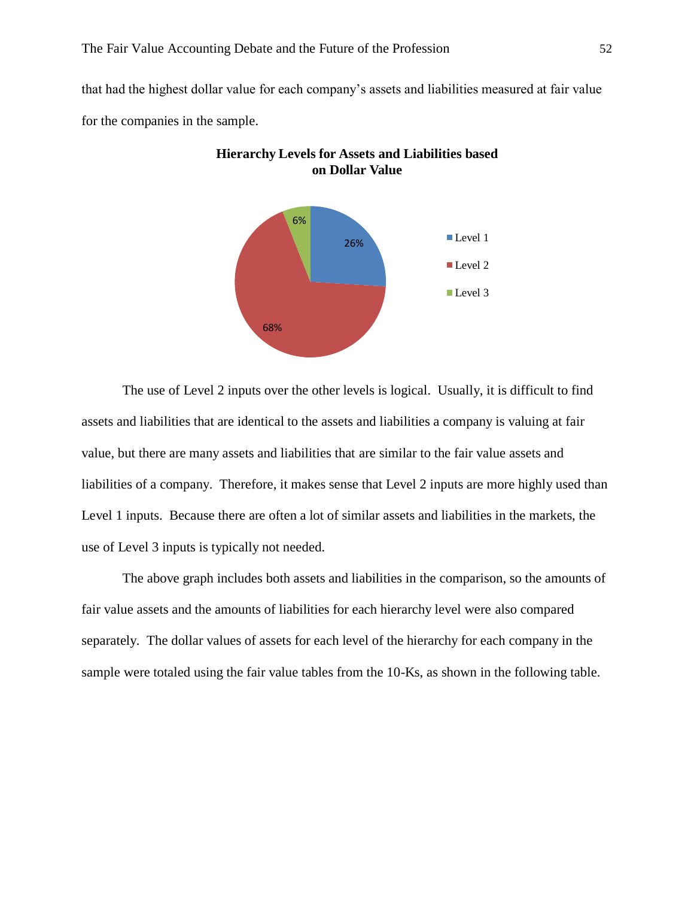that had the highest dollar value for each company's assets and liabilities measured at fair value for the companies in the sample.

**Hierarchy Levels for Assets and Liabilities based on Dollar Value**

| Level | Percentage |
|---|---|
| Level 1 | 26% |
| Level 2 | 68% |
| Level 3 | 6% |

The use of Level 2 inputs over the other levels is logical. Usually, it is difficult to find assets and liabilities that are identical to the assets and liabilities a company is valuing at fair value, but there are many assets and liabilities that are similar to the fair value assets and liabilities of a company. Therefore, it makes sense that Level 2 inputs are more highly used than Level 1 inputs. Because there are often a lot of similar assets and liabilities in the markets, the use of Level 3 inputs is typically not needed.

The above graph includes both assets and liabilities in the comparison, so the amounts of fair value assets and the amounts of liabilities for each hierarchy level were also compared separately. The dollar values of assets for each level of the hierarchy for each company in the sample were totaled using the fair value tables from the 10-Ks, as shown in the following table.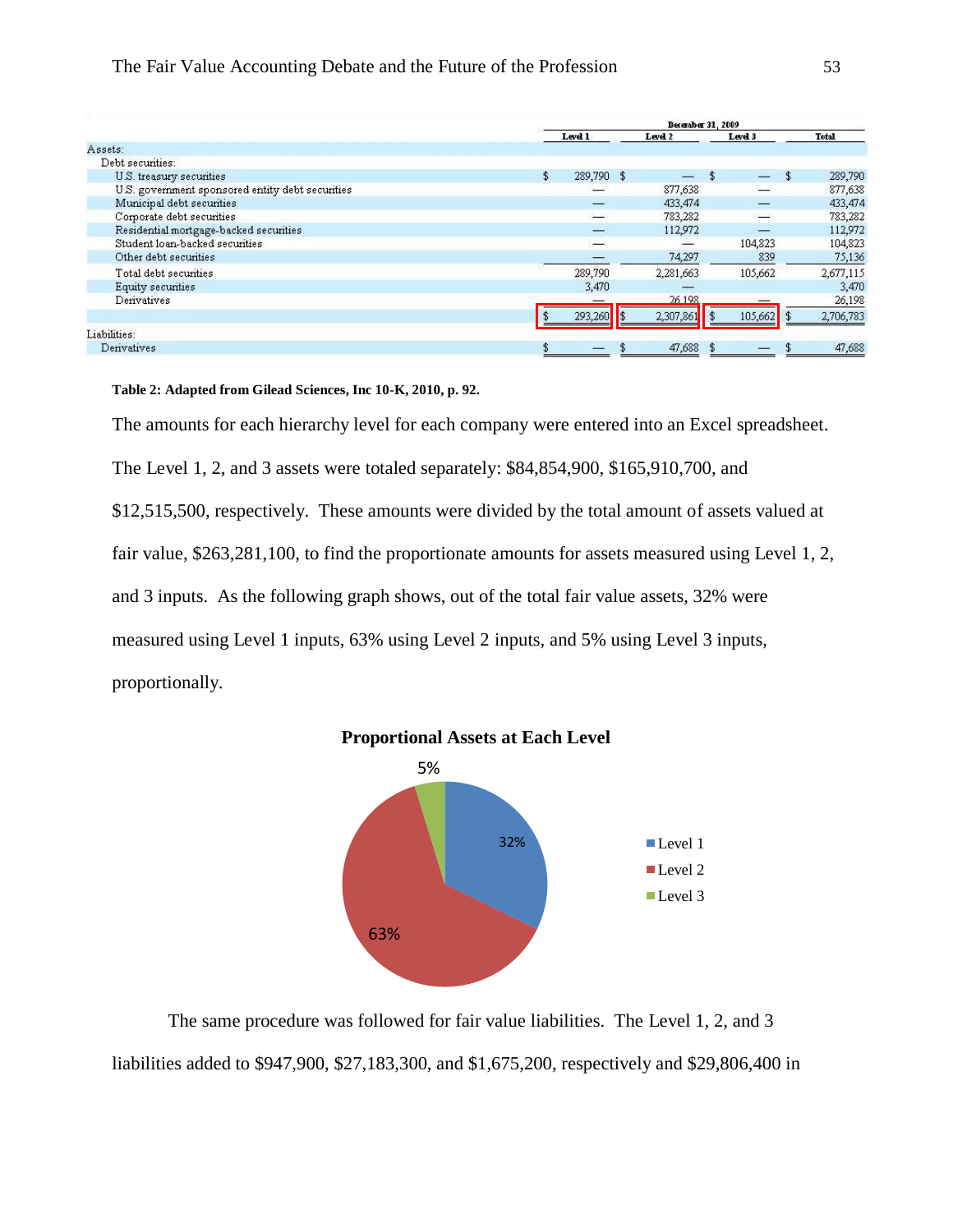| | December 31, 2009 | | | |
|---|---|---|---|---|
| | Level 1 | Level 2 | Level 3 | Total |
| Assets: | | | | |
| Debt securities: | | | | |
| U.S. treasury securities | $ 289,790 | $ — | $ — | $ 289,790 |
| U.S. government sponsored entity debt securities | — | 877,638 | — | 877,638 |
| Municipal debt securities | — | 433,474 | — | 433,474 |
| Corporate debt securities | — | 783,282 | — | 783,282 |
| Residential mortgage-backed securities | — | 112,972 | — | 112,972 |
| Student loan-backed securities | — | — | 104,823 | 104,823 |
| Other debt securities | — | 74,297 | 839 | 75,136 |
| Total debt securities | 289,790 | 2,281,663 | 105,662 | 2,677,115 |
| Equity securities | 3,470 | — | | 3,470 |
| Derivatives | — | 26,198 | — | 26,198 |
| | $ 293,260 | $ 2,307,861 | $ 105,662 | $ 2,706,783 |
| Liabilities: | | | | |
| Derivatives | $ — | $ 47,688 | $ — | $ 47,688 |

**Table 2: Adapted from Gilead Sciences, Inc 10-K, 2010, p. 92.**

The amounts for each hierarchy level for each company were entered into an Excel spreadsheet. The Level 1, 2, and 3 assets were totaled separately: $84,854,900, $165,910,700, and $12,515,500, respectively. These amounts were divided by the total amount of assets valued at fair value, $263,281,100, to find the proportionate amounts for assets measured using Level 1, 2, and 3 inputs. As the following graph shows, out of the total fair value assets, 32% were measured using Level 1 inputs, 63% using Level 2 inputs, and 5% using Level 3 inputs, proportionally.

**Proportional Assets at Each Level**

| Level | Proportion |
|---|---|
| Level 1 | 32% |
| Level 2 | 63% |
| Level 3 | 5% |

The same procedure was followed for fair value liabilities. The Level 1, 2, and 3 liabilities added to $947,900, $27,183,300, and $1,675,200, respectively and $29,806,400 in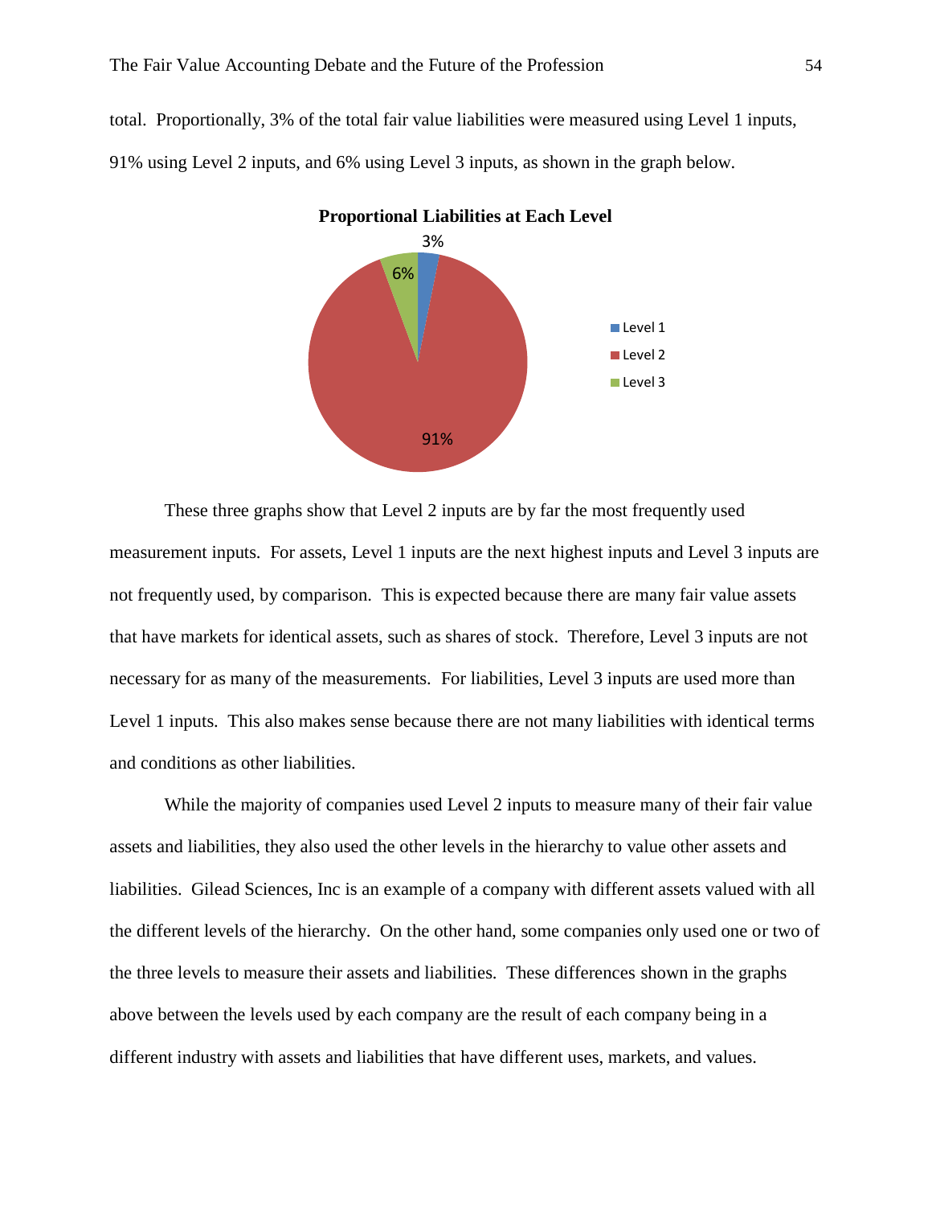total. Proportionally, 3% of the total fair value liabilities were measured using Level 1 inputs, 91% using Level 2 inputs, and 6% using Level 3 inputs, as shown in the graph below.

**Proportional Liabilities at Each Level**

These three graphs show that Level 2 inputs are by far the most frequently used measurement inputs. For assets, Level 1 inputs are the next highest inputs and Level 3 inputs are not frequently used, by comparison. This is expected because there are many fair value assets that have markets for identical assets, such as shares of stock. Therefore, Level 3 inputs are not necessary for as many of the measurements. For liabilities, Level 3 inputs are used more than Level 1 inputs. This also makes sense because there are not many liabilities with identical terms and conditions as other liabilities.

While the majority of companies used Level 2 inputs to measure many of their fair value assets and liabilities, they also used the other levels in the hierarchy to value other assets and liabilities. Gilead Sciences, Inc is an example of a company with different assets valued with all the different levels of the hierarchy. On the other hand, some companies only used one or two of the three levels to measure their assets and liabilities. These differences shown in the graphs above between the levels used by each company are the result of each company being in a different industry with assets and liabilities that have different uses, markets, and values.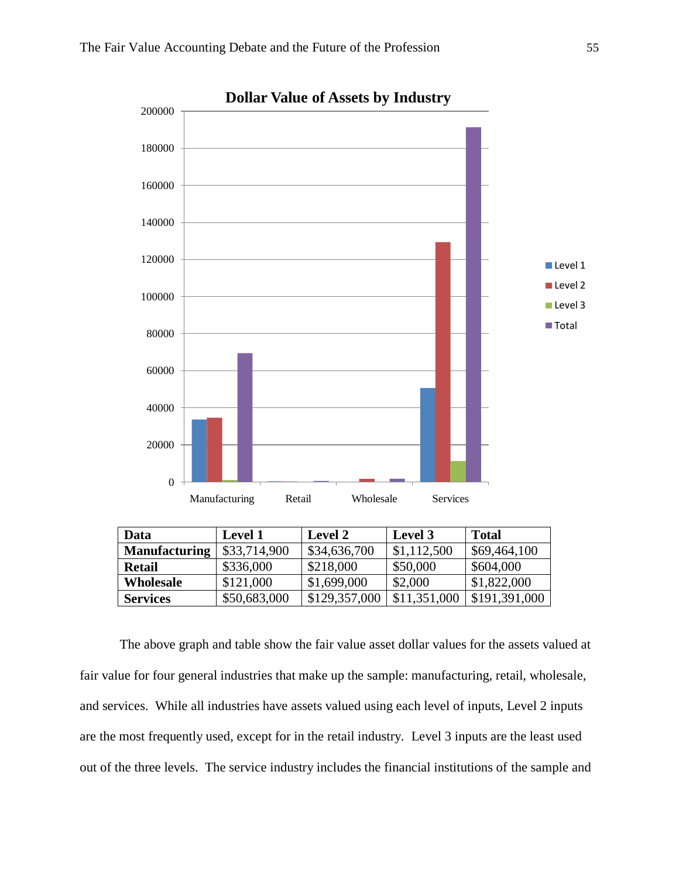**Dollar Value of Assets by Industry**

| Data | Level 1 | Level 2 | Level 3 | Total |
|---|---|---|---|---|
| **Manufacturing** | $33,714,900 | $34,636,700 | $1,112,500 | $69,464,100 |
| **Retail** | $336,000 | $218,000 | $50,000 | $604,000 |
| **Wholesale** | $121,000 | $1,699,000 | $2,000 | $1,822,000 |
| **Services** | $50,683,000 | $129,357,000 | $11,351,000 | $191,391,000 |

The above graph and table show the fair value asset dollar values for the assets valued at fair value for four general industries that make up the sample: manufacturing, retail, wholesale, and services. While all industries have assets valued using each level of inputs, Level 2 inputs are the most frequently used, except for in the retail industry. Level 3 inputs are the least used out of the three levels. The service industry includes the financial institutions of the sample and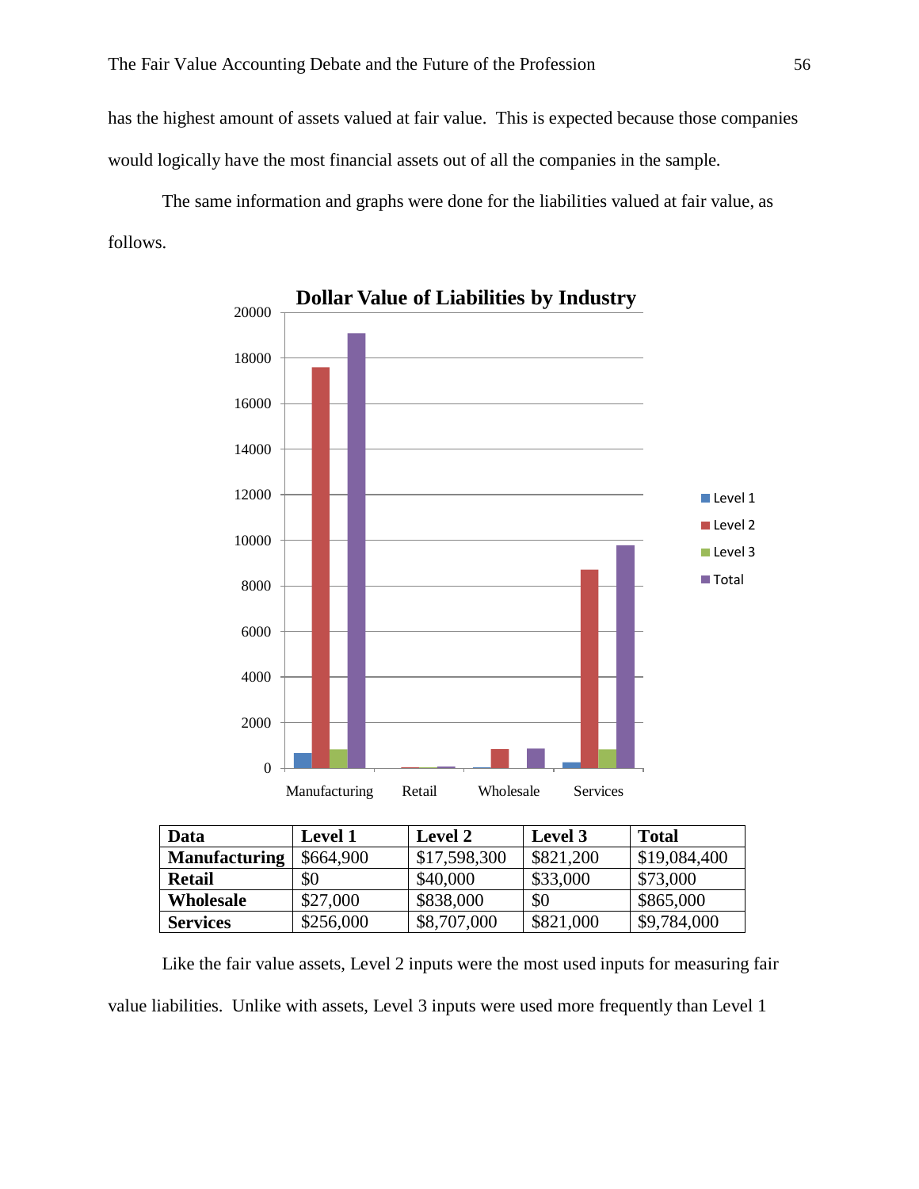has the highest amount of assets valued at fair value. This is expected because those companies would logically have the most financial assets out of all the companies in the sample.

The same information and graphs were done for the liabilities valued at fair value, as follows.

| Data | Level 1 | Level 2 | Level 3 | Total |
|---|---|---|---|---|
| **Manufacturing** | $664,900 | $17,598,300 | $821,200 | $19,084,400 |
| **Retail** | $0 | $40,000 | $33,000 | $73,000 |
| **Wholesale** | $27,000 | $838,000 | $0 | $865,000 |
| **Services** | $256,000 | $8,707,000 | $821,000 | $9,784,000 |

Like the fair value assets, Level 2 inputs were the most used inputs for measuring fair value liabilities. Unlike with assets, Level 3 inputs were used more frequently than Level 1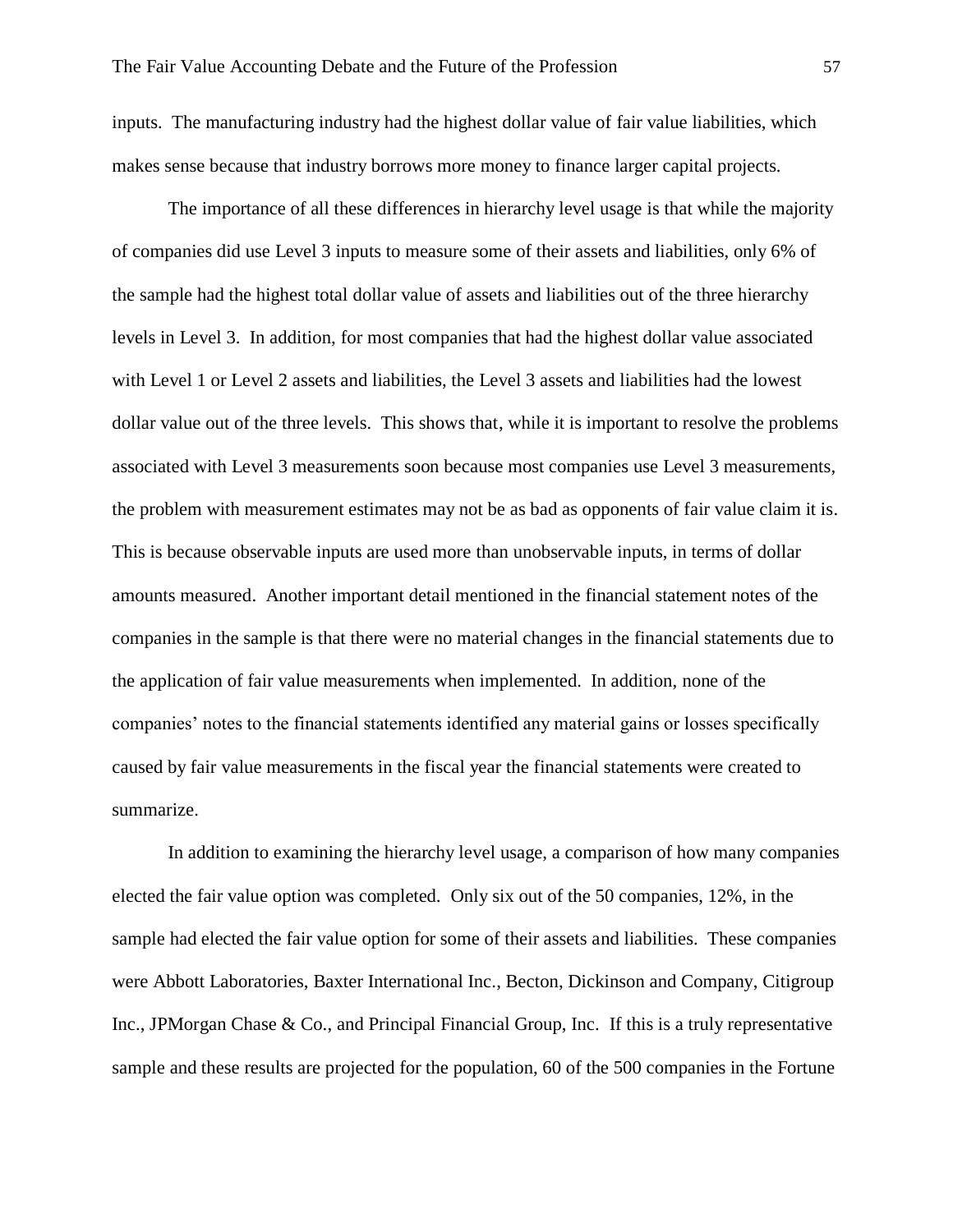inputs. The manufacturing industry had the highest dollar value of fair value liabilities, which makes sense because that industry borrows more money to finance larger capital projects.

The importance of all these differences in hierarchy level usage is that while the majority of companies did use Level 3 inputs to measure some of their assets and liabilities, only 6% of the sample had the highest total dollar value of assets and liabilities out of the three hierarchy levels in Level 3. In addition, for most companies that had the highest dollar value associated with Level 1 or Level 2 assets and liabilities, the Level 3 assets and liabilities had the lowest dollar value out of the three levels. This shows that, while it is important to resolve the problems associated with Level 3 measurements soon because most companies use Level 3 measurements, the problem with measurement estimates may not be as bad as opponents of fair value claim it is. This is because observable inputs are used more than unobservable inputs, in terms of dollar amounts measured. Another important detail mentioned in the financial statement notes of the companies in the sample is that there were no material changes in the financial statements due to the application of fair value measurements when implemented. In addition, none of the companies' notes to the financial statements identified any material gains or losses specifically caused by fair value measurements in the fiscal year the financial statements were created to summarize.

In addition to examining the hierarchy level usage, a comparison of how many companies elected the fair value option was completed. Only six out of the 50 companies, 12%, in the sample had elected the fair value option for some of their assets and liabilities. These companies were Abbott Laboratories, Baxter International Inc., Becton, Dickinson and Company, Citigroup Inc., JPMorgan Chase & Co., and Principal Financial Group, Inc. If this is a truly representative sample and these results are projected for the population, 60 of the 500 companies in the Fortune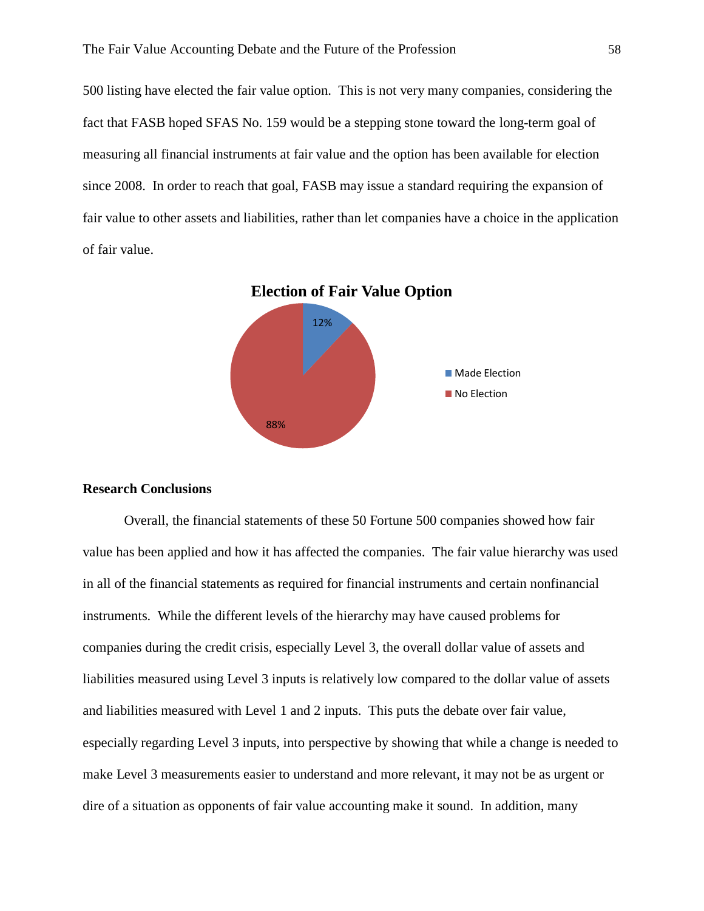500 listing have elected the fair value option. This is not very many companies, considering the fact that FASB hoped SFAS No. 159 would be a stepping stone toward the long-term goal of measuring all financial instruments at fair value and the option has been available for election since 2008. In order to reach that goal, FASB may issue a standard requiring the expansion of fair value to other assets and liabilities, rather than let companies have a choice in the application of fair value.

**Election of Fair Value Option**

| | Percentage |
|---|---|
| Made Election | 12% |
| No Election | 88% |

**Research Conclusions**

Overall, the financial statements of these 50 Fortune 500 companies showed how fair value has been applied and how it has affected the companies. The fair value hierarchy was used in all of the financial statements as required for financial instruments and certain nonfinancial instruments. While the different levels of the hierarchy may have caused problems for companies during the credit crisis, especially Level 3, the overall dollar value of assets and liabilities measured using Level 3 inputs is relatively low compared to the dollar value of assets and liabilities measured with Level 1 and 2 inputs. This puts the debate over fair value, especially regarding Level 3 inputs, into perspective by showing that while a change is needed to make Level 3 measurements easier to understand and more relevant, it may not be as urgent or dire of a situation as opponents of fair value accounting make it sound. In addition, many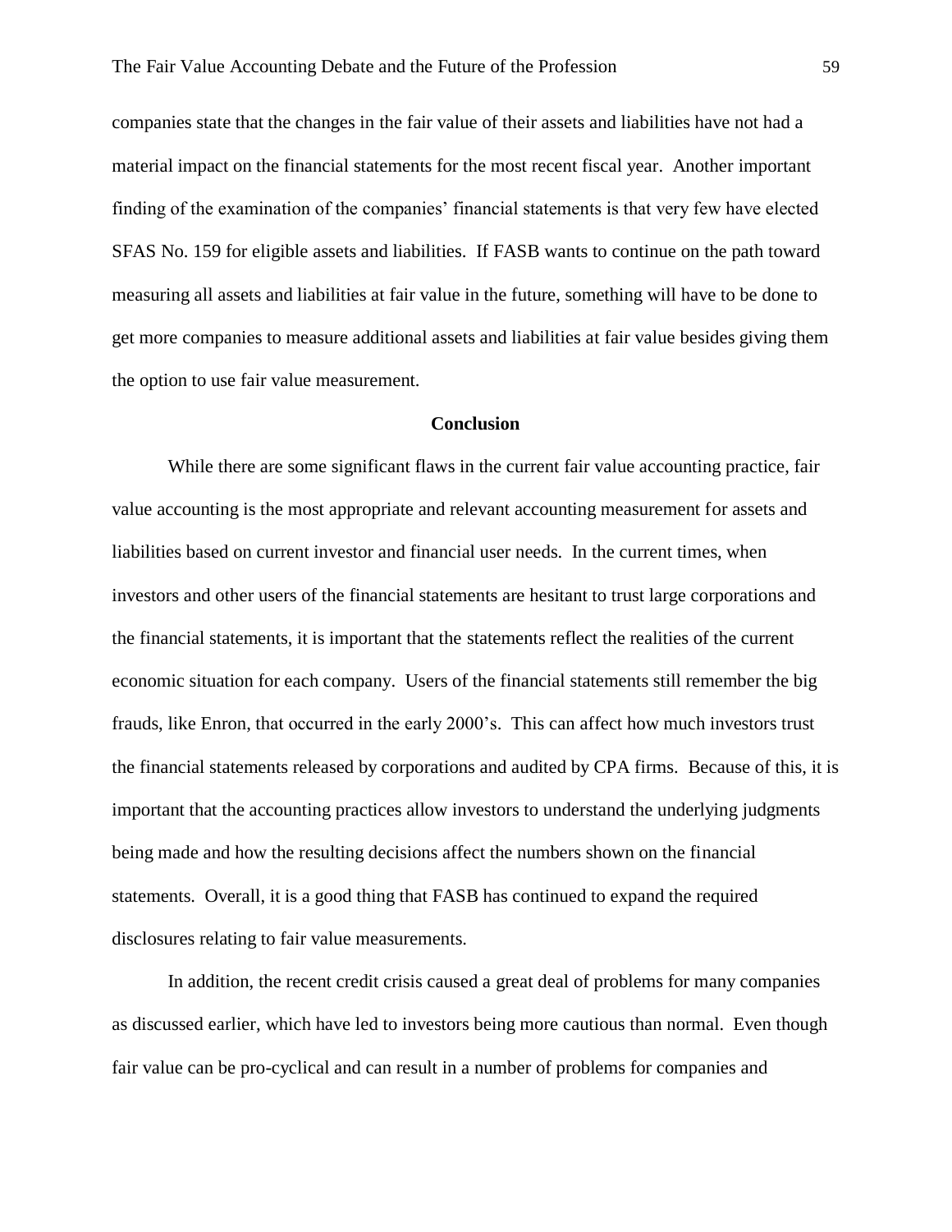companies state that the changes in the fair value of their assets and liabilities have not had a material impact on the financial statements for the most recent fiscal year. Another important finding of the examination of the companies' financial statements is that very few have elected SFAS No. 159 for eligible assets and liabilities. If FASB wants to continue on the path toward measuring all assets and liabilities at fair value in the future, something will have to be done to get more companies to measure additional assets and liabilities at fair value besides giving them the option to use fair value measurement.

## Conclusion

While there are some significant flaws in the current fair value accounting practice, fair value accounting is the most appropriate and relevant accounting measurement for assets and liabilities based on current investor and financial user needs. In the current times, when investors and other users of the financial statements are hesitant to trust large corporations and the financial statements, it is important that the statements reflect the realities of the current economic situation for each company. Users of the financial statements still remember the big frauds, like Enron, that occurred in the early 2000's. This can affect how much investors trust the financial statements released by corporations and audited by CPA firms. Because of this, it is important that the accounting practices allow investors to understand the underlying judgments being made and how the resulting decisions affect the numbers shown on the financial statements. Overall, it is a good thing that FASB has continued to expand the required disclosures relating to fair value measurements.

In addition, the recent credit crisis caused a great deal of problems for many companies as discussed earlier, which have led to investors being more cautious than normal. Even though fair value can be pro-cyclical and can result in a number of problems for companies and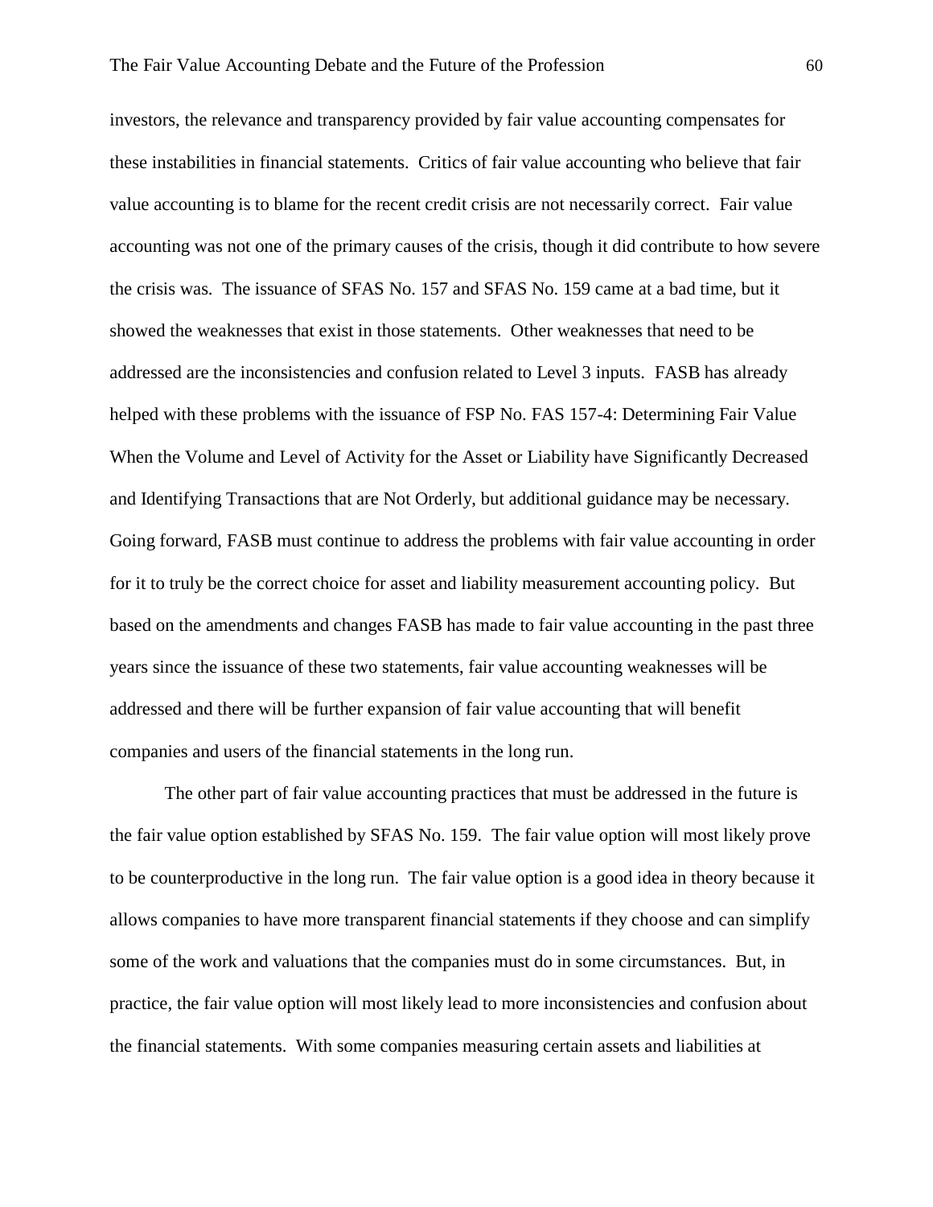investors, the relevance and transparency provided by fair value accounting compensates for these instabilities in financial statements. Critics of fair value accounting who believe that fair value accounting is to blame for the recent credit crisis are not necessarily correct. Fair value accounting was not one of the primary causes of the crisis, though it did contribute to how severe the crisis was. The issuance of SFAS No. 157 and SFAS No. 159 came at a bad time, but it showed the weaknesses that exist in those statements. Other weaknesses that need to be addressed are the inconsistencies and confusion related to Level 3 inputs. FASB has already helped with these problems with the issuance of FSP No. FAS 157-4: Determining Fair Value When the Volume and Level of Activity for the Asset or Liability have Significantly Decreased and Identifying Transactions that are Not Orderly, but additional guidance may be necessary. Going forward, FASB must continue to address the problems with fair value accounting in order for it to truly be the correct choice for asset and liability measurement accounting policy. But based on the amendments and changes FASB has made to fair value accounting in the past three years since the issuance of these two statements, fair value accounting weaknesses will be addressed and there will be further expansion of fair value accounting that will benefit companies and users of the financial statements in the long run.

The other part of fair value accounting practices that must be addressed in the future is the fair value option established by SFAS No. 159. The fair value option will most likely prove to be counterproductive in the long run. The fair value option is a good idea in theory because it allows companies to have more transparent financial statements if they choose and can simplify some of the work and valuations that the companies must do in some circumstances. But, in practice, the fair value option will most likely lead to more inconsistencies and confusion about the financial statements. With some companies measuring certain assets and liabilities at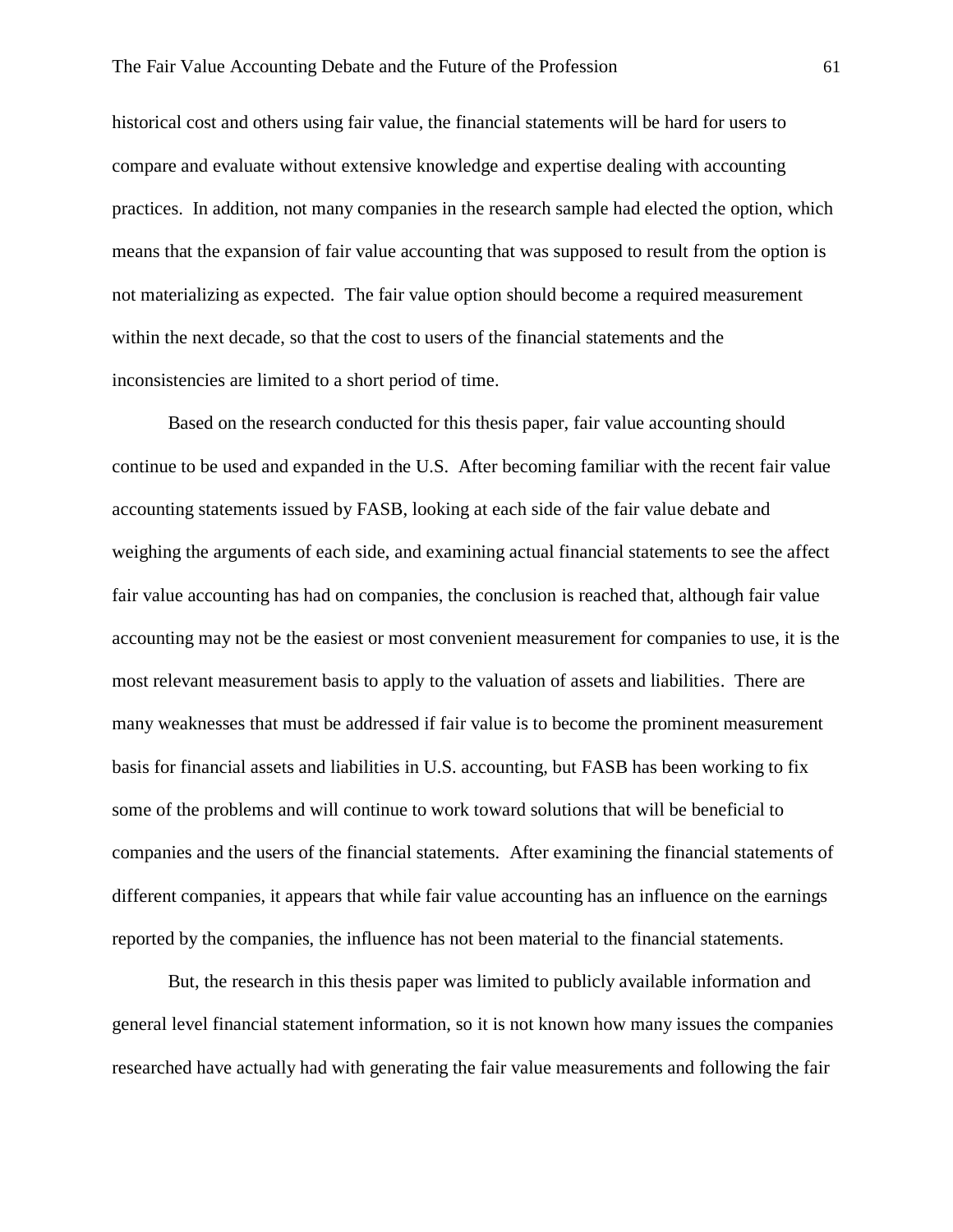historical cost and others using fair value, the financial statements will be hard for users to compare and evaluate without extensive knowledge and expertise dealing with accounting practices. In addition, not many companies in the research sample had elected the option, which means that the expansion of fair value accounting that was supposed to result from the option is not materializing as expected. The fair value option should become a required measurement within the next decade, so that the cost to users of the financial statements and the inconsistencies are limited to a short period of time.

Based on the research conducted for this thesis paper, fair value accounting should continue to be used and expanded in the U.S. After becoming familiar with the recent fair value accounting statements issued by FASB, looking at each side of the fair value debate and weighing the arguments of each side, and examining actual financial statements to see the affect fair value accounting has had on companies, the conclusion is reached that, although fair value accounting may not be the easiest or most convenient measurement for companies to use, it is the most relevant measurement basis to apply to the valuation of assets and liabilities. There are many weaknesses that must be addressed if fair value is to become the prominent measurement basis for financial assets and liabilities in U.S. accounting, but FASB has been working to fix some of the problems and will continue to work toward solutions that will be beneficial to companies and the users of the financial statements. After examining the financial statements of different companies, it appears that while fair value accounting has an influence on the earnings reported by the companies, the influence has not been material to the financial statements.

But, the research in this thesis paper was limited to publicly available information and general level financial statement information, so it is not known how many issues the companies researched have actually had with generating the fair value measurements and following the fair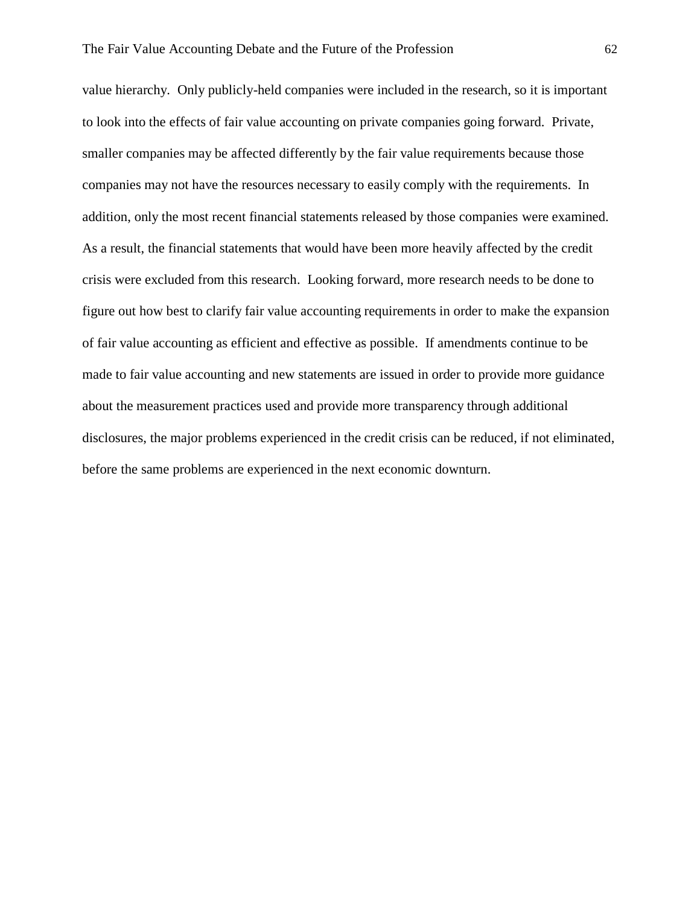value hierarchy. Only publicly-held companies were included in the research, so it is important to look into the effects of fair value accounting on private companies going forward. Private, smaller companies may be affected differently by the fair value requirements because those companies may not have the resources necessary to easily comply with the requirements. In addition, only the most recent financial statements released by those companies were examined. As a result, the financial statements that would have been more heavily affected by the credit crisis were excluded from this research. Looking forward, more research needs to be done to figure out how best to clarify fair value accounting requirements in order to make the expansion of fair value accounting as efficient and effective as possible. If amendments continue to be made to fair value accounting and new statements are issued in order to provide more guidance about the measurement practices used and provide more transparency through additional disclosures, the major problems experienced in the credit crisis can be reduced, if not eliminated, before the same problems are experienced in the next economic downturn.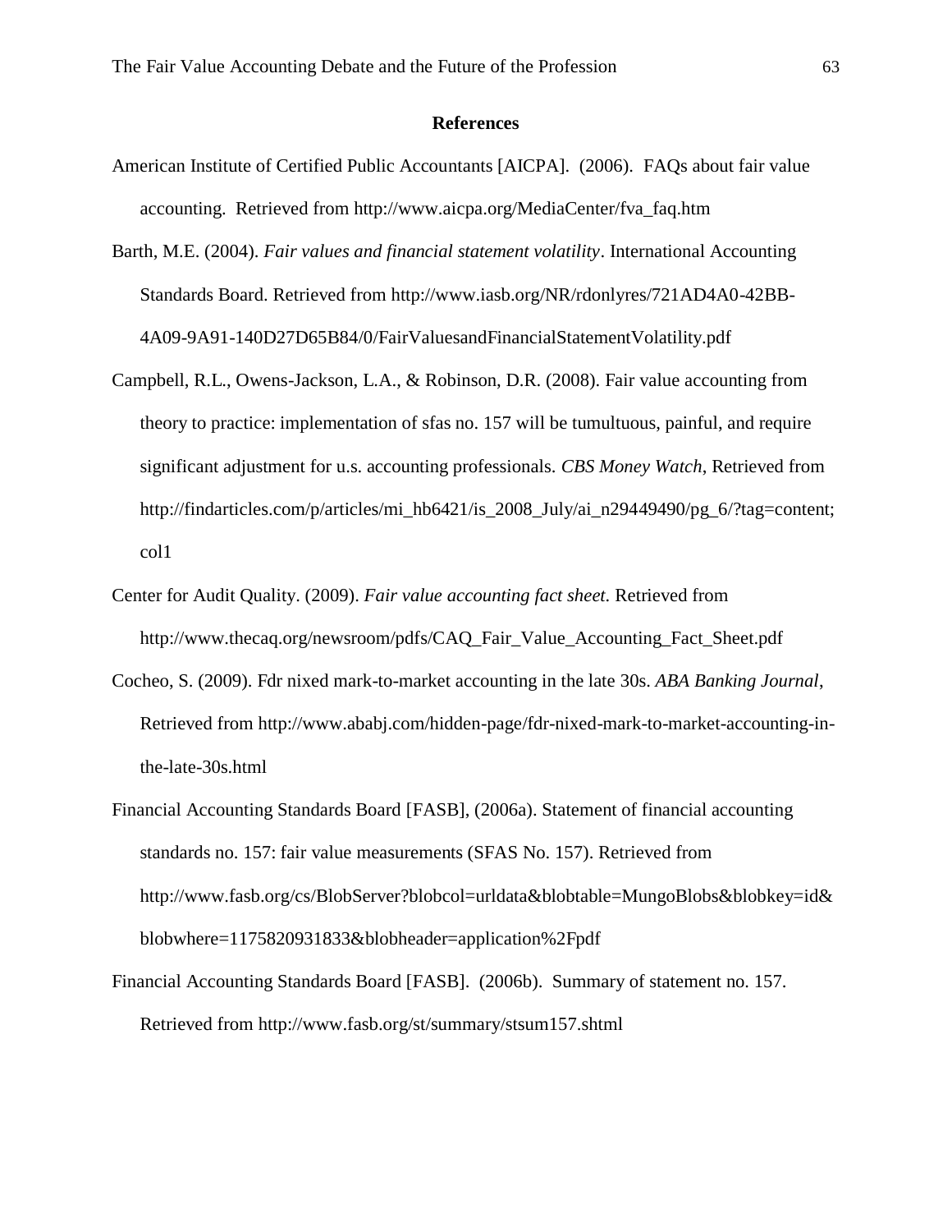## References

American Institute of Certified Public Accountants [AICPA]. (2006). FAQs about fair value accounting. Retrieved from http://www.aicpa.org/MediaCenter/fva_faq.htm

Barth, M.E. (2004). *Fair values and financial statement volatility*. International Accounting Standards Board. Retrieved from http://www.iasb.org/NR/rdonlyres/721AD4A0-42BB-4A09-9A91-140D27D65B84/0/FairValuesandFinancialStatementVolatility.pdf

Campbell, R.L., Owens-Jackson, L.A., & Robinson, D.R. (2008). Fair value accounting from theory to practice: implementation of sfas no. 157 will be tumultuous, painful, and require significant adjustment for u.s. accounting professionals. *CBS Money Watch*, Retrieved from http://findarticles.com/p/articles/mi_hb6421/is_2008_July/ai_n29449490/pg_6/?tag=content;col1

Center for Audit Quality. (2009). *Fair value accounting fact sheet*. Retrieved from http://www.thecaq.org/newsroom/pdfs/CAQ_Fair_Value_Accounting_Fact_Sheet.pdf

Cocheo, S. (2009). Fdr nixed mark-to-market accounting in the late 30s. *ABA Banking Journal*, Retrieved from http://www.ababj.com/hidden-page/fdr-nixed-mark-to-market-accounting-in-the-late-30s.html

Financial Accounting Standards Board [FASB], (2006a). Statement of financial accounting standards no. 157: fair value measurements (SFAS No. 157). Retrieved from http://www.fasb.org/cs/BlobServer?blobcol=urldata&blobtable=MungoBlobs&blobkey=id&blobwhere=1175820931833&blobheader=application%2Fpdf

Financial Accounting Standards Board [FASB]. (2006b). Summary of statement no. 157. Retrieved from http://www.fasb.org/st/summary/stsum157.shtml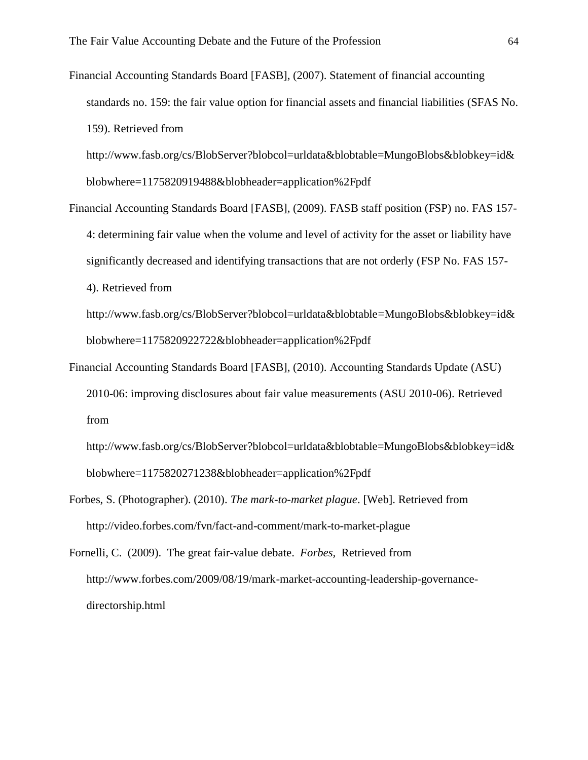Financial Accounting Standards Board [FASB], (2007). Statement of financial accounting standards no. 159: the fair value option for financial assets and financial liabilities (SFAS No. 159). Retrieved from http://www.fasb.org/cs/BlobServer?blobcol=urldata&blobtable=MungoBlobs&blobkey=id&blobwhere=1175820919488&blobheader=application%2Fpdf

Financial Accounting Standards Board [FASB], (2009). FASB staff position (FSP) no. FAS 157-4: determining fair value when the volume and level of activity for the asset or liability have significantly decreased and identifying transactions that are not orderly (FSP No. FAS 157-4). Retrieved from http://www.fasb.org/cs/BlobServer?blobcol=urldata&blobtable=MungoBlobs&blobkey=id&blobwhere=1175820922722&blobheader=application%2Fpdf

Financial Accounting Standards Board [FASB], (2010). Accounting Standards Update (ASU) 2010-06: improving disclosures about fair value measurements (ASU 2010-06). Retrieved from http://www.fasb.org/cs/BlobServer?blobcol=urldata&blobtable=MungoBlobs&blobkey=id&blobwhere=1175820271238&blobheader=application%2Fpdf

Forbes, S. (Photographer). (2010). *The mark-to-market plague*. [Web]. Retrieved from http://video.forbes.com/fvn/fact-and-comment/mark-to-market-plague

Fornelli, C. (2009). The great fair-value debate. *Forbes*, Retrieved from http://www.forbes.com/2009/08/19/mark-market-accounting-leadership-governance-directorship.html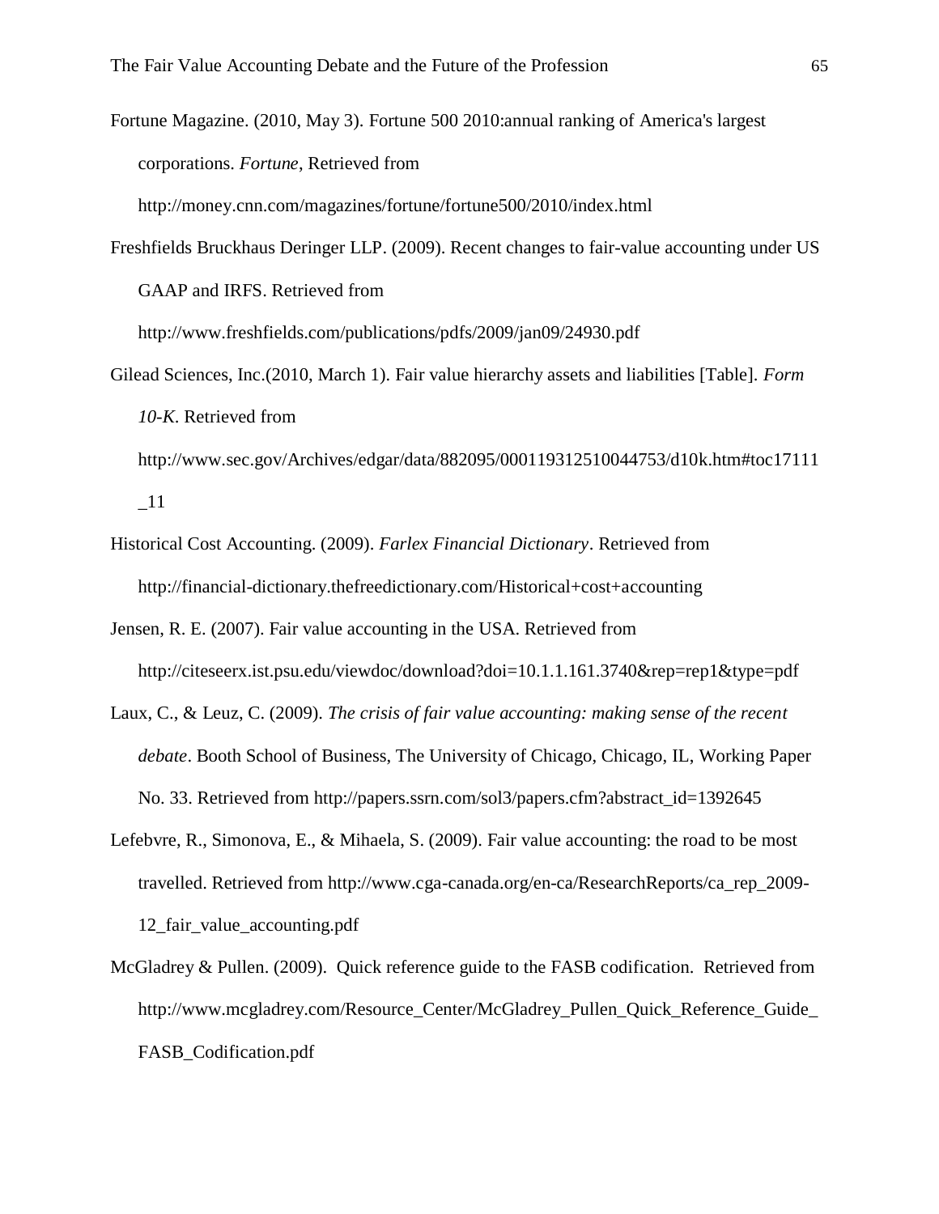Fortune Magazine. (2010, May 3). Fortune 500 2010:annual ranking of America's largest corporations. *Fortune*, Retrieved from http://money.cnn.com/magazines/fortune/fortune500/2010/index.html

Freshfields Bruckhaus Deringer LLP. (2009). Recent changes to fair-value accounting under US GAAP and IRFS. Retrieved from http://www.freshfields.com/publications/pdfs/2009/jan09/24930.pdf

Gilead Sciences, Inc.(2010, March 1). Fair value hierarchy assets and liabilities [Table]. *Form 10-K*. Retrieved from http://www.sec.gov/Archives/edgar/data/882095/000119312510044753/d10k.htm#toc17111_11

Historical Cost Accounting. (2009). *Farlex Financial Dictionary*. Retrieved from http://financial-dictionary.thefreedictionary.com/Historical+cost+accounting

Jensen, R. E. (2007). Fair value accounting in the USA. Retrieved from http://citeseerx.ist.psu.edu/viewdoc/download?doi=10.1.1.161.3740&rep=rep1&type=pdf

Laux, C., & Leuz, C. (2009). *The crisis of fair value accounting: making sense of the recent debate*. Booth School of Business, The University of Chicago, Chicago, IL, Working Paper No. 33. Retrieved from http://papers.ssrn.com/sol3/papers.cfm?abstract_id=1392645

Lefebvre, R., Simonova, E., & Mihaela, S. (2009). Fair value accounting: the road to be most travelled. Retrieved from http://www.cga-canada.org/en-ca/ResearchReports/ca_rep_2009-12_fair_value_accounting.pdf

McGladrey & Pullen. (2009). Quick reference guide to the FASB codification. Retrieved from http://www.mcgladrey.com/Resource_Center/McGladrey_Pullen_Quick_Reference_Guide_FASB_Codification.pdf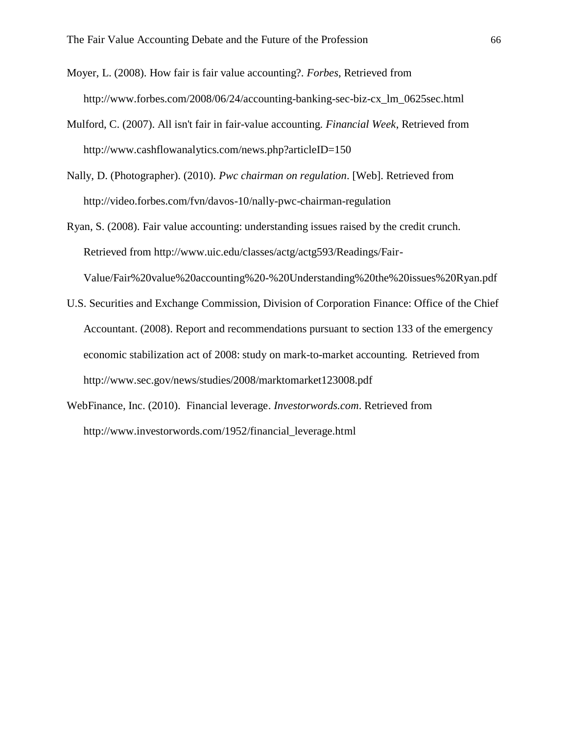Moyer, L. (2008). How fair is fair value accounting?. *Forbes*, Retrieved from http://www.forbes.com/2008/06/24/accounting-banking-sec-biz-cx_lm_0625sec.html

Mulford, C. (2007). All isn't fair in fair-value accounting. *Financial Week*, Retrieved from http://www.cashflowanalytics.com/news.php?articleID=150

Nally, D. (Photographer). (2010). *Pwc chairman on regulation*. [Web]. Retrieved from http://video.forbes.com/fvn/davos-10/nally-pwc-chairman-regulation

Ryan, S. (2008). Fair value accounting: understanding issues raised by the credit crunch. Retrieved from http://www.uic.edu/classes/actg/actg593/Readings/Fair-Value/Fair%20value%20accounting%20-%20Understanding%20the%20issues%20Ryan.pdf

U.S. Securities and Exchange Commission, Division of Corporation Finance: Office of the Chief Accountant. (2008). Report and recommendations pursuant to section 133 of the emergency economic stabilization act of 2008: study on mark-to-market accounting. Retrieved from http://www.sec.gov/news/studies/2008/marktomarket123008.pdf

WebFinance, Inc. (2010). Financial leverage. *Investorwords.com*. Retrieved from http://www.investorwords.com/1952/financial_leverage.html